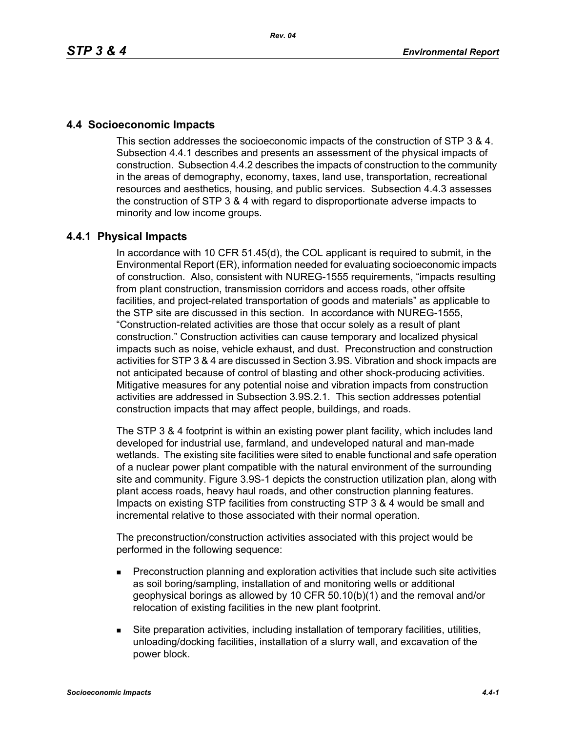## 4.4 Socioeconomic Impacts

This section addresses the socioeconomic impacts of the construction of STP 3 & 4. Subsection 4.4.1 describes and presents an assessment of the physical impacts of construction. Subsection 4.4.2 describes the impacts of construction to the community in the areas of demography, economy, taxes, land use, transportation, recreational resources and aesthetics, housing, and public services. Subsection 4.4.3 assesses the construction of STP 3 & 4 with regard to disproportionate adverse impacts to minority and low income groups.

### 4.4.1 Physical Impacts

In accordance with 10 CFR 51.45(d), the COL applicant is required to submit, in the Environmental Report (ER), information needed for evaluating socioeconomic impacts of construction. Also, consistent with NUREG-1555 requirements, "impacts resulting from plant construction, transmission corridors and access roads, other offsite facilities, and project-related transportation of goods and materials" as applicable to the STP site are discussed in this section. In accordance with NUREG-1555, "Construction-related activities are those that occur solely as a result of plant construction." Construction activities can cause temporary and localized physical impacts such as noise, vehicle exhaust, and dust. Preconstruction and construction activities for STP 3 & 4 are discussed in Section 3.9S. Vibration and shock impacts are not anticipated because of control of blasting and other shock-producing activities. Mitigative measures for any potential noise and vibration impacts from construction activities are addressed in Subsection 3.9S.2.1. This section addresses potential construction impacts that may affect people, buildings, and roads.

The STP 3 & 4 footprint is within an existing power plant facility, which includes land developed for industrial use, farmland, and undeveloped natural and man-made wetlands. The existing site facilities were sited to enable functional and safe operation of a nuclear power plant compatible with the natural environment of the surrounding site and community. Figure 3.9S-1 depicts the construction utilization plan, along with plant access roads, heavy haul roads, and other construction planning features. Impacts on existing STP facilities from constructing STP 3 & 4 would be small and incremental relative to those associated with their normal operation.

The preconstruction/construction activities associated with this project would be performed in the following sequence:

- Preconstruction planning and exploration activities that include such site activities as soil boring/sampling, installation of and monitoring wells or additional geophysical borings as allowed by 10 CFR 50.10(b)(1) and the removal and/or relocation of existing facilities in the new plant footprint.
- Site preparation activities, including installation of temporary facilities, utilities, unloading/docking facilities, installation of a slurry wall, and excavation of the power block.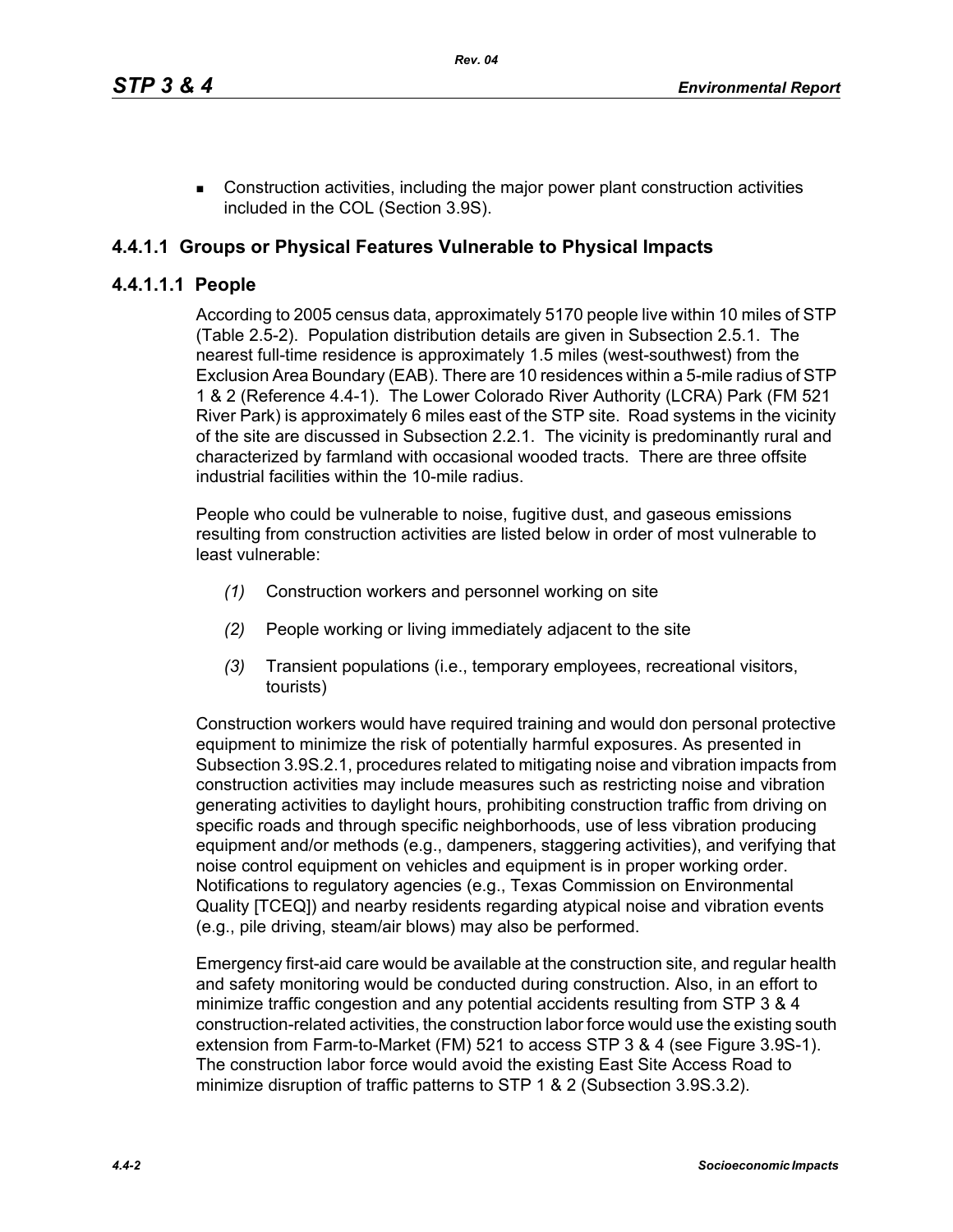- Construction activities, including the major power plant construction activities included in the COL (Section 3.9S).

### 4.4.1.1 Groups or Physical Features Vulnerable to Physical Impacts

#### 4.4.1.1.1 People

According to 2005 census data, approximately 5170 people live within 10 miles of STP (Table 2.5-2). Population distribution details are given in Subsection 2.5.1. The nearest full-time residence is approximately 1.5 miles (west-southwest) from the Exclusion Area Boundary (EAB). There are 10 residences within a 5-mile radius of STP 1 & 2 (Reference 4.4-1). The Lower Colorado River Authority (LCRA) Park (FM 521 River Park) is approximately 6 miles east of the STP site. Road systems in the vicinity of the site are discussed in Subsection 2.2.1. The vicinity is predominantly rural and characterized by farmland with occasional wooded tracts. There are three offsite industrial facilities within the 10-mile radius.

People who could be vulnerable to noise, fugitive dust, and gaseous emissions resulting from construction activities are listed below in order of most vulnerable to least vulnerable:

*(1)* Construction workers and personnel working on site

*(2)* People working or living immediately adjacent to the site

*(3)* Transient populations (i.e., temporary employees, recreational visitors, tourists)

Construction workers would have required training and would don personal protective equipment to minimize the risk of potentially harmful exposures. As presented in Subsection 3.9S.2.1, procedures related to mitigating noise and vibration impacts from construction activities may include measures such as restricting noise and vibration generating activities to daylight hours, prohibiting construction traffic from driving on specific roads and through specific neighborhoods, use of less vibration producing equipment and/or methods (e.g., dampeners, staggering activities), and verifying that noise control equipment on vehicles and equipment is in proper working order. Notifications to regulatory agencies (e.g., Texas Commission on Environmental Quality [TCEQ]) and nearby residents regarding atypical noise and vibration events (e.g., pile driving, steam/air blows) may also be performed.

Emergency first-aid care would be available at the construction site, and regular health and safety monitoring would be conducted during construction. Also, in an effort to minimize traffic congestion and any potential accidents resulting from STP 3 & 4 construction-related activities, the construction labor force would use the existing south extension from Farm-to-Market (FM) 521 to access STP 3 & 4 (see Figure 3.9S-1). The construction labor force would avoid the existing East Site Access Road to minimize disruption of traffic patterns to STP 1 & 2 (Subsection 3.9S.3.2).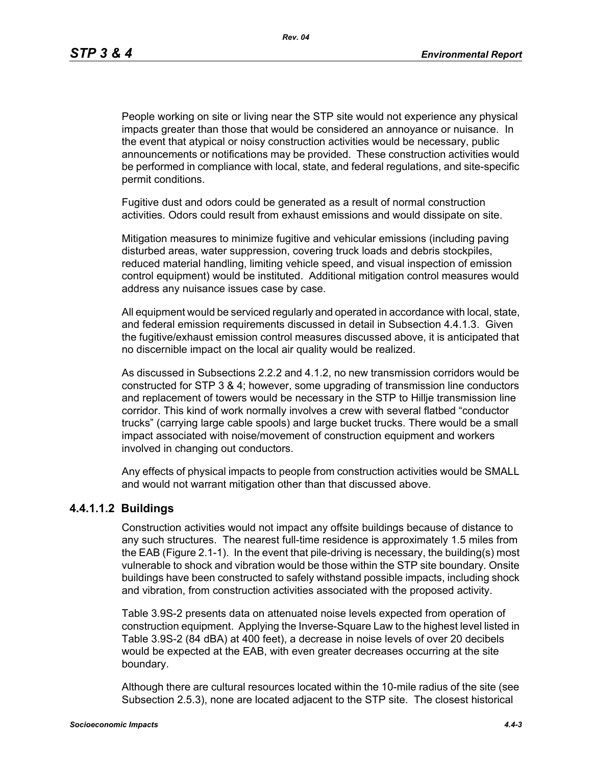People working on site or living near the STP site would not experience any physical impacts greater than those that would be considered an annoyance or nuisance. In the event that atypical or noisy construction activities would be necessary, public announcements or notifications may be provided. These construction activities would be performed in compliance with local, state, and federal regulations, and site-specific permit conditions.

Fugitive dust and odors could be generated as a result of normal construction activities. Odors could result from exhaust emissions and would dissipate on site.

Mitigation measures to minimize fugitive and vehicular emissions (including paving disturbed areas, water suppression, covering truck loads and debris stockpiles, reduced material handling, limiting vehicle speed, and visual inspection of emission control equipment) would be instituted. Additional mitigation control measures would address any nuisance issues case by case.

All equipment would be serviced regularly and operated in accordance with local, state, and federal emission requirements discussed in detail in Subsection 4.4.1.3. Given the fugitive/exhaust emission control measures discussed above, it is anticipated that no discernible impact on the local air quality would be realized.

As discussed in Subsections 2.2.2 and 4.1.2, no new transmission corridors would be constructed for STP 3 & 4; however, some upgrading of transmission line conductors and replacement of towers would be necessary in the STP to Hillje transmission line corridor. This kind of work normally involves a crew with several flatbed "conductor trucks" (carrying large cable spools) and large bucket trucks. There would be a small impact associated with noise/movement of construction equipment and workers involved in changing out conductors.

Any effects of physical impacts to people from construction activities would be SMALL and would not warrant mitigation other than that discussed above.

### 4.4.1.1.2 Buildings

Construction activities would not impact any offsite buildings because of distance to any such structures. The nearest full-time residence is approximately 1.5 miles from the EAB (Figure 2.1-1). In the event that pile-driving is necessary, the building(s) most vulnerable to shock and vibration would be those within the STP site boundary. Onsite buildings have been constructed to safely withstand possible impacts, including shock and vibration, from construction activities associated with the proposed activity.

Table 3.9S-2 presents data on attenuated noise levels expected from operation of construction equipment. Applying the Inverse-Square Law to the highest level listed in Table 3.9S-2 (84 dBA) at 400 feet), a decrease in noise levels of over 20 decibels would be expected at the EAB, with even greater decreases occurring at the site boundary.

Although there are cultural resources located within the 10-mile radius of the site (see Subsection 2.5.3), none are located adjacent to the STP site. The closest historical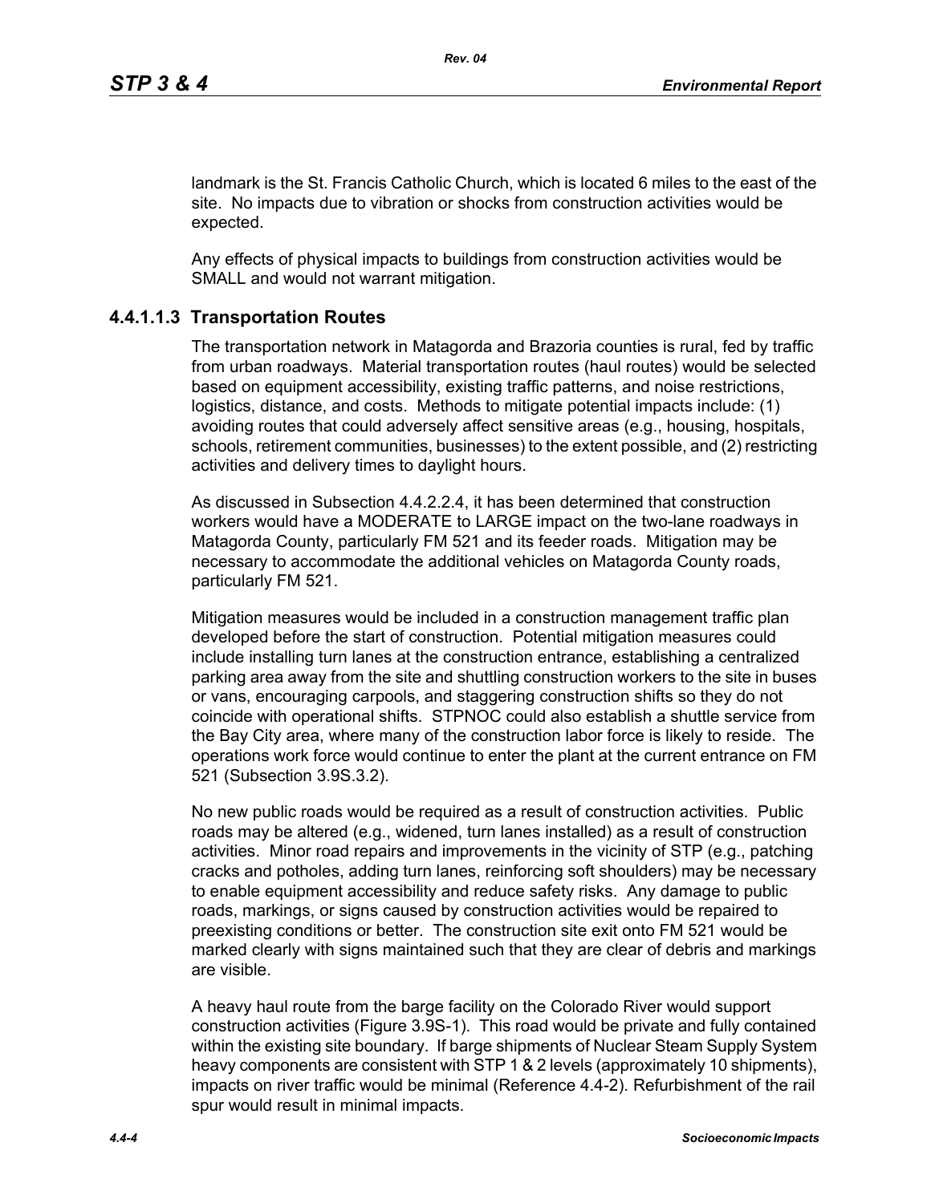landmark is the St. Francis Catholic Church, which is located 6 miles to the east of the site. No impacts due to vibration or shocks from construction activities would be expected.

Any effects of physical impacts to buildings from construction activities would be SMALL and would not warrant mitigation.

### 4.4.1.1.3 Transportation Routes

The transportation network in Matagorda and Brazoria counties is rural, fed by traffic from urban roadways. Material transportation routes (haul routes) would be selected based on equipment accessibility, existing traffic patterns, and noise restrictions, logistics, distance, and costs. Methods to mitigate potential impacts include: (1) avoiding routes that could adversely affect sensitive areas (e.g., housing, hospitals, schools, retirement communities, businesses) to the extent possible, and (2) restricting activities and delivery times to daylight hours.

As discussed in Subsection 4.4.2.2.4, it has been determined that construction workers would have a MODERATE to LARGE impact on the two-lane roadways in Matagorda County, particularly FM 521 and its feeder roads. Mitigation may be necessary to accommodate the additional vehicles on Matagorda County roads, particularly FM 521.

Mitigation measures would be included in a construction management traffic plan developed before the start of construction. Potential mitigation measures could include installing turn lanes at the construction entrance, establishing a centralized parking area away from the site and shuttling construction workers to the site in buses or vans, encouraging carpools, and staggering construction shifts so they do not coincide with operational shifts. STPNOC could also establish a shuttle service from the Bay City area, where many of the construction labor force is likely to reside. The operations work force would continue to enter the plant at the current entrance on FM 521 (Subsection 3.9S.3.2).

No new public roads would be required as a result of construction activities. Public roads may be altered (e.g., widened, turn lanes installed) as a result of construction activities. Minor road repairs and improvements in the vicinity of STP (e.g., patching cracks and potholes, adding turn lanes, reinforcing soft shoulders) may be necessary to enable equipment accessibility and reduce safety risks. Any damage to public roads, markings, or signs caused by construction activities would be repaired to preexisting conditions or better. The construction site exit onto FM 521 would be marked clearly with signs maintained such that they are clear of debris and markings are visible.

A heavy haul route from the barge facility on the Colorado River would support construction activities (Figure 3.9S-1). This road would be private and fully contained within the existing site boundary. If barge shipments of Nuclear Steam Supply System heavy components are consistent with STP 1 & 2 levels (approximately 10 shipments), impacts on river traffic would be minimal (Reference 4.4-2). Refurbishment of the rail spur would result in minimal impacts.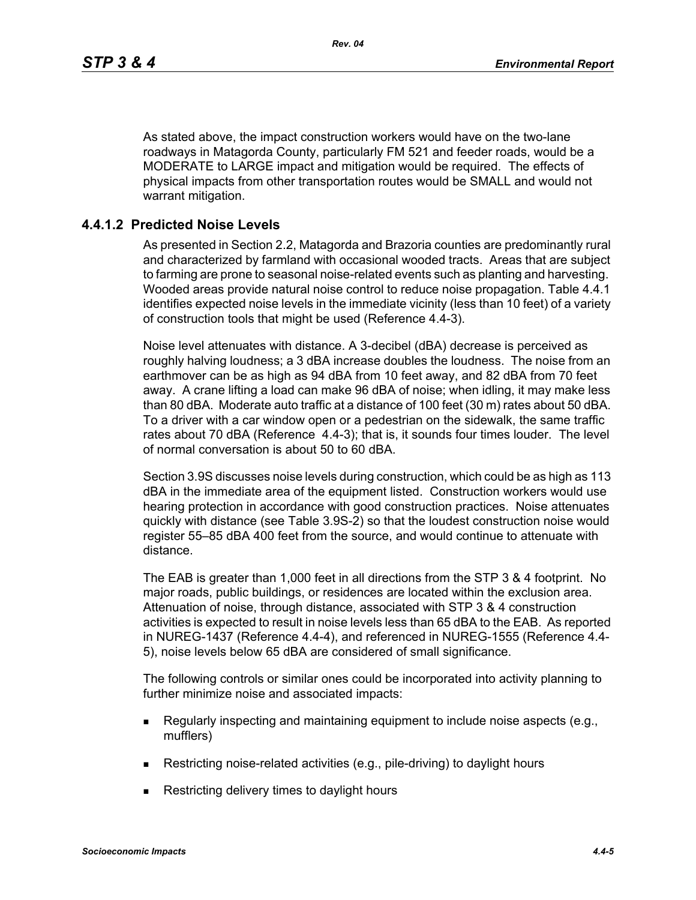As stated above, the impact construction workers would have on the two-lane roadways in Matagorda County, particularly FM 521 and feeder roads, would be a MODERATE to LARGE impact and mitigation would be required. The effects of physical impacts from other transportation routes would be SMALL and would not warrant mitigation.

### 4.4.1.2 Predicted Noise Levels

As presented in Section 2.2, Matagorda and Brazoria counties are predominantly rural and characterized by farmland with occasional wooded tracts. Areas that are subject to farming are prone to seasonal noise-related events such as planting and harvesting. Wooded areas provide natural noise control to reduce noise propagation. Table 4.4.1 identifies expected noise levels in the immediate vicinity (less than 10 feet) of a variety of construction tools that might be used (Reference 4.4-3).

Noise level attenuates with distance. A 3-decibel (dBA) decrease is perceived as roughly halving loudness; a 3 dBA increase doubles the loudness. The noise from an earthmover can be as high as 94 dBA from 10 feet away, and 82 dBA from 70 feet away. A crane lifting a load can make 96 dBA of noise; when idling, it may make less than 80 dBA. Moderate auto traffic at a distance of 100 feet (30 m) rates about 50 dBA. To a driver with a car window open or a pedestrian on the sidewalk, the same traffic rates about 70 dBA (Reference 4.4-3); that is, it sounds four times louder. The level of normal conversation is about 50 to 60 dBA.

Section 3.9S discusses noise levels during construction, which could be as high as 113 dBA in the immediate area of the equipment listed. Construction workers would use hearing protection in accordance with good construction practices. Noise attenuates quickly with distance (see Table 3.9S-2) so that the loudest construction noise would register 55–85 dBA 400 feet from the source, and would continue to attenuate with distance.

The EAB is greater than 1,000 feet in all directions from the STP 3 & 4 footprint. No major roads, public buildings, or residences are located within the exclusion area. Attenuation of noise, through distance, associated with STP 3 & 4 construction activities is expected to result in noise levels less than 65 dBA to the EAB. As reported in NUREG-1437 (Reference 4.4-4), and referenced in NUREG-1555 (Reference 4.4-5), noise levels below 65 dBA are considered of small significance.

The following controls or similar ones could be incorporated into activity planning to further minimize noise and associated impacts:

- Regularly inspecting and maintaining equipment to include noise aspects (e.g., mufflers)
- Restricting noise-related activities (e.g., pile-driving) to daylight hours
- Restricting delivery times to daylight hours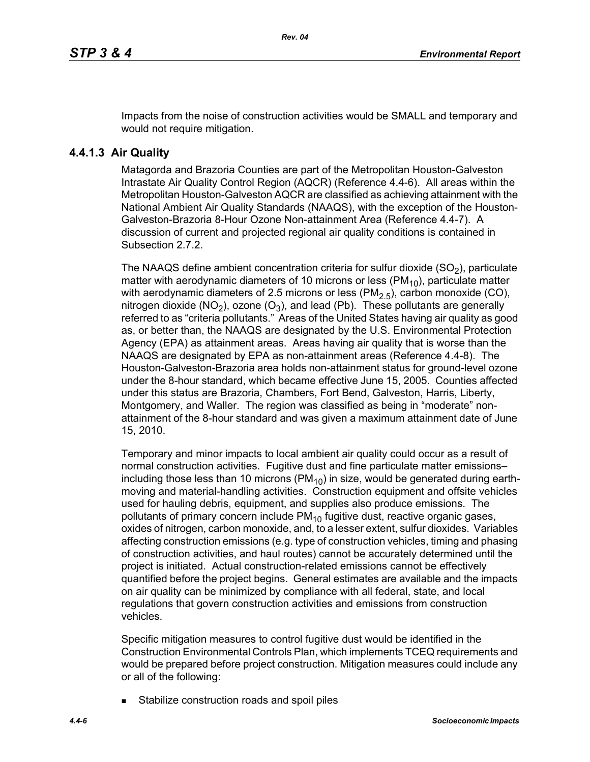Impacts from the noise of construction activities would be SMALL and temporary and would not require mitigation.

### 4.4.1.3 Air Quality

Matagorda and Brazoria Counties are part of the Metropolitan Houston-Galveston Intrastate Air Quality Control Region (AQCR) (Reference 4.4-6). All areas within the Metropolitan Houston-Galveston AQCR are classified as achieving attainment with the National Ambient Air Quality Standards (NAAQS), with the exception of the Houston-Galveston-Brazoria 8-Hour Ozone Non-attainment Area (Reference 4.4-7). A discussion of current and projected regional air quality conditions is contained in Subsection 2.7.2.

The NAAQS define ambient concentration criteria for sulfur dioxide ($SO_2$), particulate matter with aerodynamic diameters of 10 microns or less ($PM_{10}$), particulate matter with aerodynamic diameters of 2.5 microns or less ($PM_{2.5}$), carbon monoxide (CO), nitrogen dioxide ($NO_2$), ozone ($O_3$), and lead (Pb). These pollutants are generally referred to as "criteria pollutants." Areas of the United States having air quality as good as, or better than, the NAAQS are designated by the U.S. Environmental Protection Agency (EPA) as attainment areas. Areas having air quality that is worse than the NAAQS are designated by EPA as non-attainment areas (Reference 4.4-8). The Houston-Galveston-Brazoria area holds non-attainment status for ground-level ozone under the 8-hour standard, which became effective June 15, 2005. Counties affected under this status are Brazoria, Chambers, Fort Bend, Galveston, Harris, Liberty, Montgomery, and Waller. The region was classified as being in "moderate" non-attainment of the 8-hour standard and was given a maximum attainment date of June 15, 2010.

Temporary and minor impacts to local ambient air quality could occur as a result of normal construction activities. Fugitive dust and fine particulate matter emissions– including those less than 10 microns ($PM_{10}$) in size, would be generated during earth-moving and material-handling activities. Construction equipment and offsite vehicles used for hauling debris, equipment, and supplies also produce emissions. The pollutants of primary concern include $PM_{10}$ fugitive dust, reactive organic gases, oxides of nitrogen, carbon monoxide, and, to a lesser extent, sulfur dioxides. Variables affecting construction emissions (e.g. type of construction vehicles, timing and phasing of construction activities, and haul routes) cannot be accurately determined until the project is initiated. Actual construction-related emissions cannot be effectively quantified before the project begins. General estimates are available and the impacts on air quality can be minimized by compliance with all federal, state, and local regulations that govern construction activities and emissions from construction vehicles.

Specific mitigation measures to control fugitive dust would be identified in the Construction Environmental Controls Plan, which implements TCEQ requirements and would be prepared before project construction. Mitigation measures could include any or all of the following:

- Stabilize construction roads and spoil piles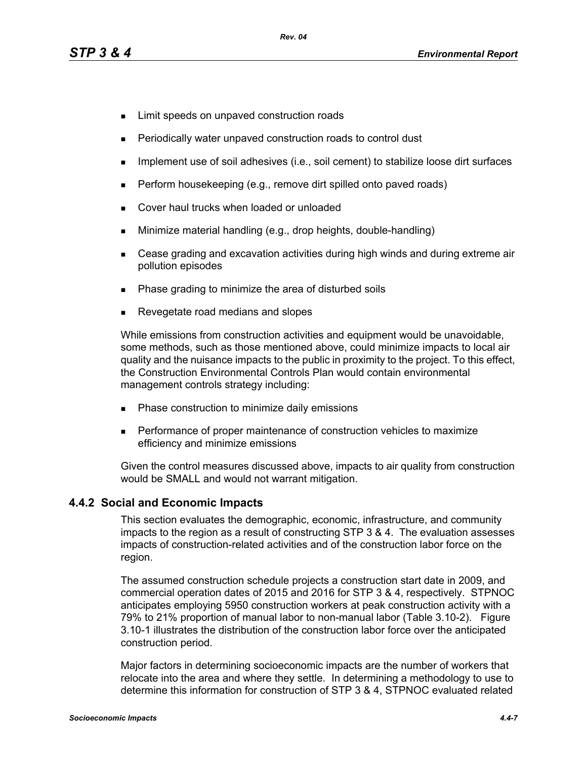- Limit speeds on unpaved construction roads
- Periodically water unpaved construction roads to control dust
- Implement use of soil adhesives (i.e., soil cement) to stabilize loose dirt surfaces
- Perform housekeeping (e.g., remove dirt spilled onto paved roads)
- Cover haul trucks when loaded or unloaded
- Minimize material handling (e.g., drop heights, double-handling)
- Cease grading and excavation activities during high winds and during extreme air pollution episodes
- Phase grading to minimize the area of disturbed soils
- Revegetate road medians and slopes

While emissions from construction activities and equipment would be unavoidable, some methods, such as those mentioned above, could minimize impacts to local air quality and the nuisance impacts to the public in proximity to the project. To this effect, the Construction Environmental Controls Plan would contain environmental management controls strategy including:

- Phase construction to minimize daily emissions
- Performance of proper maintenance of construction vehicles to maximize efficiency and minimize emissions

Given the control measures discussed above, impacts to air quality from construction would be SMALL and would not warrant mitigation.

### 4.4.2 Social and Economic Impacts

This section evaluates the demographic, economic, infrastructure, and community impacts to the region as a result of constructing STP 3 & 4. The evaluation assesses impacts of construction-related activities and of the construction labor force on the region.

The assumed construction schedule projects a construction start date in 2009, and commercial operation dates of 2015 and 2016 for STP 3 & 4, respectively. STPNOC anticipates employing 5950 construction workers at peak construction activity with a 79% to 21% proportion of manual labor to non-manual labor (Table 3.10-2). Figure 3.10-1 illustrates the distribution of the construction labor force over the anticipated construction period.

Major factors in determining socioeconomic impacts are the number of workers that relocate into the area and where they settle. In determining a methodology to use to determine this information for construction of STP 3 & 4, STPNOC evaluated related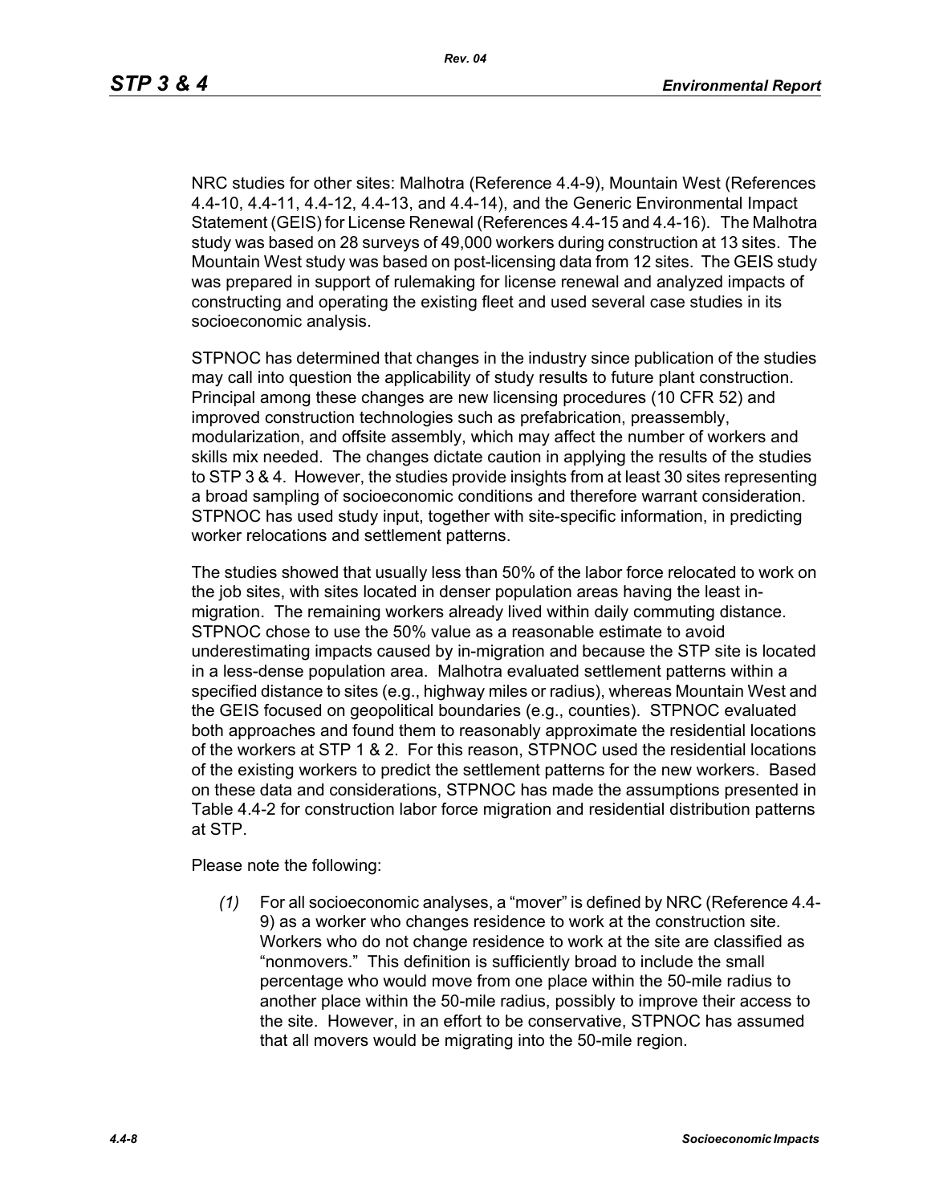NRC studies for other sites: Malhotra (Reference 4.4-9), Mountain West (References 4.4-10, 4.4-11, 4.4-12, 4.4-13, and 4.4-14), and the Generic Environmental Impact Statement (GEIS) for License Renewal (References 4.4-15 and 4.4-16). The Malhotra study was based on 28 surveys of 49,000 workers during construction at 13 sites. The Mountain West study was based on post-licensing data from 12 sites. The GEIS study was prepared in support of rulemaking for license renewal and analyzed impacts of constructing and operating the existing fleet and used several case studies in its socioeconomic analysis.

STPNOC has determined that changes in the industry since publication of the studies may call into question the applicability of study results to future plant construction. Principal among these changes are new licensing procedures (10 CFR 52) and improved construction technologies such as prefabrication, preassembly, modularization, and offsite assembly, which may affect the number of workers and skills mix needed. The changes dictate caution in applying the results of the studies to STP 3 & 4. However, the studies provide insights from at least 30 sites representing a broad sampling of socioeconomic conditions and therefore warrant consideration. STPNOC has used study input, together with site-specific information, in predicting worker relocations and settlement patterns.

The studies showed that usually less than 50% of the labor force relocated to work on the job sites, with sites located in denser population areas having the least in-migration. The remaining workers already lived within daily commuting distance. STPNOC chose to use the 50% value as a reasonable estimate to avoid underestimating impacts caused by in-migration and because the STP site is located in a less-dense population area. Malhotra evaluated settlement patterns within a specified distance to sites (e.g., highway miles or radius), whereas Mountain West and the GEIS focused on geopolitical boundaries (e.g., counties). STPNOC evaluated both approaches and found them to reasonably approximate the residential locations of the workers at STP 1 & 2. For this reason, STPNOC used the residential locations of the existing workers to predict the settlement patterns for the new workers. Based on these data and considerations, STPNOC has made the assumptions presented in Table 4.4-2 for construction labor force migration and residential distribution patterns at STP.

Please note the following:

*(1)* For all socioeconomic analyses, a "mover" is defined by NRC (Reference 4.4-9) as a worker who changes residence to work at the construction site. Workers who do not change residence to work at the site are classified as "nonmovers." This definition is sufficiently broad to include the small percentage who would move from one place within the 50-mile radius to another place within the 50-mile radius, possibly to improve their access to the site. However, in an effort to be conservative, STPNOC has assumed that all movers would be migrating into the 50-mile region.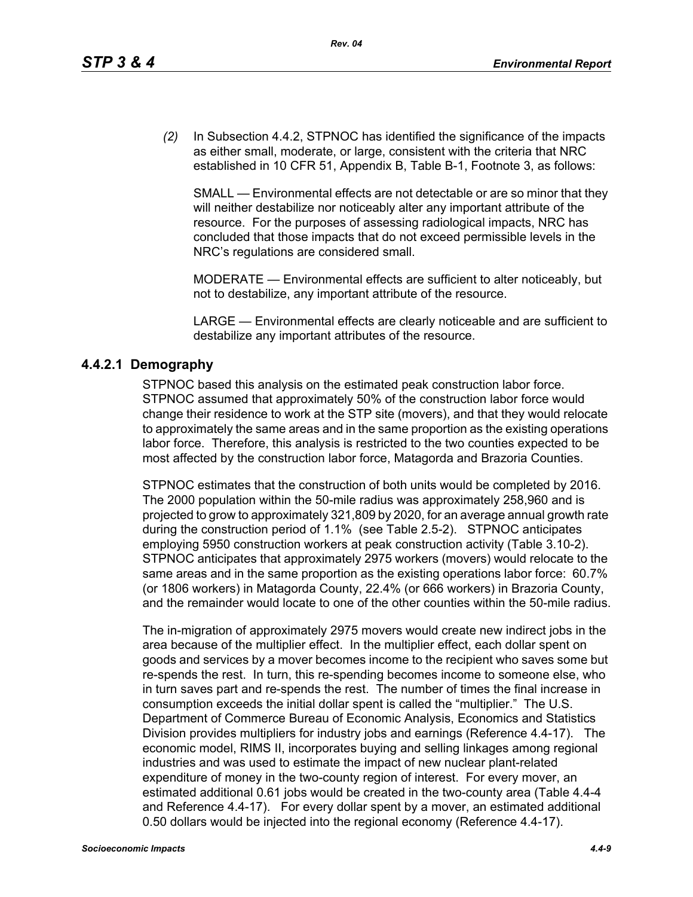(2) In Subsection 4.4.2, STPNOC has identified the significance of the impacts as either small, moderate, or large, consistent with the criteria that NRC established in 10 CFR 51, Appendix B, Table B-1, Footnote 3, as follows:

SMALL — Environmental effects are not detectable or are so minor that they will neither destabilize nor noticeably alter any important attribute of the resource. For the purposes of assessing radiological impacts, NRC has concluded that those impacts that do not exceed permissible levels in the NRC's regulations are considered small.

MODERATE — Environmental effects are sufficient to alter noticeably, but not to destabilize, any important attribute of the resource.

LARGE — Environmental effects are clearly noticeable and are sufficient to destabilize any important attributes of the resource.

### 4.4.2.1 Demography

STPNOC based this analysis on the estimated peak construction labor force. STPNOC assumed that approximately 50% of the construction labor force would change their residence to work at the STP site (movers), and that they would relocate to approximately the same areas and in the same proportion as the existing operations labor force. Therefore, this analysis is restricted to the two counties expected to be most affected by the construction labor force, Matagorda and Brazoria Counties.

STPNOC estimates that the construction of both units would be completed by 2016. The 2000 population within the 50-mile radius was approximately 258,960 and is projected to grow to approximately 321,809 by 2020, for an average annual growth rate during the construction period of 1.1% (see Table 2.5-2). STPNOC anticipates employing 5950 construction workers at peak construction activity (Table 3.10-2). STPNOC anticipates that approximately 2975 workers (movers) would relocate to the same areas and in the same proportion as the existing operations labor force: 60.7% (or 1806 workers) in Matagorda County, 22.4% (or 666 workers) in Brazoria County, and the remainder would locate to one of the other counties within the 50-mile radius.

The in-migration of approximately 2975 movers would create new indirect jobs in the area because of the multiplier effect. In the multiplier effect, each dollar spent on goods and services by a mover becomes income to the recipient who saves some but re-spends the rest. In turn, this re-spending becomes income to someone else, who in turn saves part and re-spends the rest. The number of times the final increase in consumption exceeds the initial dollar spent is called the "multiplier." The U.S. Department of Commerce Bureau of Economic Analysis, Economics and Statistics Division provides multipliers for industry jobs and earnings (Reference 4.4-17). The economic model, RIMS II, incorporates buying and selling linkages among regional industries and was used to estimate the impact of new nuclear plant-related expenditure of money in the two-county region of interest. For every mover, an estimated additional 0.61 jobs would be created in the two-county area (Table 4.4-4 and Reference 4.4-17). For every dollar spent by a mover, an estimated additional 0.50 dollars would be injected into the regional economy (Reference 4.4-17).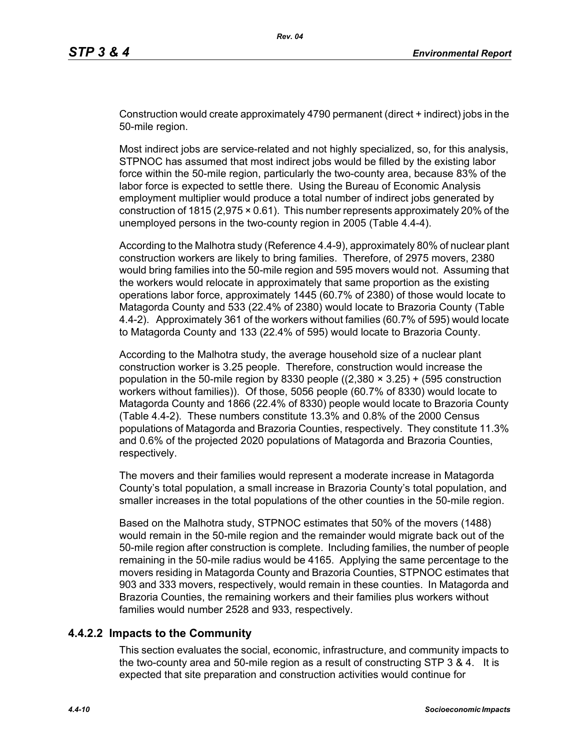Construction would create approximately 4790 permanent (direct + indirect) jobs in the 50-mile region.

Most indirect jobs are service-related and not highly specialized, so, for this analysis, STPNOC has assumed that most indirect jobs would be filled by the existing labor force within the 50-mile region, particularly the two-county area, because 83% of the labor force is expected to settle there. Using the Bureau of Economic Analysis employment multiplier would produce a total number of indirect jobs generated by construction of 1815 (2,975 × 0.61). This number represents approximately 20% of the unemployed persons in the two-county region in 2005 (Table 4.4-4).

According to the Malhotra study (Reference 4.4-9), approximately 80% of nuclear plant construction workers are likely to bring families. Therefore, of 2975 movers, 2380 would bring families into the 50-mile region and 595 movers would not. Assuming that the workers would relocate in approximately that same proportion as the existing operations labor force, approximately 1445 (60.7% of 2380) of those would locate to Matagorda County and 533 (22.4% of 2380) would locate to Brazoria County (Table 4.4-2). Approximately 361 of the workers without families (60.7% of 595) would locate to Matagorda County and 133 (22.4% of 595) would locate to Brazoria County.

According to the Malhotra study, the average household size of a nuclear plant construction worker is 3.25 people. Therefore, construction would increase the population in the 50-mile region by 8330 people ((2,380 × 3.25) + (595 construction workers without families)). Of those, 5056 people (60.7% of 8330) would locate to Matagorda County and 1866 (22.4% of 8330) people would locate to Brazoria County (Table 4.4-2). These numbers constitute 13.3% and 0.8% of the 2000 Census populations of Matagorda and Brazoria Counties, respectively. They constitute 11.3% and 0.6% of the projected 2020 populations of Matagorda and Brazoria Counties, respectively.

The movers and their families would represent a moderate increase in Matagorda County's total population, a small increase in Brazoria County's total population, and smaller increases in the total populations of the other counties in the 50-mile region.

Based on the Malhotra study, STPNOC estimates that 50% of the movers (1488) would remain in the 50-mile region and the remainder would migrate back out of the 50-mile region after construction is complete. Including families, the number of people remaining in the 50-mile radius would be 4165. Applying the same percentage to the movers residing in Matagorda County and Brazoria Counties, STPNOC estimates that 903 and 333 movers, respectively, would remain in these counties. In Matagorda and Brazoria Counties, the remaining workers and their families plus workers without families would number 2528 and 933, respectively.

### 4.4.2.2 Impacts to the Community

This section evaluates the social, economic, infrastructure, and community impacts to the two-county area and 50-mile region as a result of constructing STP 3 & 4. It is expected that site preparation and construction activities would continue for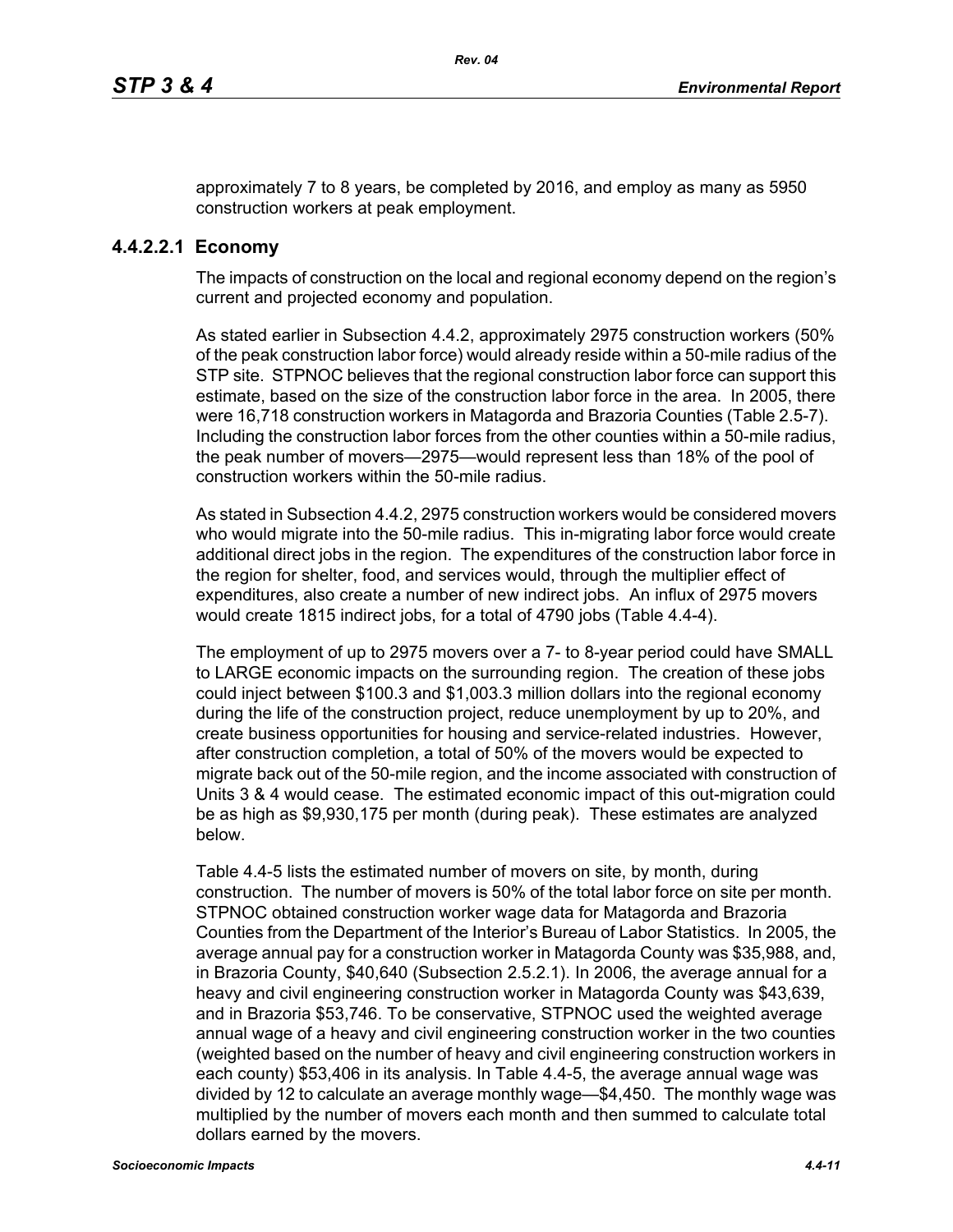approximately 7 to 8 years, be completed by 2016, and employ as many as 5950 construction workers at peak employment.

#### 4.4.2.2.1 Economy

The impacts of construction on the local and regional economy depend on the region's current and projected economy and population.

As stated earlier in Subsection 4.4.2, approximately 2975 construction workers (50% of the peak construction labor force) would already reside within a 50-mile radius of the STP site. STPNOC believes that the regional construction labor force can support this estimate, based on the size of the construction labor force in the area. In 2005, there were 16,718 construction workers in Matagorda and Brazoria Counties (Table 2.5-7). Including the construction labor forces from the other counties within a 50-mile radius, the peak number of movers—2975—would represent less than 18% of the pool of construction workers within the 50-mile radius.

As stated in Subsection 4.4.2, 2975 construction workers would be considered movers who would migrate into the 50-mile radius. This in-migrating labor force would create additional direct jobs in the region. The expenditures of the construction labor force in the region for shelter, food, and services would, through the multiplier effect of expenditures, also create a number of new indirect jobs. An influx of 2975 movers would create 1815 indirect jobs, for a total of 4790 jobs (Table 4.4-4).

The employment of up to 2975 movers over a 7- to 8-year period could have SMALL to LARGE economic impacts on the surrounding region. The creation of these jobs could inject between $100.3 and $1,003.3 million dollars into the regional economy during the life of the construction project, reduce unemployment by up to 20%, and create business opportunities for housing and service-related industries. However, after construction completion, a total of 50% of the movers would be expected to migrate back out of the 50-mile region, and the income associated with construction of Units 3 & 4 would cease. The estimated economic impact of this out-migration could be as high as $9,930,175 per month (during peak). These estimates are analyzed below.

Table 4.4-5 lists the estimated number of movers on site, by month, during construction. The number of movers is 50% of the total labor force on site per month. STPNOC obtained construction worker wage data for Matagorda and Brazoria Counties from the Department of the Interior's Bureau of Labor Statistics. In 2005, the average annual pay for a construction worker in Matagorda County was $35,988, and, in Brazoria County, $40,640 (Subsection 2.5.2.1). In 2006, the average annual for a heavy and civil engineering construction worker in Matagorda County was $43,639, and in Brazoria $53,746. To be conservative, STPNOC used the weighted average annual wage of a heavy and civil engineering construction worker in the two counties (weighted based on the number of heavy and civil engineering construction workers in each county) $53,406 in its analysis. In Table 4.4-5, the average annual wage was divided by 12 to calculate an average monthly wage—$4,450. The monthly wage was multiplied by the number of movers each month and then summed to calculate total dollars earned by the movers.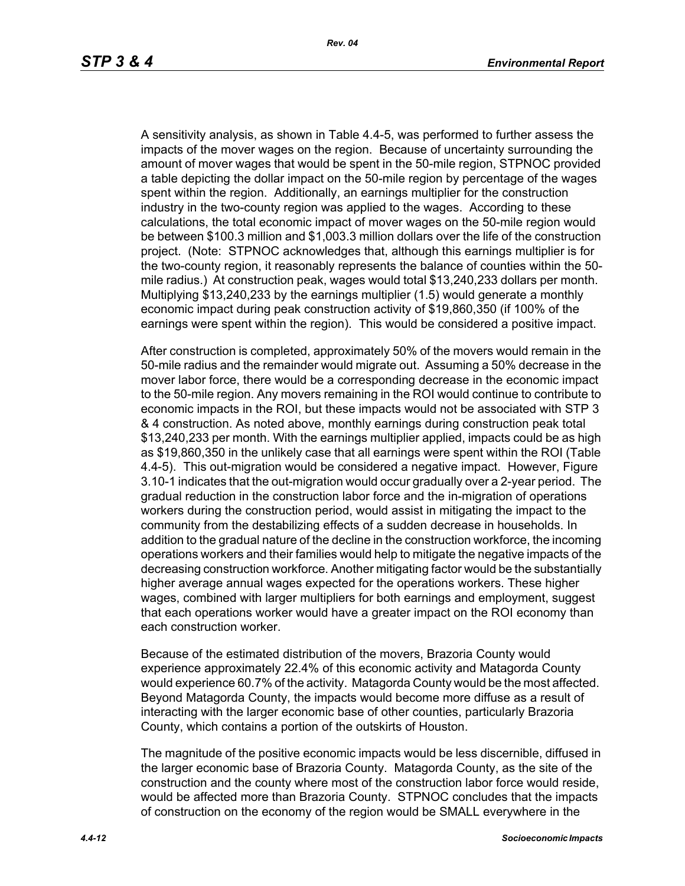A sensitivity analysis, as shown in Table 4.4-5, was performed to further assess the impacts of the mover wages on the region. Because of uncertainty surrounding the amount of mover wages that would be spent in the 50-mile region, STPNOC provided a table depicting the dollar impact on the 50-mile region by percentage of the wages spent within the region. Additionally, an earnings multiplier for the construction industry in the two-county region was applied to the wages. According to these calculations, the total economic impact of mover wages on the 50-mile region would be between $100.3 million and $1,003.3 million dollars over the life of the construction project. (Note: STPNOC acknowledges that, although this earnings multiplier is for the two-county region, it reasonably represents the balance of counties within the 50-mile radius.) At construction peak, wages would total $13,240,233 dollars per month. Multiplying $13,240,233 by the earnings multiplier (1.5) would generate a monthly economic impact during peak construction activity of $19,860,350 (if 100% of the earnings were spent within the region). This would be considered a positive impact.

After construction is completed, approximately 50% of the movers would remain in the 50-mile radius and the remainder would migrate out. Assuming a 50% decrease in the mover labor force, there would be a corresponding decrease in the economic impact to the 50-mile region. Any movers remaining in the ROI would continue to contribute to economic impacts in the ROI, but these impacts would not be associated with STP 3 & 4 construction. As noted above, monthly earnings during construction peak total $13,240,233 per month. With the earnings multiplier applied, impacts could be as high as $19,860,350 in the unlikely case that all earnings were spent within the ROI (Table 4.4-5). This out-migration would be considered a negative impact. However, Figure 3.10-1 indicates that the out-migration would occur gradually over a 2-year period. The gradual reduction in the construction labor force and the in-migration of operations workers during the construction period, would assist in mitigating the impact to the community from the destabilizing effects of a sudden decrease in households. In addition to the gradual nature of the decline in the construction workforce, the incoming operations workers and their families would help to mitigate the negative impacts of the decreasing construction workforce. Another mitigating factor would be the substantially higher average annual wages expected for the operations workers. These higher wages, combined with larger multipliers for both earnings and employment, suggest that each operations worker would have a greater impact on the ROI economy than each construction worker.

Because of the estimated distribution of the movers, Brazoria County would experience approximately 22.4% of this economic activity and Matagorda County would experience 60.7% of the activity. Matagorda County would be the most affected. Beyond Matagorda County, the impacts would become more diffuse as a result of interacting with the larger economic base of other counties, particularly Brazoria County, which contains a portion of the outskirts of Houston.

The magnitude of the positive economic impacts would be less discernible, diffused in the larger economic base of Brazoria County. Matagorda County, as the site of the construction and the county where most of the construction labor force would reside, would be affected more than Brazoria County. STPNOC concludes that the impacts of construction on the economy of the region would be SMALL everywhere in the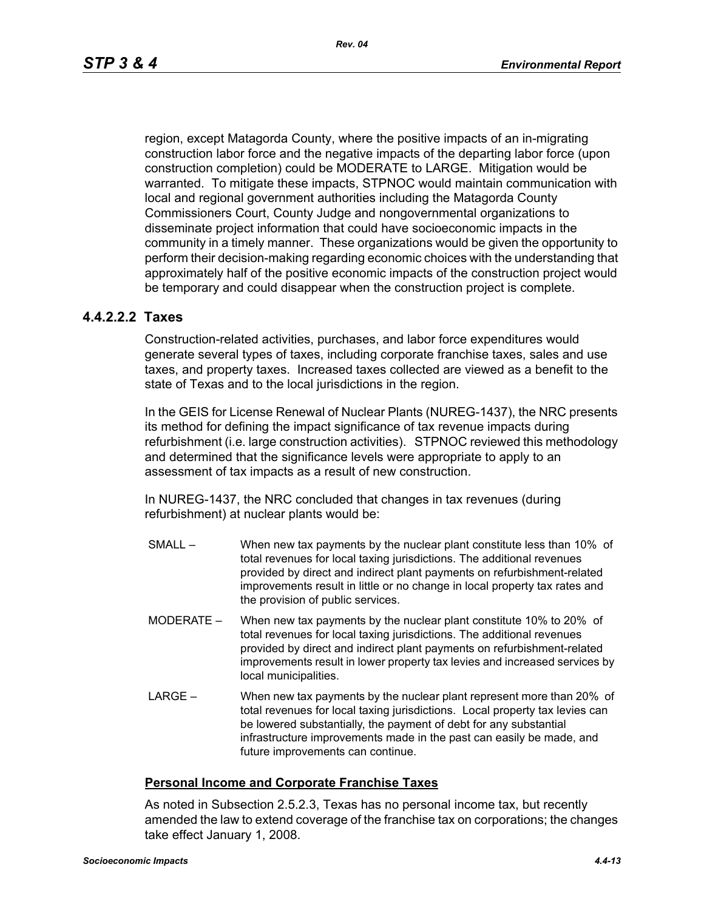region, except Matagorda County, where the positive impacts of an in-migrating construction labor force and the negative impacts of the departing labor force (upon construction completion) could be MODERATE to LARGE. Mitigation would be warranted. To mitigate these impacts, STPNOC would maintain communication with local and regional government authorities including the Matagorda County Commissioners Court, County Judge and nongovernmental organizations to disseminate project information that could have socioeconomic impacts in the community in a timely manner. These organizations would be given the opportunity to perform their decision-making regarding economic choices with the understanding that approximately half of the positive economic impacts of the construction project would be temporary and could disappear when the construction project is complete.

#### 4.4.2.2.2 Taxes

Construction-related activities, purchases, and labor force expenditures would generate several types of taxes, including corporate franchise taxes, sales and use taxes, and property taxes. Increased taxes collected are viewed as a benefit to the state of Texas and to the local jurisdictions in the region.

In the GEIS for License Renewal of Nuclear Plants (NUREG-1437), the NRC presents its method for defining the impact significance of tax revenue impacts during refurbishment (i.e. large construction activities). STPNOC reviewed this methodology and determined that the significance levels were appropriate to apply to an assessment of tax impacts as a result of new construction.

In NUREG-1437, the NRC concluded that changes in tax revenues (during refurbishment) at nuclear plants would be:

SMALL – When new tax payments by the nuclear plant constitute less than 10% of total revenues for local taxing jurisdictions. The additional revenues provided by direct and indirect plant payments on refurbishment-related improvements result in little or no change in local property tax rates and the provision of public services.

MODERATE – When new tax payments by the nuclear plant constitute 10% to 20% of total revenues for local taxing jurisdictions. The additional revenues provided by direct and indirect plant payments on refurbishment-related improvements result in lower property tax levies and increased services by local municipalities.

LARGE – When new tax payments by the nuclear plant represent more than 20% of total revenues for local taxing jurisdictions. Local property tax levies can be lowered substantially, the payment of debt for any substantial infrastructure improvements made in the past can easily be made, and future improvements can continue.

**Personal Income and Corporate Franchise Taxes**

As noted in Subsection 2.5.2.3, Texas has no personal income tax, but recently amended the law to extend coverage of the franchise tax on corporations; the changes take effect January 1, 2008.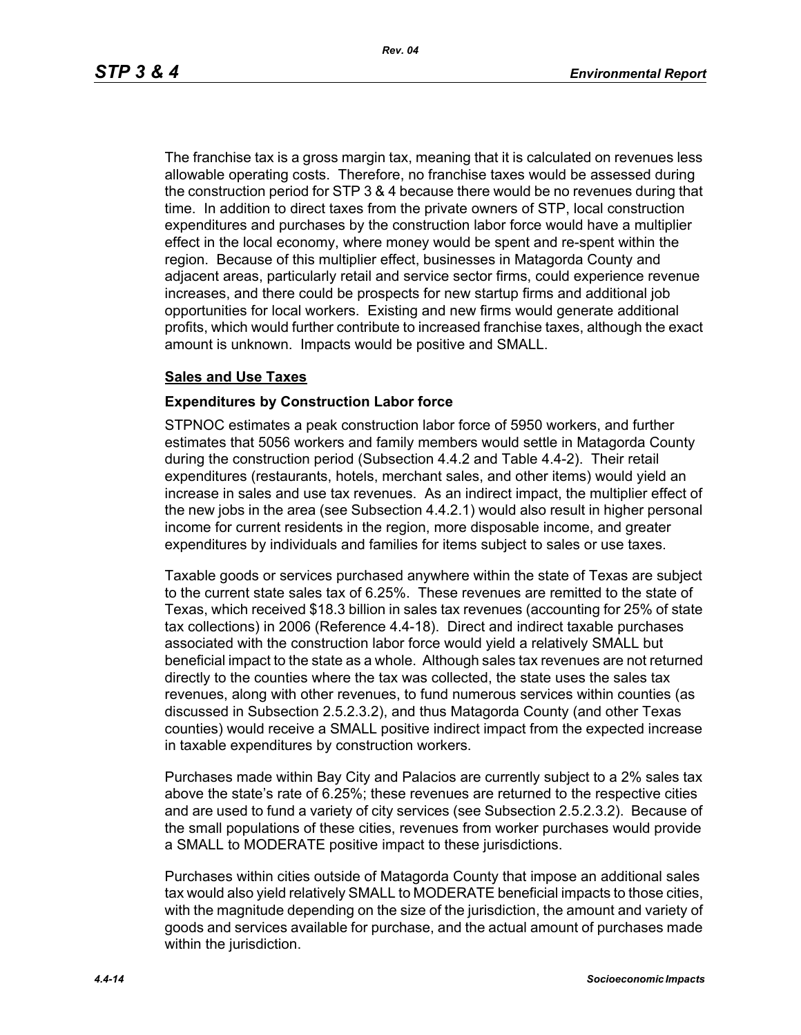The franchise tax is a gross margin tax, meaning that it is calculated on revenues less allowable operating costs. Therefore, no franchise taxes would be assessed during the construction period for STP 3 & 4 because there would be no revenues during that time. In addition to direct taxes from the private owners of STP, local construction expenditures and purchases by the construction labor force would have a multiplier effect in the local economy, where money would be spent and re-spent within the region. Because of this multiplier effect, businesses in Matagorda County and adjacent areas, particularly retail and service sector firms, could experience revenue increases, and there could be prospects for new startup firms and additional job opportunities for local workers. Existing and new firms would generate additional profits, which would further contribute to increased franchise taxes, although the exact amount is unknown. Impacts would be positive and SMALL.

__Sales and Use Taxes__

**Expenditures by Construction Labor force**

STPNOC estimates a peak construction labor force of 5950 workers, and further estimates that 5056 workers and family members would settle in Matagorda County during the construction period (Subsection 4.4.2 and Table 4.4-2). Their retail expenditures (restaurants, hotels, merchant sales, and other items) would yield an increase in sales and use tax revenues. As an indirect impact, the multiplier effect of the new jobs in the area (see Subsection 4.4.2.1) would also result in higher personal income for current residents in the region, more disposable income, and greater expenditures by individuals and families for items subject to sales or use taxes.

Taxable goods or services purchased anywhere within the state of Texas are subject to the current state sales tax of 6.25%. These revenues are remitted to the state of Texas, which received $18.3 billion in sales tax revenues (accounting for 25% of state tax collections) in 2006 (Reference 4.4-18). Direct and indirect taxable purchases associated with the construction labor force would yield a relatively SMALL but beneficial impact to the state as a whole. Although sales tax revenues are not returned directly to the counties where the tax was collected, the state uses the sales tax revenues, along with other revenues, to fund numerous services within counties (as discussed in Subsection 2.5.2.3.2), and thus Matagorda County (and other Texas counties) would receive a SMALL positive indirect impact from the expected increase in taxable expenditures by construction workers.

Purchases made within Bay City and Palacios are currently subject to a 2% sales tax above the state's rate of 6.25%; these revenues are returned to the respective cities and are used to fund a variety of city services (see Subsection 2.5.2.3.2). Because of the small populations of these cities, revenues from worker purchases would provide a SMALL to MODERATE positive impact to these jurisdictions.

Purchases within cities outside of Matagorda County that impose an additional sales tax would also yield relatively SMALL to MODERATE beneficial impacts to those cities, with the magnitude depending on the size of the jurisdiction, the amount and variety of goods and services available for purchase, and the actual amount of purchases made within the jurisdiction.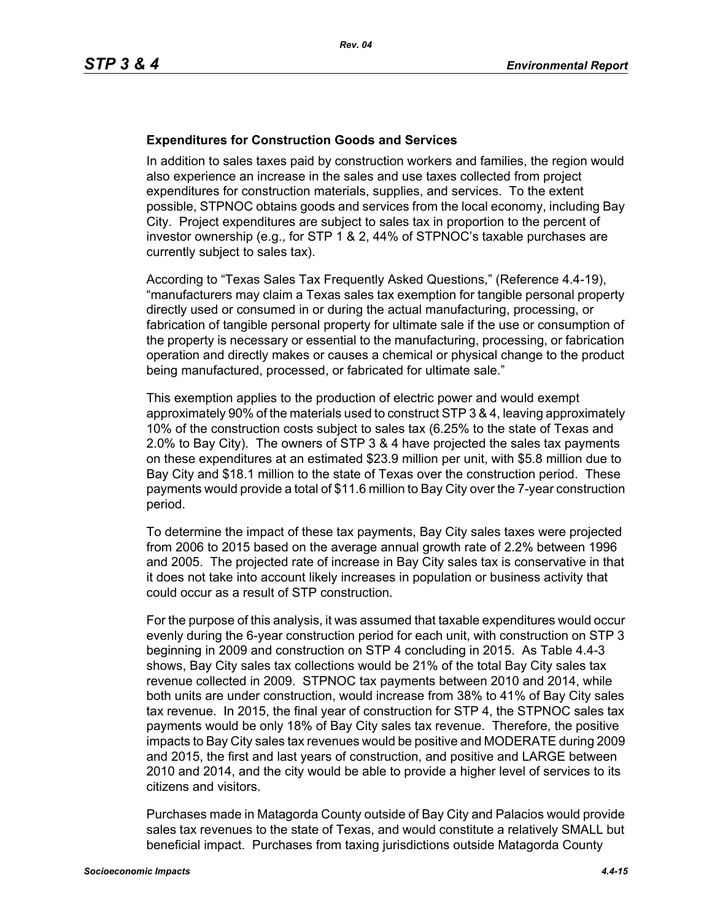**Expenditures for Construction Goods and Services**

In addition to sales taxes paid by construction workers and families, the region would also experience an increase in the sales and use taxes collected from project expenditures for construction materials, supplies, and services. To the extent possible, STPNOC obtains goods and services from the local economy, including Bay City. Project expenditures are subject to sales tax in proportion to the percent of investor ownership (e.g., for STP 1 & 2, 44% of STPNOC's taxable purchases are currently subject to sales tax).

According to "Texas Sales Tax Frequently Asked Questions," (Reference 4.4-19), "manufacturers may claim a Texas sales tax exemption for tangible personal property directly used or consumed in or during the actual manufacturing, processing, or fabrication of tangible personal property for ultimate sale if the use or consumption of the property is necessary or essential to the manufacturing, processing, or fabrication operation and directly makes or causes a chemical or physical change to the product being manufactured, processed, or fabricated for ultimate sale."

This exemption applies to the production of electric power and would exempt approximately 90% of the materials used to construct STP 3 & 4, leaving approximately 10% of the construction costs subject to sales tax (6.25% to the state of Texas and 2.0% to Bay City). The owners of STP 3 & 4 have projected the sales tax payments on these expenditures at an estimated $23.9 million per unit, with $5.8 million due to Bay City and $18.1 million to the state of Texas over the construction period. These payments would provide a total of $11.6 million to Bay City over the 7-year construction period.

To determine the impact of these tax payments, Bay City sales taxes were projected from 2006 to 2015 based on the average annual growth rate of 2.2% between 1996 and 2005. The projected rate of increase in Bay City sales tax is conservative in that it does not take into account likely increases in population or business activity that could occur as a result of STP construction.

For the purpose of this analysis, it was assumed that taxable expenditures would occur evenly during the 6-year construction period for each unit, with construction on STP 3 beginning in 2009 and construction on STP 4 concluding in 2015. As Table 4.4-3 shows, Bay City sales tax collections would be 21% of the total Bay City sales tax revenue collected in 2009. STPNOC tax payments between 2010 and 2014, while both units are under construction, would increase from 38% to 41% of Bay City sales tax revenue. In 2015, the final year of construction for STP 4, the STPNOC sales tax payments would be only 18% of Bay City sales tax revenue. Therefore, the positive impacts to Bay City sales tax revenues would be positive and MODERATE during 2009 and 2015, the first and last years of construction, and positive and LARGE between 2010 and 2014, and the city would be able to provide a higher level of services to its citizens and visitors.

Purchases made in Matagorda County outside of Bay City and Palacios would provide sales tax revenues to the state of Texas, and would constitute a relatively SMALL but beneficial impact. Purchases from taxing jurisdictions outside Matagorda County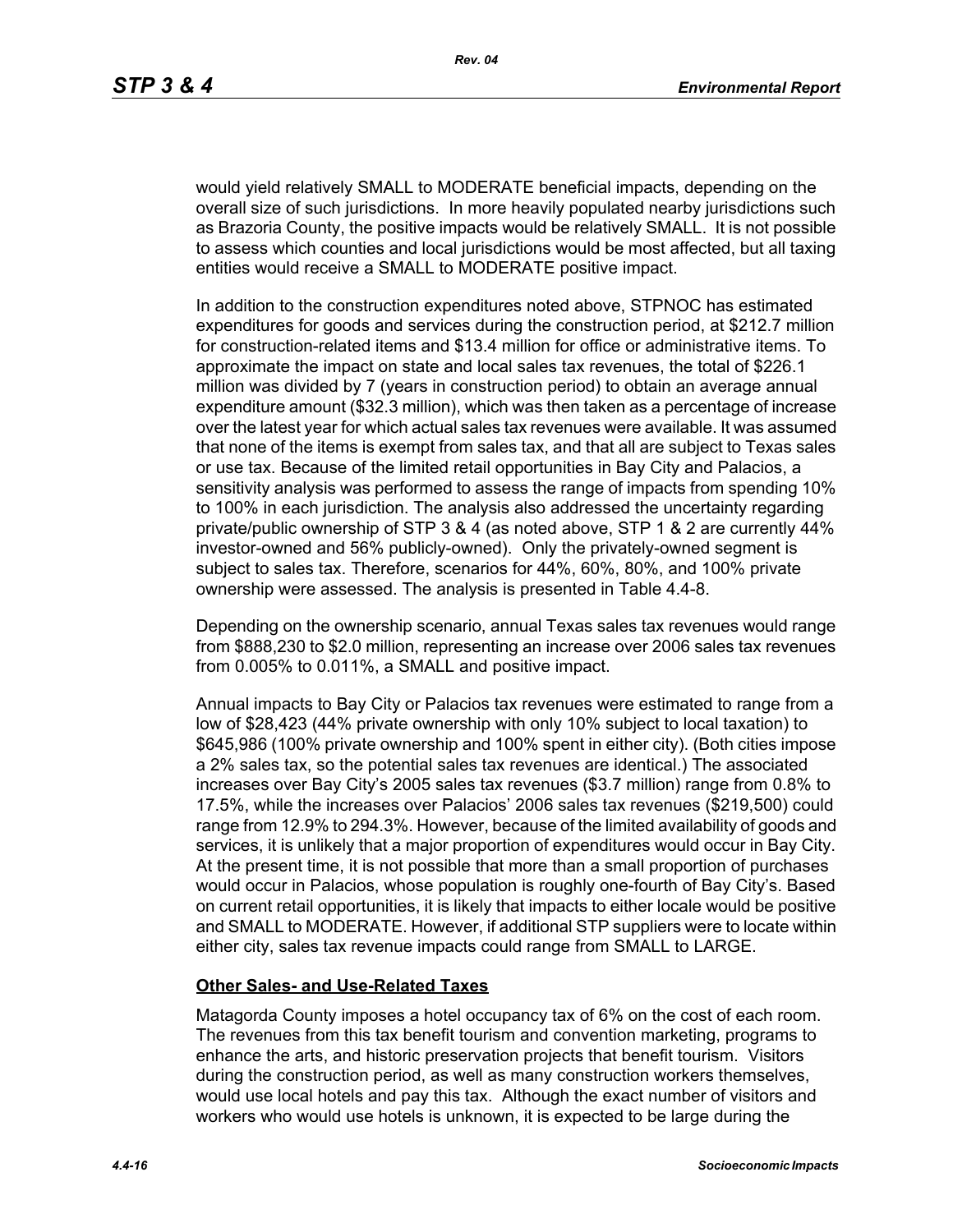would yield relatively SMALL to MODERATE beneficial impacts, depending on the overall size of such jurisdictions. In more heavily populated nearby jurisdictions such as Brazoria County, the positive impacts would be relatively SMALL. It is not possible to assess which counties and local jurisdictions would be most affected, but all taxing entities would receive a SMALL to MODERATE positive impact.

In addition to the construction expenditures noted above, STPNOC has estimated expenditures for goods and services during the construction period, at $212.7 million for construction-related items and $13.4 million for office or administrative items. To approximate the impact on state and local sales tax revenues, the total of $226.1 million was divided by 7 (years in construction period) to obtain an average annual expenditure amount ($32.3 million), which was then taken as a percentage of increase over the latest year for which actual sales tax revenues were available. It was assumed that none of the items is exempt from sales tax, and that all are subject to Texas sales or use tax. Because of the limited retail opportunities in Bay City and Palacios, a sensitivity analysis was performed to assess the range of impacts from spending 10% to 100% in each jurisdiction. The analysis also addressed the uncertainty regarding private/public ownership of STP 3 & 4 (as noted above, STP 1 & 2 are currently 44% investor-owned and 56% publicly-owned). Only the privately-owned segment is subject to sales tax. Therefore, scenarios for 44%, 60%, 80%, and 100% private ownership were assessed. The analysis is presented in Table 4.4-8.

Depending on the ownership scenario, annual Texas sales tax revenues would range from $888,230 to $2.0 million, representing an increase over 2006 sales tax revenues from 0.005% to 0.011%, a SMALL and positive impact.

Annual impacts to Bay City or Palacios tax revenues were estimated to range from a low of $28,423 (44% private ownership with only 10% subject to local taxation) to $645,986 (100% private ownership and 100% spent in either city). (Both cities impose a 2% sales tax, so the potential sales tax revenues are identical.) The associated increases over Bay City's 2005 sales tax revenues ($3.7 million) range from 0.8% to 17.5%, while the increases over Palacios' 2006 sales tax revenues ($219,500) could range from 12.9% to 294.3%. However, because of the limited availability of goods and services, it is unlikely that a major proportion of expenditures would occur in Bay City. At the present time, it is not possible that more than a small proportion of purchases would occur in Palacios, whose population is roughly one-fourth of Bay City's. Based on current retail opportunities, it is likely that impacts to either locale would be positive and SMALL to MODERATE. However, if additional STP suppliers were to locate within either city, sales tax revenue impacts could range from SMALL to LARGE.

**Other Sales- and Use-Related Taxes**

Matagorda County imposes a hotel occupancy tax of 6% on the cost of each room. The revenues from this tax benefit tourism and convention marketing, programs to enhance the arts, and historic preservation projects that benefit tourism. Visitors during the construction period, as well as many construction workers themselves, would use local hotels and pay this tax. Although the exact number of visitors and workers who would use hotels is unknown, it is expected to be large during the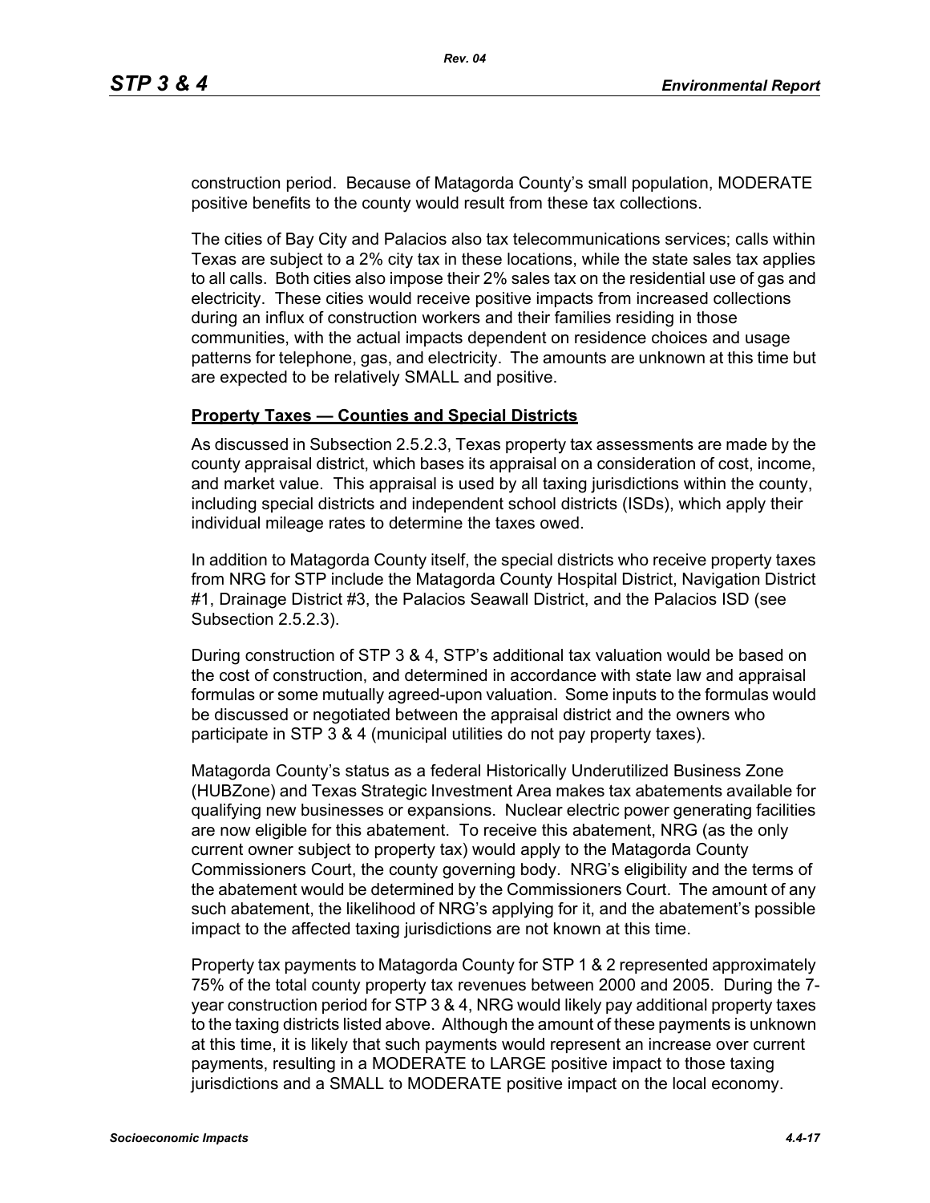construction period. Because of Matagorda County's small population, MODERATE positive benefits to the county would result from these tax collections.

The cities of Bay City and Palacios also tax telecommunications services; calls within Texas are subject to a 2% city tax in these locations, while the state sales tax applies to all calls. Both cities also impose their 2% sales tax on the residential use of gas and electricity. These cities would receive positive impacts from increased collections during an influx of construction workers and their families residing in those communities, with the actual impacts dependent on residence choices and usage patterns for telephone, gas, and electricity. The amounts are unknown at this time but are expected to be relatively SMALL and positive.

**Property Taxes — Counties and Special Districts**

As discussed in Subsection 2.5.2.3, Texas property tax assessments are made by the county appraisal district, which bases its appraisal on a consideration of cost, income, and market value. This appraisal is used by all taxing jurisdictions within the county, including special districts and independent school districts (ISDs), which apply their individual mileage rates to determine the taxes owed.

In addition to Matagorda County itself, the special districts who receive property taxes from NRG for STP include the Matagorda County Hospital District, Navigation District #1, Drainage District #3, the Palacios Seawall District, and the Palacios ISD (see Subsection 2.5.2.3).

During construction of STP 3 & 4, STP's additional tax valuation would be based on the cost of construction, and determined in accordance with state law and appraisal formulas or some mutually agreed-upon valuation. Some inputs to the formulas would be discussed or negotiated between the appraisal district and the owners who participate in STP 3 & 4 (municipal utilities do not pay property taxes).

Matagorda County's status as a federal Historically Underutilized Business Zone (HUBZone) and Texas Strategic Investment Area makes tax abatements available for qualifying new businesses or expansions. Nuclear electric power generating facilities are now eligible for this abatement. To receive this abatement, NRG (as the only current owner subject to property tax) would apply to the Matagorda County Commissioners Court, the county governing body. NRG's eligibility and the terms of the abatement would be determined by the Commissioners Court. The amount of any such abatement, the likelihood of NRG's applying for it, and the abatement's possible impact to the affected taxing jurisdictions are not known at this time.

Property tax payments to Matagorda County for STP 1 & 2 represented approximately 75% of the total county property tax revenues between 2000 and 2005. During the 7-year construction period for STP 3 & 4, NRG would likely pay additional property taxes to the taxing districts listed above. Although the amount of these payments is unknown at this time, it is likely that such payments would represent an increase over current payments, resulting in a MODERATE to LARGE positive impact to those taxing jurisdictions and a SMALL to MODERATE positive impact on the local economy.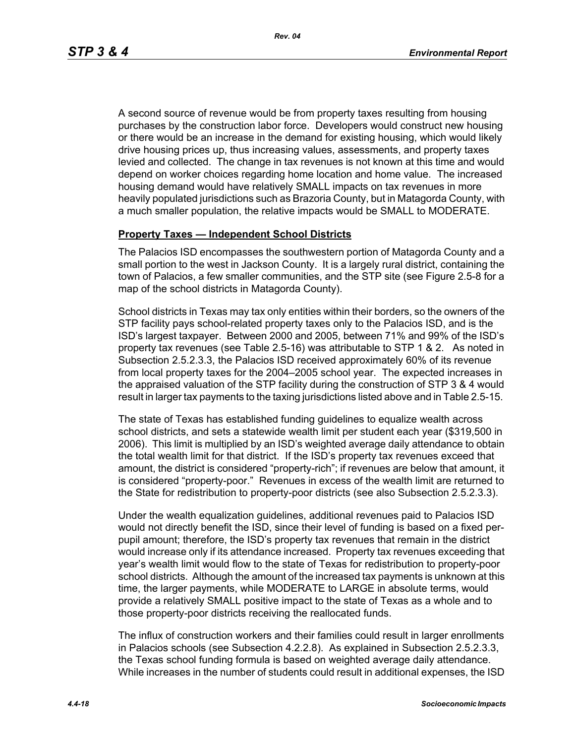A second source of revenue would be from property taxes resulting from housing purchases by the construction labor force. Developers would construct new housing or there would be an increase in the demand for existing housing, which would likely drive housing prices up, thus increasing values, assessments, and property taxes levied and collected. The change in tax revenues is not known at this time and would depend on worker choices regarding home location and home value. The increased housing demand would have relatively SMALL impacts on tax revenues in more heavily populated jurisdictions such as Brazoria County, but in Matagorda County, with a much smaller population, the relative impacts would be SMALL to MODERATE.

**Property Taxes — Independent School Districts**

The Palacios ISD encompasses the southwestern portion of Matagorda County and a small portion to the west in Jackson County. It is a largely rural district, containing the town of Palacios, a few smaller communities, and the STP site (see Figure 2.5-8 for a map of the school districts in Matagorda County).

School districts in Texas may tax only entities within their borders, so the owners of the STP facility pays school-related property taxes only to the Palacios ISD, and is the ISD's largest taxpayer. Between 2000 and 2005, between 71% and 99% of the ISD's property tax revenues (see Table 2.5-16) was attributable to STP 1 & 2. As noted in Subsection 2.5.2.3.3, the Palacios ISD received approximately 60% of its revenue from local property taxes for the 2004–2005 school year. The expected increases in the appraised valuation of the STP facility during the construction of STP 3 & 4 would result in larger tax payments to the taxing jurisdictions listed above and in Table 2.5-15.

The state of Texas has established funding guidelines to equalize wealth across school districts, and sets a statewide wealth limit per student each year ($319,500 in 2006). This limit is multiplied by an ISD's weighted average daily attendance to obtain the total wealth limit for that district. If the ISD's property tax revenues exceed that amount, the district is considered "property-rich"; if revenues are below that amount, it is considered "property-poor." Revenues in excess of the wealth limit are returned to the State for redistribution to property-poor districts (see also Subsection 2.5.2.3.3).

Under the wealth equalization guidelines, additional revenues paid to Palacios ISD would not directly benefit the ISD, since their level of funding is based on a fixed per-pupil amount; therefore, the ISD's property tax revenues that remain in the district would increase only if its attendance increased. Property tax revenues exceeding that year's wealth limit would flow to the state of Texas for redistribution to property-poor school districts. Although the amount of the increased tax payments is unknown at this time, the larger payments, while MODERATE to LARGE in absolute terms, would provide a relatively SMALL positive impact to the state of Texas as a whole and to those property-poor districts receiving the reallocated funds.

The influx of construction workers and their families could result in larger enrollments in Palacios schools (see Subsection 4.2.2.8). As explained in Subsection 2.5.2.3.3, the Texas school funding formula is based on weighted average daily attendance. While increases in the number of students could result in additional expenses, the ISD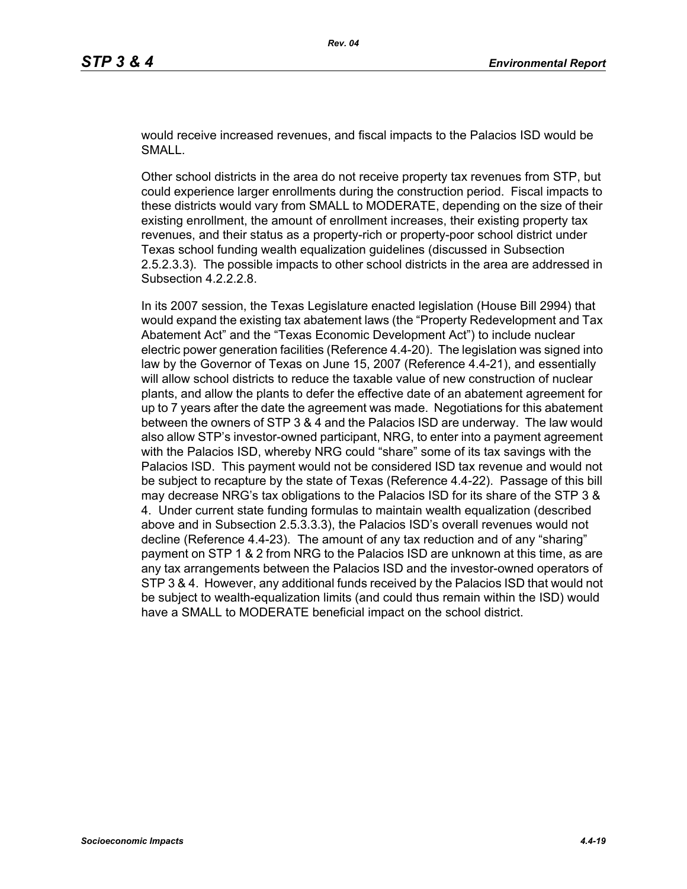would receive increased revenues, and fiscal impacts to the Palacios ISD would be SMALL.

Other school districts in the area do not receive property tax revenues from STP, but could experience larger enrollments during the construction period. Fiscal impacts to these districts would vary from SMALL to MODERATE, depending on the size of their existing enrollment, the amount of enrollment increases, their existing property tax revenues, and their status as a property-rich or property-poor school district under Texas school funding wealth equalization guidelines (discussed in Subsection 2.5.2.3.3). The possible impacts to other school districts in the area are addressed in Subsection 4.2.2.2.8.

In its 2007 session, the Texas Legislature enacted legislation (House Bill 2994) that would expand the existing tax abatement laws (the "Property Redevelopment and Tax Abatement Act" and the "Texas Economic Development Act") to include nuclear electric power generation facilities (Reference 4.4-20). The legislation was signed into law by the Governor of Texas on June 15, 2007 (Reference 4.4-21), and essentially will allow school districts to reduce the taxable value of new construction of nuclear plants, and allow the plants to defer the effective date of an abatement agreement for up to 7 years after the date the agreement was made. Negotiations for this abatement between the owners of STP 3 & 4 and the Palacios ISD are underway. The law would also allow STP's investor-owned participant, NRG, to enter into a payment agreement with the Palacios ISD, whereby NRG could "share" some of its tax savings with the Palacios ISD. This payment would not be considered ISD tax revenue and would not be subject to recapture by the state of Texas (Reference 4.4-22). Passage of this bill may decrease NRG's tax obligations to the Palacios ISD for its share of the STP 3 & 4. Under current state funding formulas to maintain wealth equalization (described above and in Subsection 2.5.3.3.3), the Palacios ISD's overall revenues would not decline (Reference 4.4-23). The amount of any tax reduction and of any "sharing" payment on STP 1 & 2 from NRG to the Palacios ISD are unknown at this time, as are any tax arrangements between the Palacios ISD and the investor-owned operators of STP 3 & 4. However, any additional funds received by the Palacios ISD that would not be subject to wealth-equalization limits (and could thus remain within the ISD) would have a SMALL to MODERATE beneficial impact on the school district.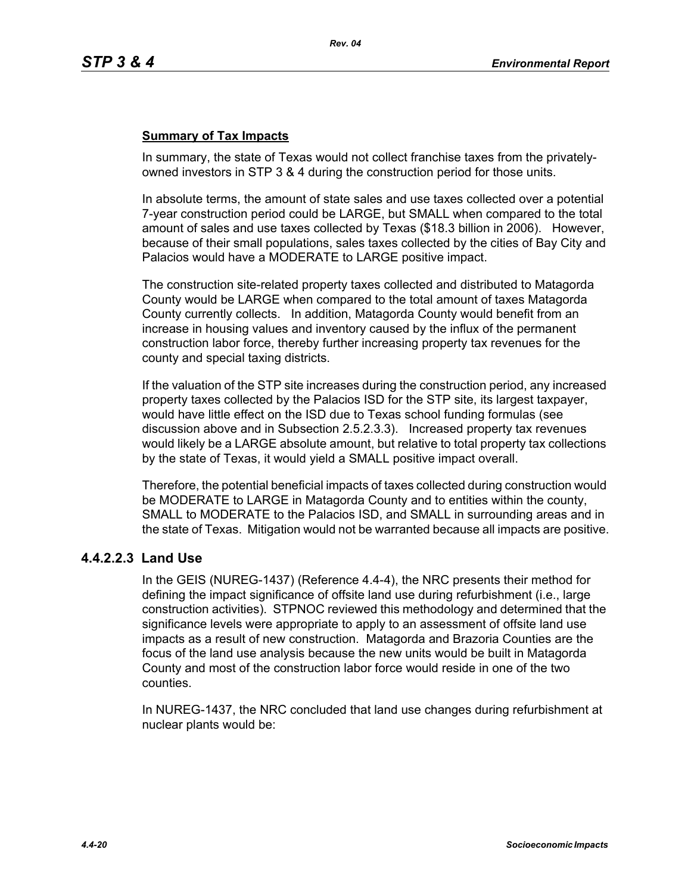**Summary of Tax Impacts**

In summary, the state of Texas would not collect franchise taxes from the privately-owned investors in STP 3 & 4 during the construction period for those units.

In absolute terms, the amount of state sales and use taxes collected over a potential 7-year construction period could be LARGE, but SMALL when compared to the total amount of sales and use taxes collected by Texas ($18.3 billion in 2006). However, because of their small populations, sales taxes collected by the cities of Bay City and Palacios would have a MODERATE to LARGE positive impact.

The construction site-related property taxes collected and distributed to Matagorda County would be LARGE when compared to the total amount of taxes Matagorda County currently collects. In addition, Matagorda County would benefit from an increase in housing values and inventory caused by the influx of the permanent construction labor force, thereby further increasing property tax revenues for the county and special taxing districts.

If the valuation of the STP site increases during the construction period, any increased property taxes collected by the Palacios ISD for the STP site, its largest taxpayer, would have little effect on the ISD due to Texas school funding formulas (see discussion above and in Subsection 2.5.2.3.3). Increased property tax revenues would likely be a LARGE absolute amount, but relative to total property tax collections by the state of Texas, it would yield a SMALL positive impact overall.

Therefore, the potential beneficial impacts of taxes collected during construction would be MODERATE to LARGE in Matagorda County and to entities within the county, SMALL to MODERATE to the Palacios ISD, and SMALL in surrounding areas and in the state of Texas. Mitigation would not be warranted because all impacts are positive.

### 4.4.2.2.3 Land Use

In the GEIS (NUREG-1437) (Reference 4.4-4), the NRC presents their method for defining the impact significance of offsite land use during refurbishment (i.e., large construction activities). STPNOC reviewed this methodology and determined that the significance levels were appropriate to apply to an assessment of offsite land use impacts as a result of new construction. Matagorda and Brazoria Counties are the focus of the land use analysis because the new units would be built in Matagorda County and most of the construction labor force would reside in one of the two counties.

In NUREG-1437, the NRC concluded that land use changes during refurbishment at nuclear plants would be: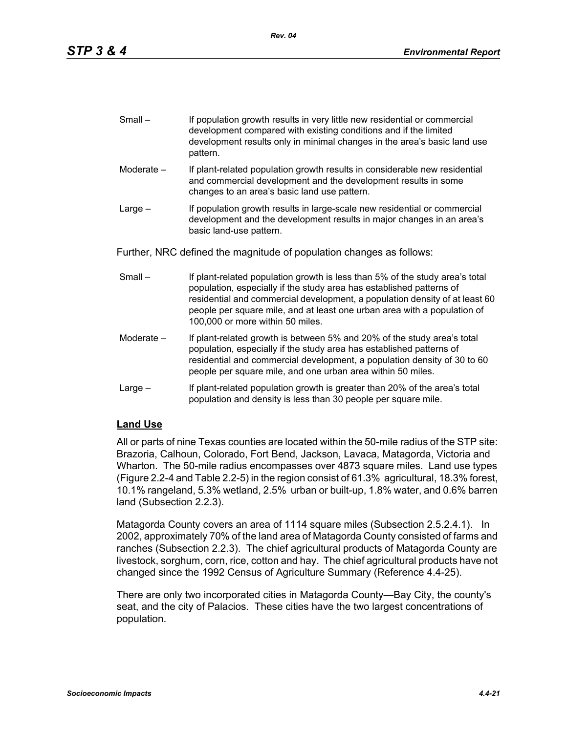Small – If population growth results in very little new residential or commercial development compared with existing conditions and if the limited development results only in minimal changes in the area's basic land use pattern.

Moderate – If plant-related population growth results in considerable new residential and commercial development and the development results in some changes to an area's basic land use pattern.

Large – If population growth results in large-scale new residential or commercial development and the development results in major changes in an area's basic land-use pattern.

Further, NRC defined the magnitude of population changes as follows:

Small – If plant-related population growth is less than 5% of the study area's total population, especially if the study area has established patterns of residential and commercial development, a population density of at least 60 people per square mile, and at least one urban area with a population of 100,000 or more within 50 miles.

Moderate – If plant-related growth is between 5% and 20% of the study area's total population, especially if the study area has established patterns of residential and commercial development, a population density of 30 to 60 people per square mile, and one urban area within 50 miles.

Large – If plant-related population growth is greater than 20% of the area's total population and density is less than 30 people per square mile.

**Land Use**

All or parts of nine Texas counties are located within the 50-mile radius of the STP site: Brazoria, Calhoun, Colorado, Fort Bend, Jackson, Lavaca, Matagorda, Victoria and Wharton. The 50-mile radius encompasses over 4873 square miles. Land use types (Figure 2.2-4 and Table 2.2-5) in the region consist of 61.3% agricultural, 18.3% forest, 10.1% rangeland, 5.3% wetland, 2.5% urban or built-up, 1.8% water, and 0.6% barren land (Subsection 2.2.3).

Matagorda County covers an area of 1114 square miles (Subsection 2.5.2.4.1). In 2002, approximately 70% of the land area of Matagorda County consisted of farms and ranches (Subsection 2.2.3). The chief agricultural products of Matagorda County are livestock, sorghum, corn, rice, cotton and hay. The chief agricultural products have not changed since the 1992 Census of Agriculture Summary (Reference 4.4-25).

There are only two incorporated cities in Matagorda County—Bay City, the county's seat, and the city of Palacios. These cities have the two largest concentrations of population.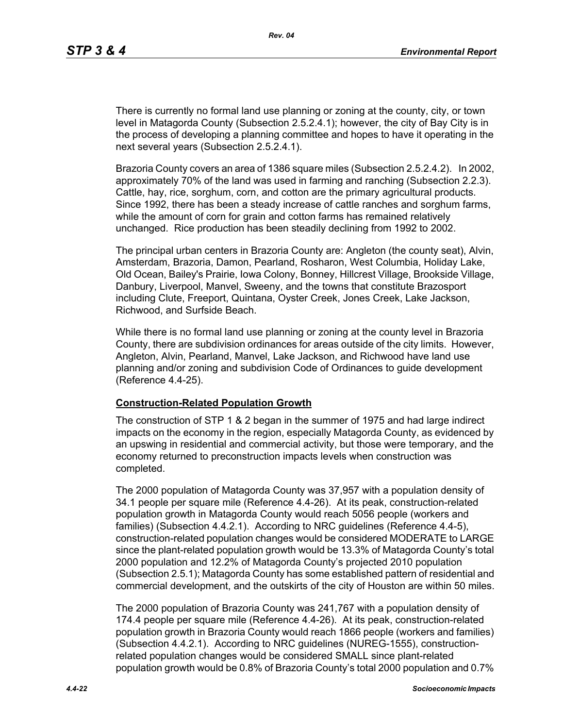There is currently no formal land use planning or zoning at the county, city, or town level in Matagorda County (Subsection 2.5.2.4.1); however, the city of Bay City is in the process of developing a planning committee and hopes to have it operating in the next several years (Subsection 2.5.2.4.1).

Brazoria County covers an area of 1386 square miles (Subsection 2.5.2.4.2). In 2002, approximately 70% of the land was used in farming and ranching (Subsection 2.2.3). Cattle, hay, rice, sorghum, corn, and cotton are the primary agricultural products. Since 1992, there has been a steady increase of cattle ranches and sorghum farms, while the amount of corn for grain and cotton farms has remained relatively unchanged. Rice production has been steadily declining from 1992 to 2002.

The principal urban centers in Brazoria County are: Angleton (the county seat), Alvin, Amsterdam, Brazoria, Damon, Pearland, Rosharon, West Columbia, Holiday Lake, Old Ocean, Bailey's Prairie, Iowa Colony, Bonney, Hillcrest Village, Brookside Village, Danbury, Liverpool, Manvel, Sweeny, and the towns that constitute Brazosport including Clute, Freeport, Quintana, Oyster Creek, Jones Creek, Lake Jackson, Richwood, and Surfside Beach.

While there is no formal land use planning or zoning at the county level in Brazoria County, there are subdivision ordinances for areas outside of the city limits. However, Angleton, Alvin, Pearland, Manvel, Lake Jackson, and Richwood have land use planning and/or zoning and subdivision Code of Ordinances to guide development (Reference 4.4-25).

**Construction-Related Population Growth**

The construction of STP 1 & 2 began in the summer of 1975 and had large indirect impacts on the economy in the region, especially Matagorda County, as evidenced by an upswing in residential and commercial activity, but those were temporary, and the economy returned to preconstruction impacts levels when construction was completed.

The 2000 population of Matagorda County was 37,957 with a population density of 34.1 people per square mile (Reference 4.4-26). At its peak, construction-related population growth in Matagorda County would reach 5056 people (workers and families) (Subsection 4.4.2.1). According to NRC guidelines (Reference 4.4-5), construction-related population changes would be considered MODERATE to LARGE since the plant-related population growth would be 13.3% of Matagorda County's total 2000 population and 12.2% of Matagorda County's projected 2010 population (Subsection 2.5.1); Matagorda County has some established pattern of residential and commercial development, and the outskirts of the city of Houston are within 50 miles.

The 2000 population of Brazoria County was 241,767 with a population density of 174.4 people per square mile (Reference 4.4-26). At its peak, construction-related population growth in Brazoria County would reach 1866 people (workers and families) (Subsection 4.4.2.1). According to NRC guidelines (NUREG-1555), construction-related population changes would be considered SMALL since plant-related population growth would be 0.8% of Brazoria County's total 2000 population and 0.7%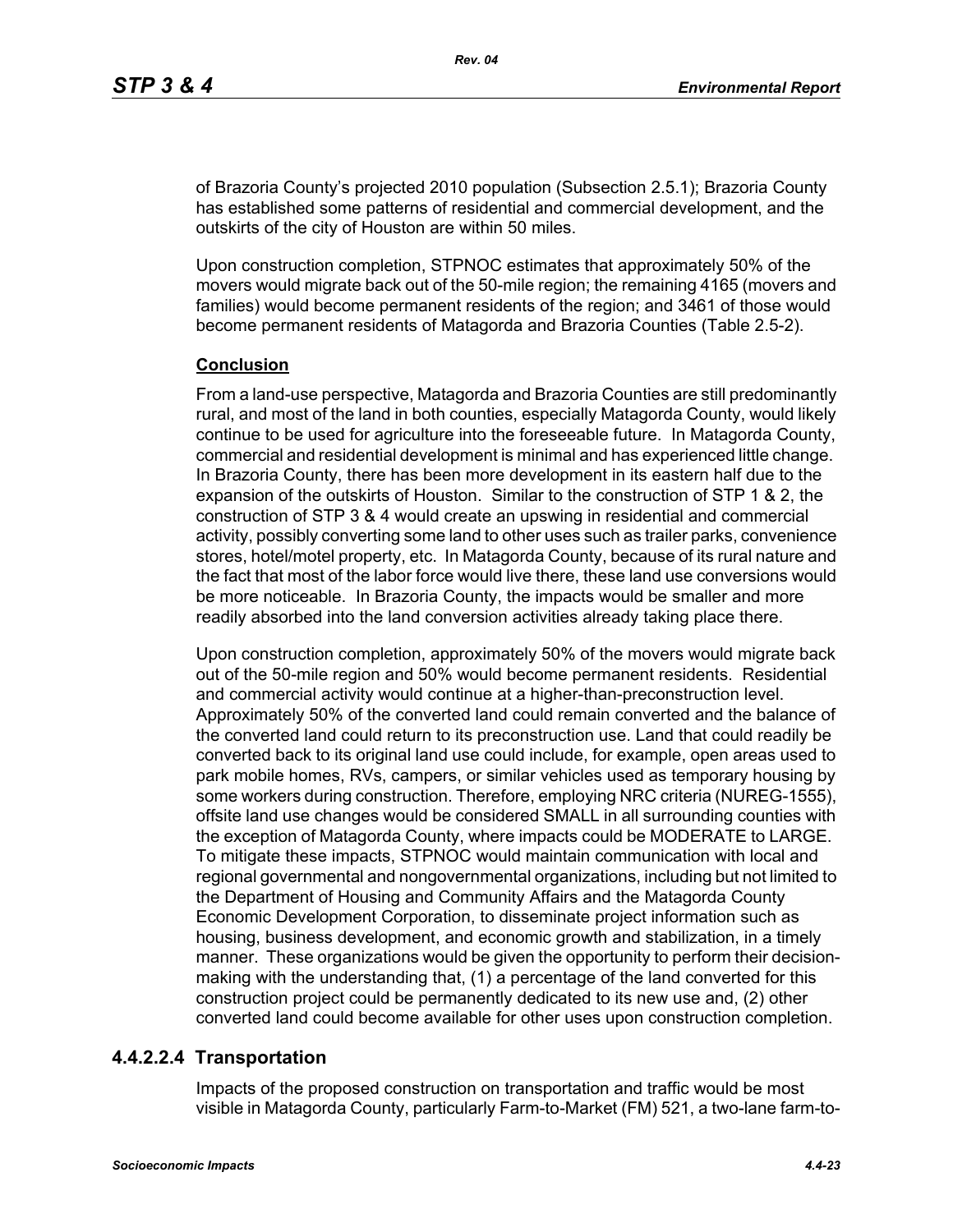of Brazoria County's projected 2010 population (Subsection 2.5.1); Brazoria County has established some patterns of residential and commercial development, and the outskirts of the city of Houston are within 50 miles.

Upon construction completion, STPNOC estimates that approximately 50% of the movers would migrate back out of the 50-mile region; the remaining 4165 (movers and families) would become permanent residents of the region; and 3461 of those would become permanent residents of Matagorda and Brazoria Counties (Table 2.5-2).

**Conclusion**

From a land-use perspective, Matagorda and Brazoria Counties are still predominantly rural, and most of the land in both counties, especially Matagorda County, would likely continue to be used for agriculture into the foreseeable future. In Matagorda County, commercial and residential development is minimal and has experienced little change. In Brazoria County, there has been more development in its eastern half due to the expansion of the outskirts of Houston. Similar to the construction of STP 1 & 2, the construction of STP 3 & 4 would create an upswing in residential and commercial activity, possibly converting some land to other uses such as trailer parks, convenience stores, hotel/motel property, etc. In Matagorda County, because of its rural nature and the fact that most of the labor force would live there, these land use conversions would be more noticeable. In Brazoria County, the impacts would be smaller and more readily absorbed into the land conversion activities already taking place there.

Upon construction completion, approximately 50% of the movers would migrate back out of the 50-mile region and 50% would become permanent residents. Residential and commercial activity would continue at a higher-than-preconstruction level. Approximately 50% of the converted land could remain converted and the balance of the converted land could return to its preconstruction use. Land that could readily be converted back to its original land use could include, for example, open areas used to park mobile homes, RVs, campers, or similar vehicles used as temporary housing by some workers during construction. Therefore, employing NRC criteria (NUREG-1555), offsite land use changes would be considered SMALL in all surrounding counties with the exception of Matagorda County, where impacts could be MODERATE to LARGE. To mitigate these impacts, STPNOC would maintain communication with local and regional governmental and nongovernmental organizations, including but not limited to the Department of Housing and Community Affairs and the Matagorda County Economic Development Corporation, to disseminate project information such as housing, business development, and economic growth and stabilization, in a timely manner. These organizations would be given the opportunity to perform their decision-making with the understanding that, (1) a percentage of the land converted for this construction project could be permanently dedicated to its new use and, (2) other converted land could become available for other uses upon construction completion.

### 4.4.2.2.4 Transportation

Impacts of the proposed construction on transportation and traffic would be most visible in Matagorda County, particularly Farm-to-Market (FM) 521, a two-lane farm-to-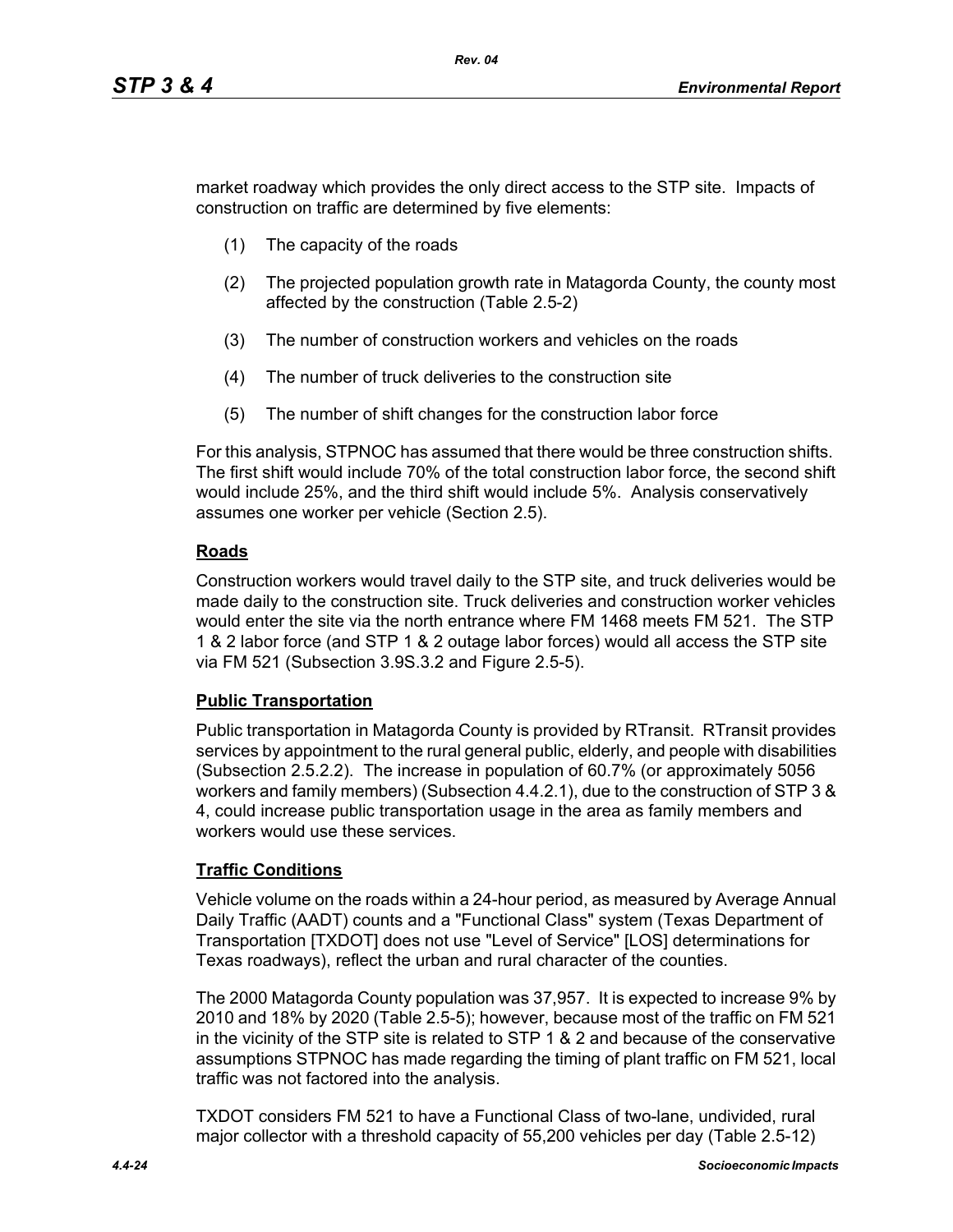market roadway which provides the only direct access to the STP site. Impacts of construction on traffic are determined by five elements:

(1) The capacity of the roads

(2) The projected population growth rate in Matagorda County, the county most affected by the construction (Table 2.5-2)

(3) The number of construction workers and vehicles on the roads

(4) The number of truck deliveries to the construction site

(5) The number of shift changes for the construction labor force

For this analysis, STPNOC has assumed that there would be three construction shifts. The first shift would include 70% of the total construction labor force, the second shift would include 25%, and the third shift would include 5%. Analysis conservatively assumes one worker per vehicle (Section 2.5).

**Roads**

Construction workers would travel daily to the STP site, and truck deliveries would be made daily to the construction site. Truck deliveries and construction worker vehicles would enter the site via the north entrance where FM 1468 meets FM 521. The STP 1 & 2 labor force (and STP 1 & 2 outage labor forces) would all access the STP site via FM 521 (Subsection 3.9S.3.2 and Figure 2.5-5).

**Public Transportation**

Public transportation in Matagorda County is provided by RTransit. RTransit provides services by appointment to the rural general public, elderly, and people with disabilities (Subsection 2.5.2.2). The increase in population of 60.7% (or approximately 5056 workers and family members) (Subsection 4.4.2.1), due to the construction of STP 3 & 4, could increase public transportation usage in the area as family members and workers would use these services.

**Traffic Conditions**

Vehicle volume on the roads within a 24-hour period, as measured by Average Annual Daily Traffic (AADT) counts and a "Functional Class" system (Texas Department of Transportation [TXDOT] does not use "Level of Service" [LOS] determinations for Texas roadways), reflect the urban and rural character of the counties.

The 2000 Matagorda County population was 37,957. It is expected to increase 9% by 2010 and 18% by 2020 (Table 2.5-5); however, because most of the traffic on FM 521 in the vicinity of the STP site is related to STP 1 & 2 and because of the conservative assumptions STPNOC has made regarding the timing of plant traffic on FM 521, local traffic was not factored into the analysis.

TXDOT considers FM 521 to have a Functional Class of two-lane, undivided, rural major collector with a threshold capacity of 55,200 vehicles per day (Table 2.5-12)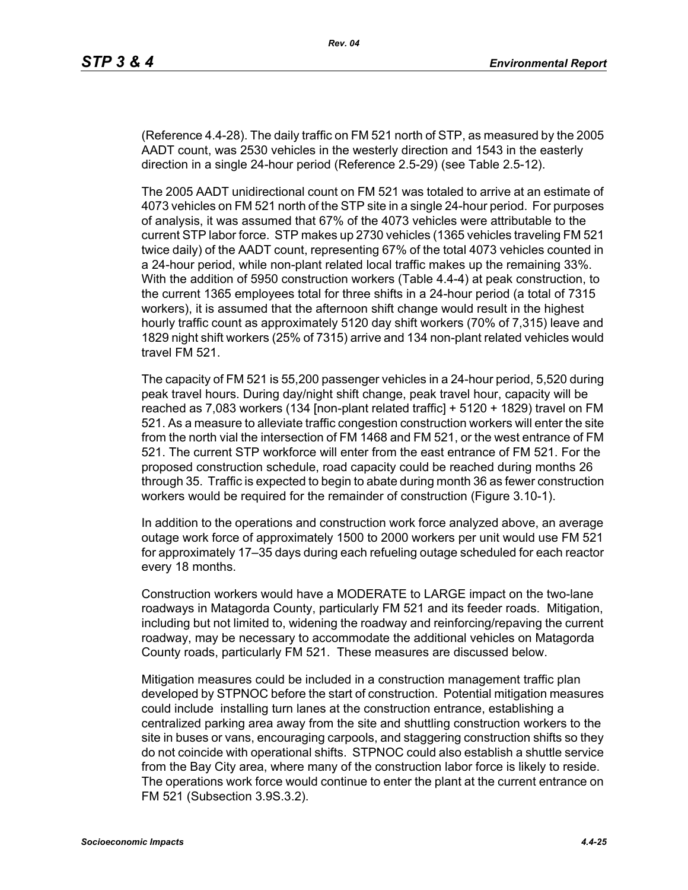(Reference 4.4-28). The daily traffic on FM 521 north of STP, as measured by the 2005 AADT count, was 2530 vehicles in the westerly direction and 1543 in the easterly direction in a single 24-hour period (Reference 2.5-29) (see Table 2.5-12).

The 2005 AADT unidirectional count on FM 521 was totaled to arrive at an estimate of 4073 vehicles on FM 521 north of the STP site in a single 24-hour period. For purposes of analysis, it was assumed that 67% of the 4073 vehicles were attributable to the current STP labor force. STP makes up 2730 vehicles (1365 vehicles traveling FM 521 twice daily) of the AADT count, representing 67% of the total 4073 vehicles counted in a 24-hour period, while non-plant related local traffic makes up the remaining 33%. With the addition of 5950 construction workers (Table 4.4-4) at peak construction, to the current 1365 employees total for three shifts in a 24-hour period (a total of 7315 workers), it is assumed that the afternoon shift change would result in the highest hourly traffic count as approximately 5120 day shift workers (70% of 7,315) leave and 1829 night shift workers (25% of 7315) arrive and 134 non-plant related vehicles would travel FM 521.

The capacity of FM 521 is 55,200 passenger vehicles in a 24-hour period, 5,520 during peak travel hours. During day/night shift change, peak travel hour, capacity will be reached as 7,083 workers (134 [non-plant related traffic] + 5120 + 1829) travel on FM 521. As a measure to alleviate traffic congestion construction workers will enter the site from the north vial the intersection of FM 1468 and FM 521, or the west entrance of FM 521. The current STP workforce will enter from the east entrance of FM 521. For the proposed construction schedule, road capacity could be reached during months 26 through 35. Traffic is expected to begin to abate during month 36 as fewer construction workers would be required for the remainder of construction (Figure 3.10-1).

In addition to the operations and construction work force analyzed above, an average outage work force of approximately 1500 to 2000 workers per unit would use FM 521 for approximately 17–35 days during each refueling outage scheduled for each reactor every 18 months.

Construction workers would have a MODERATE to LARGE impact on the two-lane roadways in Matagorda County, particularly FM 521 and its feeder roads. Mitigation, including but not limited to, widening the roadway and reinforcing/repaving the current roadway, may be necessary to accommodate the additional vehicles on Matagorda County roads, particularly FM 521. These measures are discussed below.

Mitigation measures could be included in a construction management traffic plan developed by STPNOC before the start of construction. Potential mitigation measures could include installing turn lanes at the construction entrance, establishing a centralized parking area away from the site and shuttling construction workers to the site in buses or vans, encouraging carpools, and staggering construction shifts so they do not coincide with operational shifts. STPNOC could also establish a shuttle service from the Bay City area, where many of the construction labor force is likely to reside. The operations work force would continue to enter the plant at the current entrance on FM 521 (Subsection 3.9S.3.2).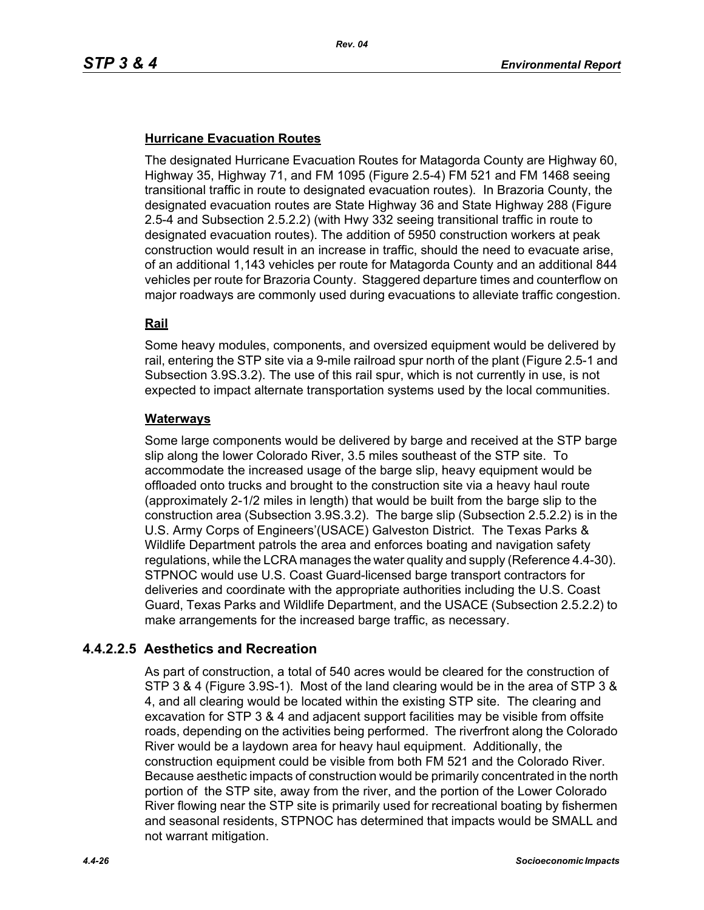#### Hurricane Evacuation Routes

The designated Hurricane Evacuation Routes for Matagorda County are Highway 60, Highway 35, Highway 71, and FM 1095 (Figure 2.5-4) FM 521 and FM 1468 seeing transitional traffic in route to designated evacuation routes). In Brazoria County, the designated evacuation routes are State Highway 36 and State Highway 288 (Figure 2.5-4 and Subsection 2.5.2.2) (with Hwy 332 seeing transitional traffic in route to designated evacuation routes). The addition of 5950 construction workers at peak construction would result in an increase in traffic, should the need to evacuate arise, of an additional 1,143 vehicles per route for Matagorda County and an additional 844 vehicles per route for Brazoria County. Staggered departure times and counterflow on major roadways are commonly used during evacuations to alleviate traffic congestion.

#### Rail

Some heavy modules, components, and oversized equipment would be delivered by rail, entering the STP site via a 9-mile railroad spur north of the plant (Figure 2.5-1 and Subsection 3.9S.3.2). The use of this rail spur, which is not currently in use, is not expected to impact alternate transportation systems used by the local communities.

#### Waterways

Some large components would be delivered by barge and received at the STP barge slip along the lower Colorado River, 3.5 miles southeast of the STP site. To accommodate the increased usage of the barge slip, heavy equipment would be offloaded onto trucks and brought to the construction site via a heavy haul route (approximately 2-1/2 miles in length) that would be built from the barge slip to the construction area (Subsection 3.9S.3.2). The barge slip (Subsection 2.5.2.2) is in the U.S. Army Corps of Engineers'(USACE) Galveston District. The Texas Parks & Wildlife Department patrols the area and enforces boating and navigation safety regulations, while the LCRA manages the water quality and supply (Reference 4.4-30). STPNOC would use U.S. Coast Guard-licensed barge transport contractors for deliveries and coordinate with the appropriate authorities including the U.S. Coast Guard, Texas Parks and Wildlife Department, and the USACE (Subsection 2.5.2.2) to make arrangements for the increased barge traffic, as necessary.

## 4.4.2.2.5 Aesthetics and Recreation

As part of construction, a total of 540 acres would be cleared for the construction of STP 3 & 4 (Figure 3.9S-1). Most of the land clearing would be in the area of STP 3 & 4, and all clearing would be located within the existing STP site. The clearing and excavation for STP 3 & 4 and adjacent support facilities may be visible from offsite roads, depending on the activities being performed. The riverfront along the Colorado River would be a laydown area for heavy haul equipment. Additionally, the construction equipment could be visible from both FM 521 and the Colorado River. Because aesthetic impacts of construction would be primarily concentrated in the north portion of the STP site, away from the river, and the portion of the Lower Colorado River flowing near the STP site is primarily used for recreational boating by fishermen and seasonal residents, STPNOC has determined that impacts would be SMALL and not warrant mitigation.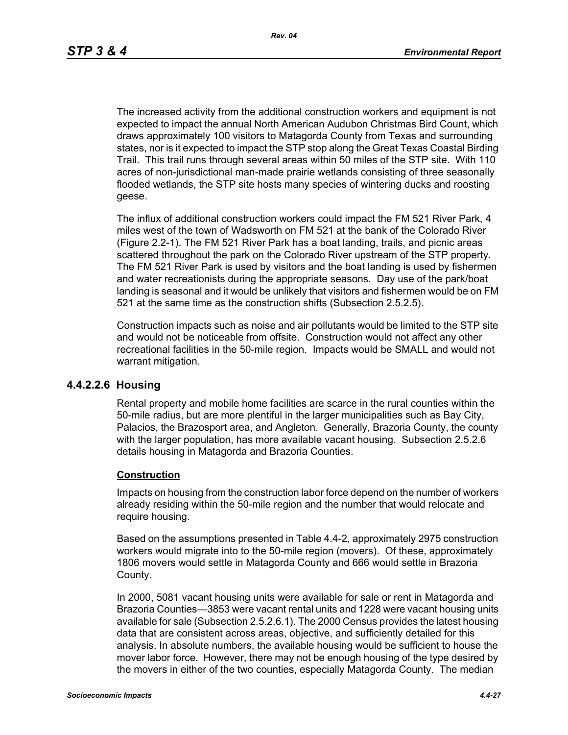The increased activity from the additional construction workers and equipment is not expected to impact the annual North American Audubon Christmas Bird Count, which draws approximately 100 visitors to Matagorda County from Texas and surrounding states, nor is it expected to impact the STP stop along the Great Texas Coastal Birding Trail. This trail runs through several areas within 50 miles of the STP site. With 110 acres of non-jurisdictional man-made prairie wetlands consisting of three seasonally flooded wetlands, the STP site hosts many species of wintering ducks and roosting geese.

The influx of additional construction workers could impact the FM 521 River Park, 4 miles west of the town of Wadsworth on FM 521 at the bank of the Colorado River (Figure 2.2-1). The FM 521 River Park has a boat landing, trails, and picnic areas scattered throughout the park on the Colorado River upstream of the STP property. The FM 521 River Park is used by visitors and the boat landing is used by fishermen and water recreationists during the appropriate seasons. Day use of the park/boat landing is seasonal and it would be unlikely that visitors and fishermen would be on FM 521 at the same time as the construction shifts (Subsection 2.5.2.5).

Construction impacts such as noise and air pollutants would be limited to the STP site and would not be noticeable from offsite. Construction would not affect any other recreational facilities in the 50-mile region. Impacts would be SMALL and would not warrant mitigation.

### 4.4.2.2.6 Housing

Rental property and mobile home facilities are scarce in the rural counties within the 50-mile radius, but are more plentiful in the larger municipalities such as Bay City, Palacios, the Brazosport area, and Angleton. Generally, Brazoria County, the county with the larger population, has more available vacant housing. Subsection 2.5.2.6 details housing in Matagorda and Brazoria Counties.

**Construction**

Impacts on housing from the construction labor force depend on the number of workers already residing within the 50-mile region and the number that would relocate and require housing.

Based on the assumptions presented in Table 4.4-2, approximately 2975 construction workers would migrate into to the 50-mile region (movers). Of these, approximately 1806 movers would settle in Matagorda County and 666 would settle in Brazoria County.

In 2000, 5081 vacant housing units were available for sale or rent in Matagorda and Brazoria Counties—3853 were vacant rental units and 1228 were vacant housing units available for sale (Subsection 2.5.2.6.1). The 2000 Census provides the latest housing data that are consistent across areas, objective, and sufficiently detailed for this analysis. In absolute numbers, the available housing would be sufficient to house the mover labor force. However, there may not be enough housing of the type desired by the movers in either of the two counties, especially Matagorda County. The median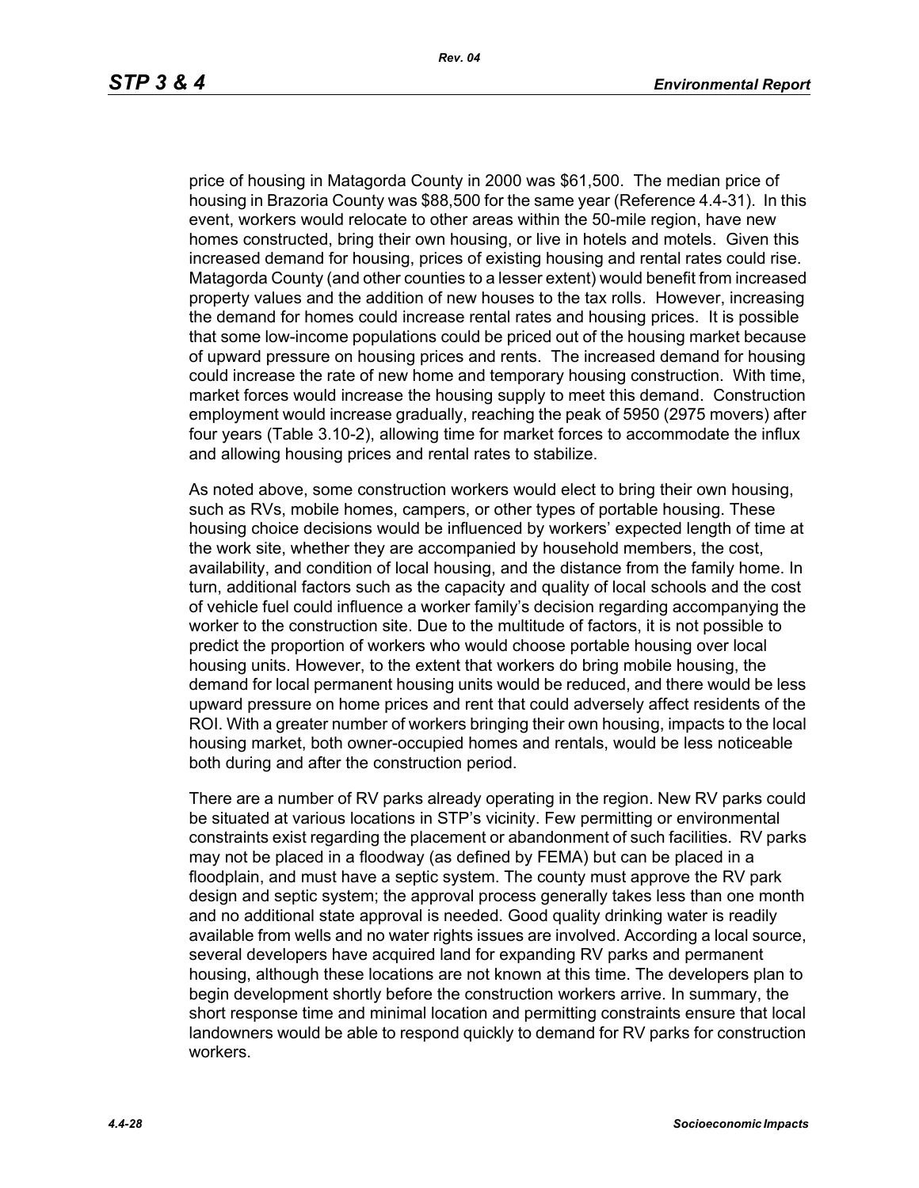price of housing in Matagorda County in 2000 was $61,500. The median price of housing in Brazoria County was $88,500 for the same year (Reference 4.4-31). In this event, workers would relocate to other areas within the 50-mile region, have new homes constructed, bring their own housing, or live in hotels and motels. Given this increased demand for housing, prices of existing housing and rental rates could rise. Matagorda County (and other counties to a lesser extent) would benefit from increased property values and the addition of new houses to the tax rolls. However, increasing the demand for homes could increase rental rates and housing prices. It is possible that some low-income populations could be priced out of the housing market because of upward pressure on housing prices and rents. The increased demand for housing could increase the rate of new home and temporary housing construction. With time, market forces would increase the housing supply to meet this demand. Construction employment would increase gradually, reaching the peak of 5950 (2975 movers) after four years (Table 3.10-2), allowing time for market forces to accommodate the influx and allowing housing prices and rental rates to stabilize.

As noted above, some construction workers would elect to bring their own housing, such as RVs, mobile homes, campers, or other types of portable housing. These housing choice decisions would be influenced by workers' expected length of time at the work site, whether they are accompanied by household members, the cost, availability, and condition of local housing, and the distance from the family home. In turn, additional factors such as the capacity and quality of local schools and the cost of vehicle fuel could influence a worker family's decision regarding accompanying the worker to the construction site. Due to the multitude of factors, it is not possible to predict the proportion of workers who would choose portable housing over local housing units. However, to the extent that workers do bring mobile housing, the demand for local permanent housing units would be reduced, and there would be less upward pressure on home prices and rent that could adversely affect residents of the ROI. With a greater number of workers bringing their own housing, impacts to the local housing market, both owner-occupied homes and rentals, would be less noticeable both during and after the construction period.

There are a number of RV parks already operating in the region. New RV parks could be situated at various locations in STP's vicinity. Few permitting or environmental constraints exist regarding the placement or abandonment of such facilities. RV parks may not be placed in a floodway (as defined by FEMA) but can be placed in a floodplain, and must have a septic system. The county must approve the RV park design and septic system; the approval process generally takes less than one month and no additional state approval is needed. Good quality drinking water is readily available from wells and no water rights issues are involved. According to a local source, several developers have acquired land for expanding RV parks and permanent housing, although these locations are not known at this time. The developers plan to begin development shortly before the construction workers arrive. In summary, the short response time and minimal location and permitting constraints ensure that local landowners would be able to respond quickly to demand for RV parks for construction workers.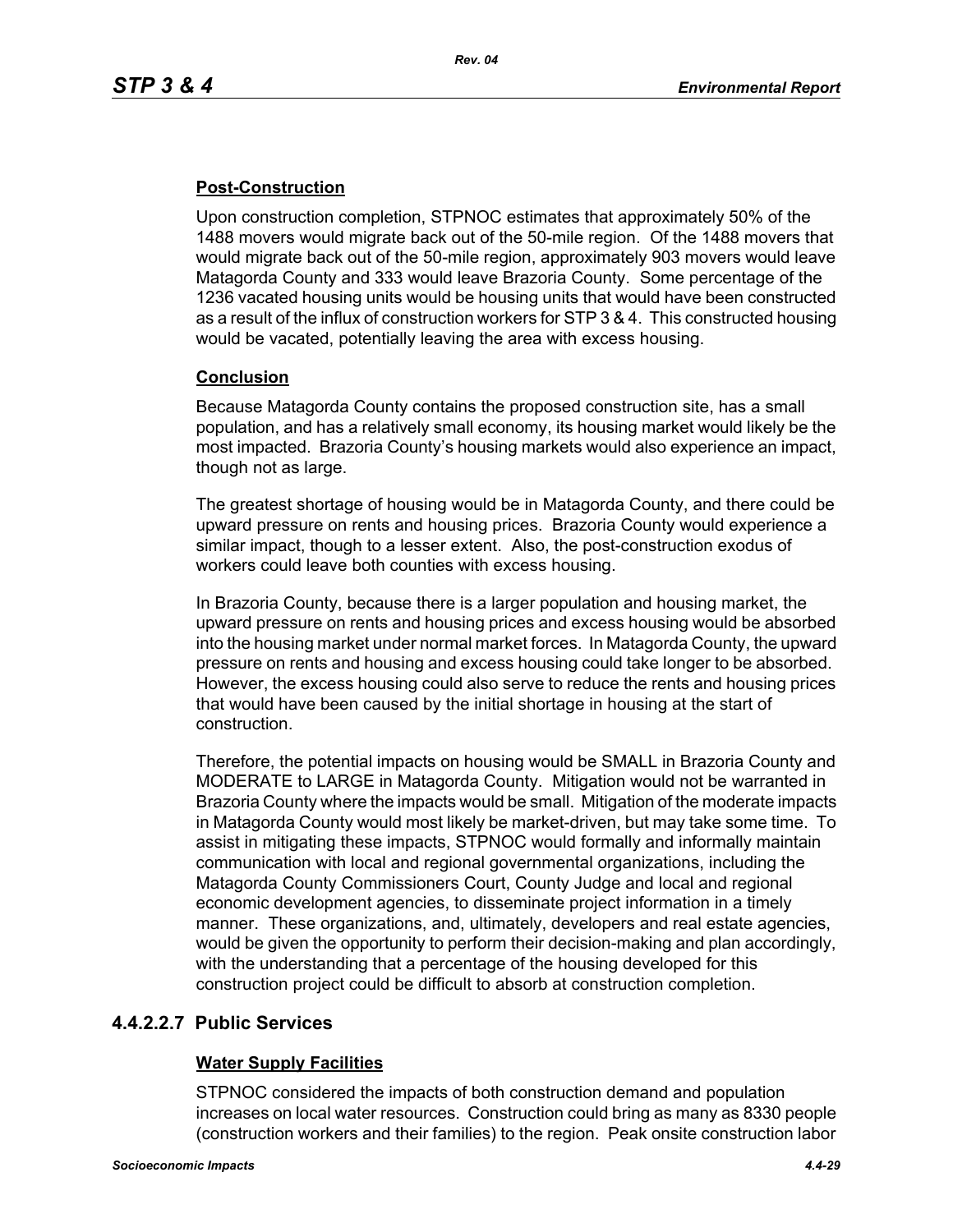**Post-Construction**

Upon construction completion, STPNOC estimates that approximately 50% of the 1488 movers would migrate back out of the 50-mile region. Of the 1488 movers that would migrate back out of the 50-mile region, approximately 903 movers would leave Matagorda County and 333 would leave Brazoria County. Some percentage of the 1236 vacated housing units would be housing units that would have been constructed as a result of the influx of construction workers for STP 3 & 4. This constructed housing would be vacated, potentially leaving the area with excess housing.

**Conclusion**

Because Matagorda County contains the proposed construction site, has a small population, and has a relatively small economy, its housing market would likely be the most impacted. Brazoria County's housing markets would also experience an impact, though not as large.

The greatest shortage of housing would be in Matagorda County, and there could be upward pressure on rents and housing prices. Brazoria County would experience a similar impact, though to a lesser extent. Also, the post-construction exodus of workers could leave both counties with excess housing.

In Brazoria County, because there is a larger population and housing market, the upward pressure on rents and housing prices and excess housing would be absorbed into the housing market under normal market forces. In Matagorda County, the upward pressure on rents and housing and excess housing could take longer to be absorbed. However, the excess housing could also serve to reduce the rents and housing prices that would have been caused by the initial shortage in housing at the start of construction.

Therefore, the potential impacts on housing would be SMALL in Brazoria County and MODERATE to LARGE in Matagorda County. Mitigation would not be warranted in Brazoria County where the impacts would be small. Mitigation of the moderate impacts in Matagorda County would most likely be market-driven, but may take some time. To assist in mitigating these impacts, STPNOC would formally and informally maintain communication with local and regional governmental organizations, including the Matagorda County Commissioners Court, County Judge and local and regional economic development agencies, to disseminate project information in a timely manner. These organizations, and, ultimately, developers and real estate agencies, would be given the opportunity to perform their decision-making and plan accordingly, with the understanding that a percentage of the housing developed for this construction project could be difficult to absorb at construction completion.

### 4.4.2.2.7 Public Services

**Water Supply Facilities**

STPNOC considered the impacts of both construction demand and population increases on local water resources. Construction could bring as many as 8330 people (construction workers and their families) to the region. Peak onsite construction labor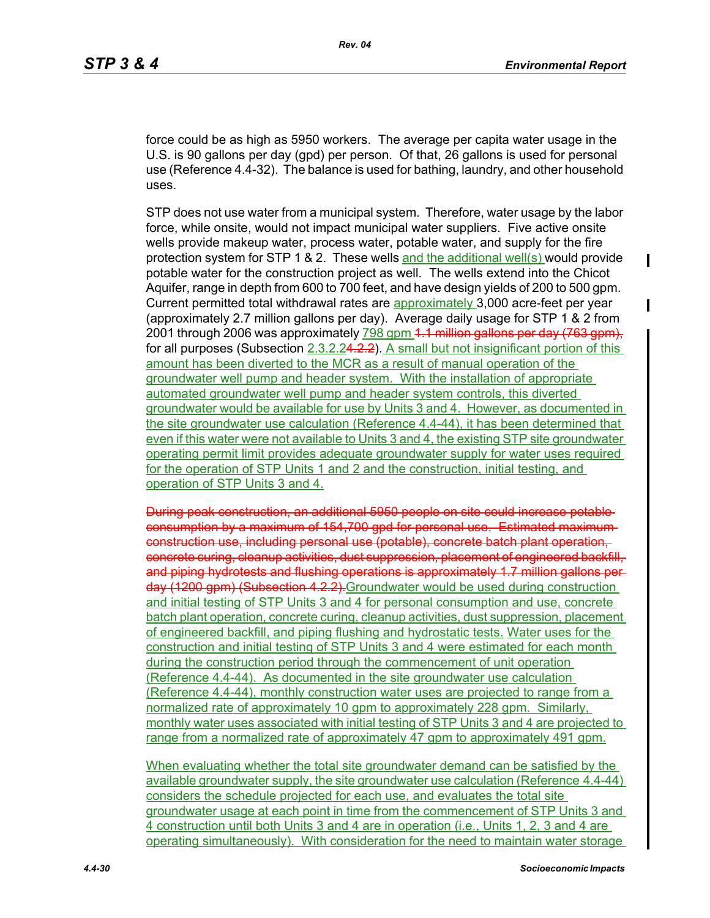force could be as high as 5950 workers. The average per capita water usage in the U.S. is 90 gallons per day (gpd) per person. Of that, 26 gallons is used for personal use (Reference 4.4-32). The balance is used for bathing, laundry, and other household uses.

STP does not use water from a municipal system. Therefore, water usage by the labor force, while onsite, would not impact municipal water suppliers. Five active onsite wells provide makeup water, process water, potable water, and supply for the fire protection system for STP 1 & 2. These wells and the additional well(s) would provide potable water for the construction project as well. The wells extend into the Chicot Aquifer, range in depth from 600 to 700 feet, and have design yields of 200 to 500 gpm. Current permitted total withdrawal rates are approximately 3,000 acre-feet per year (approximately 2.7 million gallons per day). Average daily usage for STP 1 & 2 from 2001 through 2006 was approximately 798 gpm ~~1.1 million gallons per day (763 gpm),~~ for all purposes (Subsection 2.3.2.2~~4.2.2~~). A small but not insignificant portion of this amount has been diverted to the MCR as a result of manual operation of the groundwater well pump and header system. With the installation of appropriate automated groundwater well pump and header system controls, this diverted groundwater would be available for use by Units 3 and 4. However, as documented in the site groundwater use calculation (Reference 4.4-44), it has been determined that even if this water were not available to Units 3 and 4, the existing STP site groundwater operating permit limit provides adequate groundwater supply for water uses required for the operation of STP Units 1 and 2 and the construction, initial testing, and operation of STP Units 3 and 4.

~~During peak construction, an additional 5950 people on site could increase potable consumption by a maximum of 154,700 gpd for personal use. Estimated maximum construction use, including personal use (potable), concrete batch plant operation, concrete curing, cleanup activities, dust suppression, placement of engineered backfill, and piping hydrotests and flushing operations is approximately 1.7 million gallons per day (1200 gpm) (Subsection 4.2.2).~~ Groundwater would be used during construction and initial testing of STP Units 3 and 4 for personal consumption and use, concrete batch plant operation, concrete curing, cleanup activities, dust suppression, placement of engineered backfill, and piping flushing and hydrostatic tests. Water uses for the construction and initial testing of STP Units 3 and 4 were estimated for each month during the construction period through the commencement of unit operation (Reference 4.4-44). As documented in the site groundwater use calculation (Reference 4.4-44), monthly construction water uses are projected to range from a normalized rate of approximately 10 gpm to approximately 228 gpm. Similarly, monthly water uses associated with initial testing of STP Units 3 and 4 are projected to range from a normalized rate of approximately 47 gpm to approximately 491 gpm.

When evaluating whether the total site groundwater demand can be satisfied by the available groundwater supply, the site groundwater use calculation (Reference 4.4-44) considers the schedule projected for each use, and evaluates the total site groundwater usage at each point in time from the commencement of STP Units 3 and 4 construction until both Units 3 and 4 are in operation (i.e., Units 1, 2, 3 and 4 are operating simultaneously). With consideration for the need to maintain water storage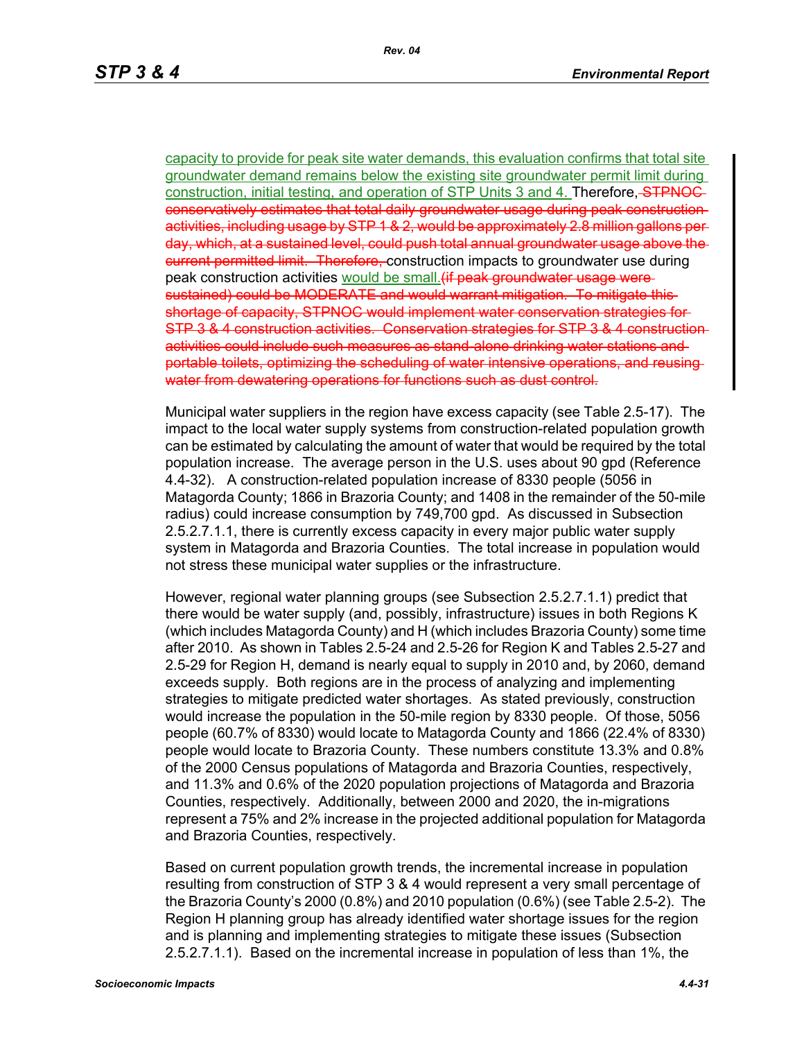capacity to provide for peak site water demands, this evaluation confirms that total site groundwater demand remains below the existing site groundwater permit limit during construction, initial testing, and operation of STP Units 3 and 4. Therefore, ~~STPNOC conservatively estimates that total daily groundwater usage during peak construction activities, including usage by STP 1 & 2, would be approximately 2.8 million gallons per day, which, at a sustained level, could push total annual groundwater usage above the current permitted limit. Therefore,~~ construction impacts to groundwater use during peak construction activities would be small.~~(if peak groundwater usage were sustained) could be MODERATE and would warrant mitigation. To mitigate this shortage of capacity, STPNOC would implement water conservation strategies for STP 3 & 4 construction activities. Conservation strategies for STP 3 & 4 construction activities could include such measures as stand-alone drinking water stations and portable toilets, optimizing the scheduling of water intensive operations, and reusing water from dewatering operations for functions such as dust control.~~

Municipal water suppliers in the region have excess capacity (see Table 2.5-17). The impact to the local water supply systems from construction-related population growth can be estimated by calculating the amount of water that would be required by the total population increase. The average person in the U.S. uses about 90 gpd (Reference 4.4-32). A construction-related population increase of 8330 people (5056 in Matagorda County; 1866 in Brazoria County; and 1408 in the remainder of the 50-mile radius) could increase consumption by 749,700 gpd. As discussed in Subsection 2.5.2.7.1.1, there is currently excess capacity in every major public water supply system in Matagorda and Brazoria Counties. The total increase in population would not stress these municipal water supplies or the infrastructure.

However, regional water planning groups (see Subsection 2.5.2.7.1.1) predict that there would be water supply (and, possibly, infrastructure) issues in both Regions K (which includes Matagorda County) and H (which includes Brazoria County) some time after 2010. As shown in Tables 2.5-24 and 2.5-26 for Region K and Tables 2.5-27 and 2.5-29 for Region H, demand is nearly equal to supply in 2010 and, by 2060, demand exceeds supply. Both regions are in the process of analyzing and implementing strategies to mitigate predicted water shortages. As stated previously, construction would increase the population in the 50-mile region by 8330 people. Of those, 5056 people (60.7% of 8330) would locate to Matagorda County and 1866 (22.4% of 8330) people would locate to Brazoria County. These numbers constitute 13.3% and 0.8% of the 2000 Census populations of Matagorda and Brazoria Counties, respectively, and 11.3% and 0.6% of the 2020 population projections of Matagorda and Brazoria Counties, respectively. Additionally, between 2000 and 2020, the in-migrations represent a 75% and 2% increase in the projected additional population for Matagorda and Brazoria Counties, respectively.

Based on current population growth trends, the incremental increase in population resulting from construction of STP 3 & 4 would represent a very small percentage of the Brazoria County's 2000 (0.8%) and 2010 population (0.6%) (see Table 2.5-2). The Region H planning group has already identified water shortage issues for the region and is planning and implementing strategies to mitigate these issues (Subsection 2.5.2.7.1.1). Based on the incremental increase in population of less than 1%, the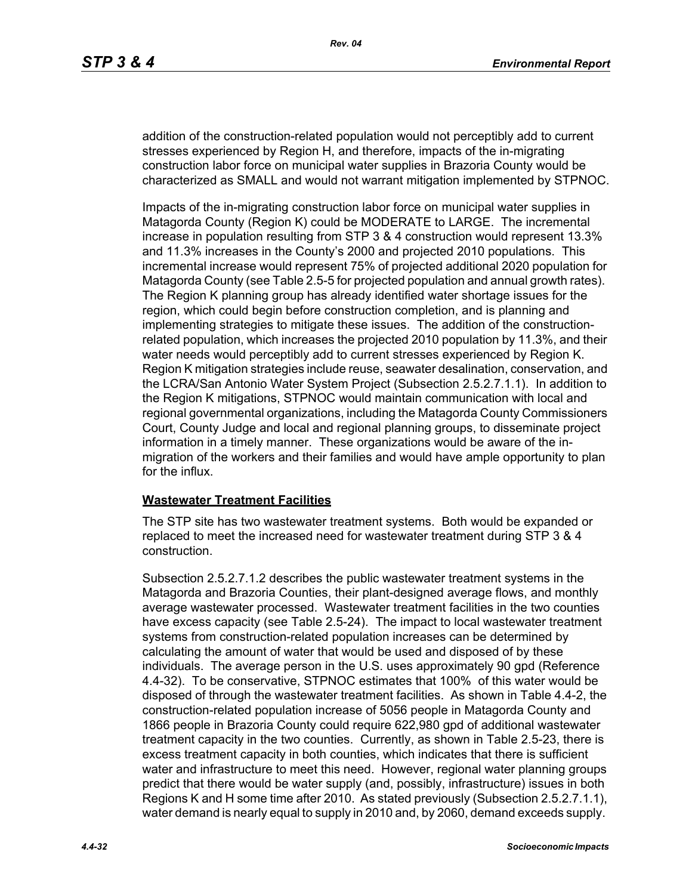addition of the construction-related population would not perceptibly add to current stresses experienced by Region H, and therefore, impacts of the in-migrating construction labor force on municipal water supplies in Brazoria County would be characterized as SMALL and would not warrant mitigation implemented by STPNOC.

Impacts of the in-migrating construction labor force on municipal water supplies in Matagorda County (Region K) could be MODERATE to LARGE. The incremental increase in population resulting from STP 3 & 4 construction would represent 13.3% and 11.3% increases in the County's 2000 and projected 2010 populations. This incremental increase would represent 75% of projected additional 2020 population for Matagorda County (see Table 2.5-5 for projected population and annual growth rates). The Region K planning group has already identified water shortage issues for the region, which could begin before construction completion, and is planning and implementing strategies to mitigate these issues. The addition of the construction-related population, which increases the projected 2010 population by 11.3%, and their water needs would perceptibly add to current stresses experienced by Region K. Region K mitigation strategies include reuse, seawater desalination, conservation, and the LCRA/San Antonio Water System Project (Subsection 2.5.2.7.1.1). In addition to the Region K mitigations, STPNOC would maintain communication with local and regional governmental organizations, including the Matagorda County Commissioners Court, County Judge and local and regional planning groups, to disseminate project information in a timely manner. These organizations would be aware of the in-migration of the workers and their families and would have ample opportunity to plan for the influx.

**Wastewater Treatment Facilities**

The STP site has two wastewater treatment systems. Both would be expanded or replaced to meet the increased need for wastewater treatment during STP 3 & 4 construction.

Subsection 2.5.2.7.1.2 describes the public wastewater treatment systems in the Matagorda and Brazoria Counties, their plant-designed average flows, and monthly average wastewater processed. Wastewater treatment facilities in the two counties have excess capacity (see Table 2.5-24). The impact to local wastewater treatment systems from construction-related population increases can be determined by calculating the amount of water that would be used and disposed of by these individuals. The average person in the U.S. uses approximately 90 gpd (Reference 4.4-32). To be conservative, STPNOC estimates that 100% of this water would be disposed of through the wastewater treatment facilities. As shown in Table 4.4-2, the construction-related population increase of 5056 people in Matagorda County and 1866 people in Brazoria County could require 622,980 gpd of additional wastewater treatment capacity in the two counties. Currently, as shown in Table 2.5-23, there is excess treatment capacity in both counties, which indicates that there is sufficient water and infrastructure to meet this need. However, regional water planning groups predict that there would be water supply (and, possibly, infrastructure) issues in both Regions K and H some time after 2010. As stated previously (Subsection 2.5.2.7.1.1), water demand is nearly equal to supply in 2010 and, by 2060, demand exceeds supply.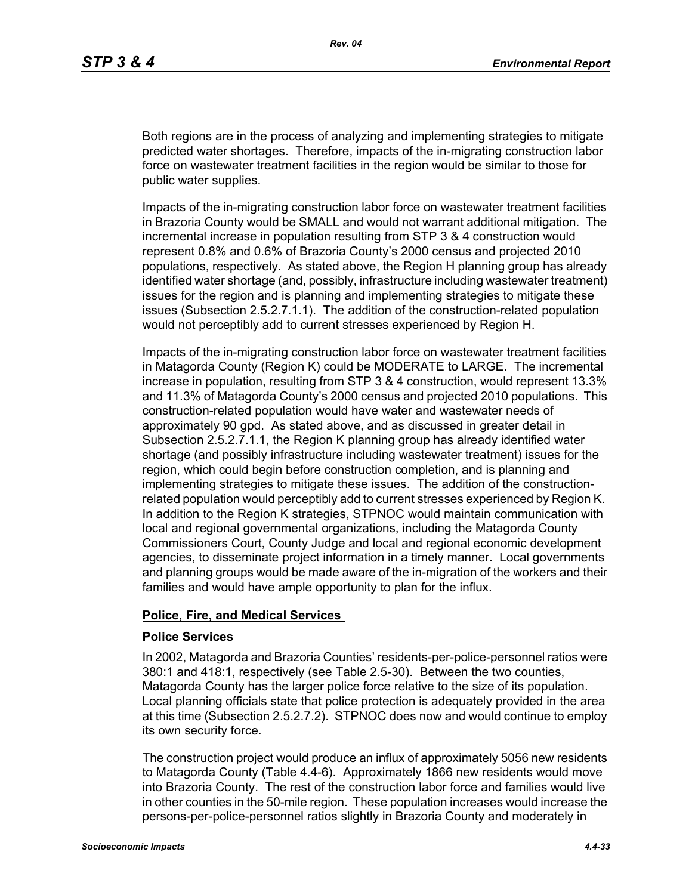Both regions are in the process of analyzing and implementing strategies to mitigate predicted water shortages. Therefore, impacts of the in-migrating construction labor force on wastewater treatment facilities in the region would be similar to those for public water supplies.

Impacts of the in-migrating construction labor force on wastewater treatment facilities in Brazoria County would be SMALL and would not warrant additional mitigation. The incremental increase in population resulting from STP 3 & 4 construction would represent 0.8% and 0.6% of Brazoria County's 2000 census and projected 2010 populations, respectively. As stated above, the Region H planning group has already identified water shortage (and, possibly, infrastructure including wastewater treatment) issues for the region and is planning and implementing strategies to mitigate these issues (Subsection 2.5.2.7.1.1). The addition of the construction-related population would not perceptibly add to current stresses experienced by Region H.

Impacts of the in-migrating construction labor force on wastewater treatment facilities in Matagorda County (Region K) could be MODERATE to LARGE. The incremental increase in population, resulting from STP 3 & 4 construction, would represent 13.3% and 11.3% of Matagorda County's 2000 census and projected 2010 populations. This construction-related population would have water and wastewater needs of approximately 90 gpd. As stated above, and as discussed in greater detail in Subsection 2.5.2.7.1.1, the Region K planning group has already identified water shortage (and possibly infrastructure including wastewater treatment) issues for the region, which could begin before construction completion, and is planning and implementing strategies to mitigate these issues. The addition of the construction-related population would perceptibly add to current stresses experienced by Region K. In addition to the Region K strategies, STPNOC would maintain communication with local and regional governmental organizations, including the Matagorda County Commissioners Court, County Judge and local and regional economic development agencies, to disseminate project information in a timely manner. Local governments and planning groups would be made aware of the in-migration of the workers and their families and would have ample opportunity to plan for the influx.

## Police, Fire, and Medical Services

### Police Services

In 2002, Matagorda and Brazoria Counties' residents-per-police-personnel ratios were 380:1 and 418:1, respectively (see Table 2.5-30). Between the two counties, Matagorda County has the larger police force relative to the size of its population. Local planning officials state that police protection is adequately provided in the area at this time (Subsection 2.5.2.7.2). STPNOC does now and would continue to employ its own security force.

The construction project would produce an influx of approximately 5056 new residents to Matagorda County (Table 4.4-6). Approximately 1866 new residents would move into Brazoria County. The rest of the construction labor force and families would live in other counties in the 50-mile region. These population increases would increase the persons-per-police-personnel ratios slightly in Brazoria County and moderately in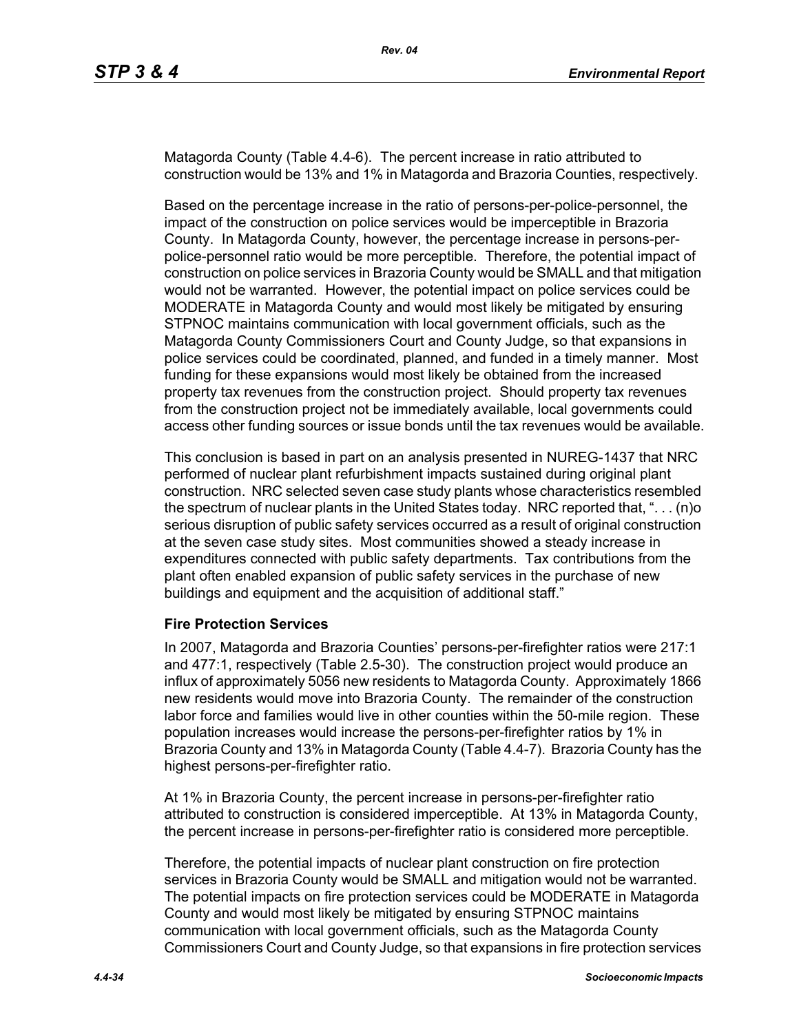Matagorda County (Table 4.4-6). The percent increase in ratio attributed to construction would be 13% and 1% in Matagorda and Brazoria Counties, respectively.

Based on the percentage increase in the ratio of persons-per-police-personnel, the impact of the construction on police services would be imperceptible in Brazoria County. In Matagorda County, however, the percentage increase in persons-per-police-personnel ratio would be more perceptible. Therefore, the potential impact of construction on police services in Brazoria County would be SMALL and that mitigation would not be warranted. However, the potential impact on police services could be MODERATE in Matagorda County and would most likely be mitigated by ensuring STPNOC maintains communication with local government officials, such as the Matagorda County Commissioners Court and County Judge, so that expansions in police services could be coordinated, planned, and funded in a timely manner. Most funding for these expansions would most likely be obtained from the increased property tax revenues from the construction project. Should property tax revenues from the construction project not be immediately available, local governments could access other funding sources or issue bonds until the tax revenues would be available.

This conclusion is based in part on an analysis presented in NUREG-1437 that NRC performed of nuclear plant refurbishment impacts sustained during original plant construction. NRC selected seven case study plants whose characteristics resembled the spectrum of nuclear plants in the United States today. NRC reported that, ". . . (n)o serious disruption of public safety services occurred as a result of original construction at the seven case study sites. Most communities showed a steady increase in expenditures connected with public safety departments. Tax contributions from the plant often enabled expansion of public safety services in the purchase of new buildings and equipment and the acquisition of additional staff."

**Fire Protection Services**

In 2007, Matagorda and Brazoria Counties' persons-per-firefighter ratios were 217:1 and 477:1, respectively (Table 2.5-30). The construction project would produce an influx of approximately 5056 new residents to Matagorda County. Approximately 1866 new residents would move into Brazoria County. The remainder of the construction labor force and families would live in other counties within the 50-mile region. These population increases would increase the persons-per-firefighter ratios by 1% in Brazoria County and 13% in Matagorda County (Table 4.4-7). Brazoria County has the highest persons-per-firefighter ratio.

At 1% in Brazoria County, the percent increase in persons-per-firefighter ratio attributed to construction is considered imperceptible. At 13% in Matagorda County, the percent increase in persons-per-firefighter ratio is considered more perceptible.

Therefore, the potential impacts of nuclear plant construction on fire protection services in Brazoria County would be SMALL and mitigation would not be warranted. The potential impacts on fire protection services could be MODERATE in Matagorda County and would most likely be mitigated by ensuring STPNOC maintains communication with local government officials, such as the Matagorda County Commissioners Court and County Judge, so that expansions in fire protection services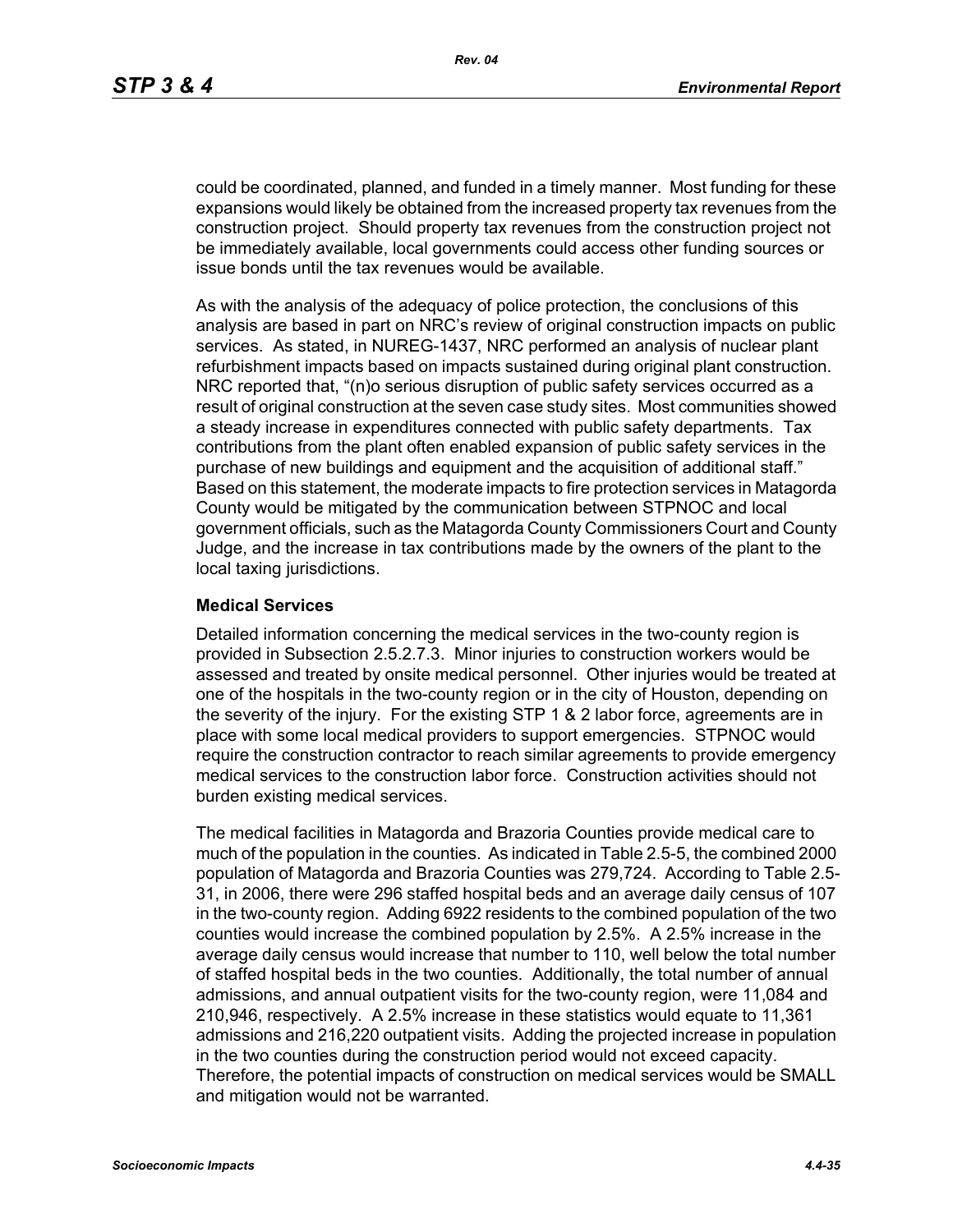could be coordinated, planned, and funded in a timely manner. Most funding for these expansions would likely be obtained from the increased property tax revenues from the construction project. Should property tax revenues from the construction project not be immediately available, local governments could access other funding sources or issue bonds until the tax revenues would be available.

As with the analysis of the adequacy of police protection, the conclusions of this analysis are based in part on NRC's review of original construction impacts on public services. As stated, in NUREG-1437, NRC performed an analysis of nuclear plant refurbishment impacts based on impacts sustained during original plant construction. NRC reported that, "(n)o serious disruption of public safety services occurred as a result of original construction at the seven case study sites. Most communities showed a steady increase in expenditures connected with public safety departments. Tax contributions from the plant often enabled expansion of public safety services in the purchase of new buildings and equipment and the acquisition of additional staff." Based on this statement, the moderate impacts to fire protection services in Matagorda County would be mitigated by the communication between STPNOC and local government officials, such as the Matagorda County Commissioners Court and County Judge, and the increase in tax contributions made by the owners of the plant to the local taxing jurisdictions.

### Medical Services

Detailed information concerning the medical services in the two-county region is provided in Subsection 2.5.2.7.3. Minor injuries to construction workers would be assessed and treated by onsite medical personnel. Other injuries would be treated at one of the hospitals in the two-county region or in the city of Houston, depending on the severity of the injury. For the existing STP 1 & 2 labor force, agreements are in place with some local medical providers to support emergencies. STPNOC would require the construction contractor to reach similar agreements to provide emergency medical services to the construction labor force. Construction activities should not burden existing medical services.

The medical facilities in Matagorda and Brazoria Counties provide medical care to much of the population in the counties. As indicated in Table 2.5-5, the combined 2000 population of Matagorda and Brazoria Counties was 279,724. According to Table 2.5-31, in 2006, there were 296 staffed hospital beds and an average daily census of 107 in the two-county region. Adding 6922 residents to the combined population of the two counties would increase the combined population by 2.5%. A 2.5% increase in the average daily census would increase that number to 110, well below the total number of staffed hospital beds in the two counties. Additionally, the total number of annual admissions, and annual outpatient visits for the two-county region, were 11,084 and 210,946, respectively. A 2.5% increase in these statistics would equate to 11,361 admissions and 216,220 outpatient visits. Adding the projected increase in population in the two counties during the construction period would not exceed capacity. Therefore, the potential impacts of construction on medical services would be SMALL and mitigation would not be warranted.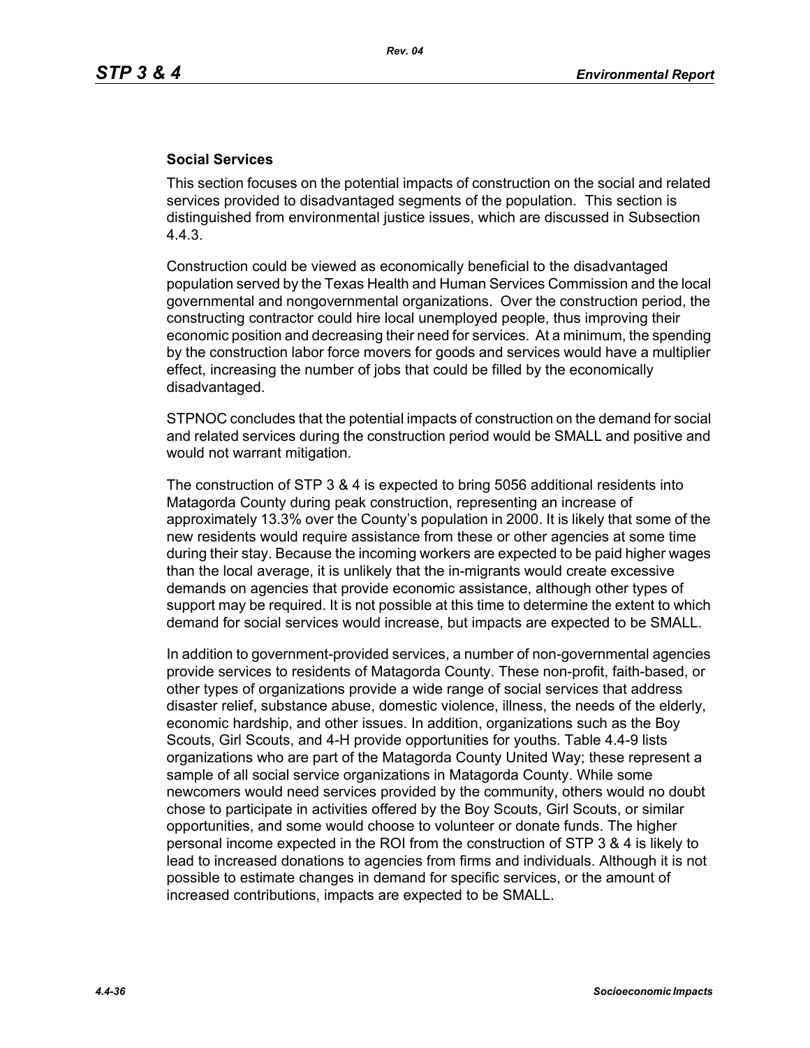### Social Services

This section focuses on the potential impacts of construction on the social and related services provided to disadvantaged segments of the population. This section is distinguished from environmental justice issues, which are discussed in Subsection 4.4.3.

Construction could be viewed as economically beneficial to the disadvantaged population served by the Texas Health and Human Services Commission and the local governmental and nongovernmental organizations. Over the construction period, the constructing contractor could hire local unemployed people, thus improving their economic position and decreasing their need for services. At a minimum, the spending by the construction labor force movers for goods and services would have a multiplier effect, increasing the number of jobs that could be filled by the economically disadvantaged.

STPNOC concludes that the potential impacts of construction on the demand for social and related services during the construction period would be SMALL and positive and would not warrant mitigation.

The construction of STP 3 & 4 is expected to bring 5056 additional residents into Matagorda County during peak construction, representing an increase of approximately 13.3% over the County's population in 2000. It is likely that some of the new residents would require assistance from these or other agencies at some time during their stay. Because the incoming workers are expected to be paid higher wages than the local average, it is unlikely that the in-migrants would create excessive demands on agencies that provide economic assistance, although other types of support may be required. It is not possible at this time to determine the extent to which demand for social services would increase, but impacts are expected to be SMALL.

In addition to government-provided services, a number of non-governmental agencies provide services to residents of Matagorda County. These non-profit, faith-based, or other types of organizations provide a wide range of social services that address disaster relief, substance abuse, domestic violence, illness, the needs of the elderly, economic hardship, and other issues. In addition, organizations such as the Boy Scouts, Girl Scouts, and 4-H provide opportunities for youths. Table 4.4-9 lists organizations who are part of the Matagorda County United Way; these represent a sample of all social service organizations in Matagorda County. While some newcomers would need services provided by the community, others would no doubt chose to participate in activities offered by the Boy Scouts, Girl Scouts, or similar opportunities, and some would choose to volunteer or donate funds. The higher personal income expected in the ROI from the construction of STP 3 & 4 is likely to lead to increased donations to agencies from firms and individuals. Although it is not possible to estimate changes in demand for specific services, or the amount of increased contributions, impacts are expected to be SMALL.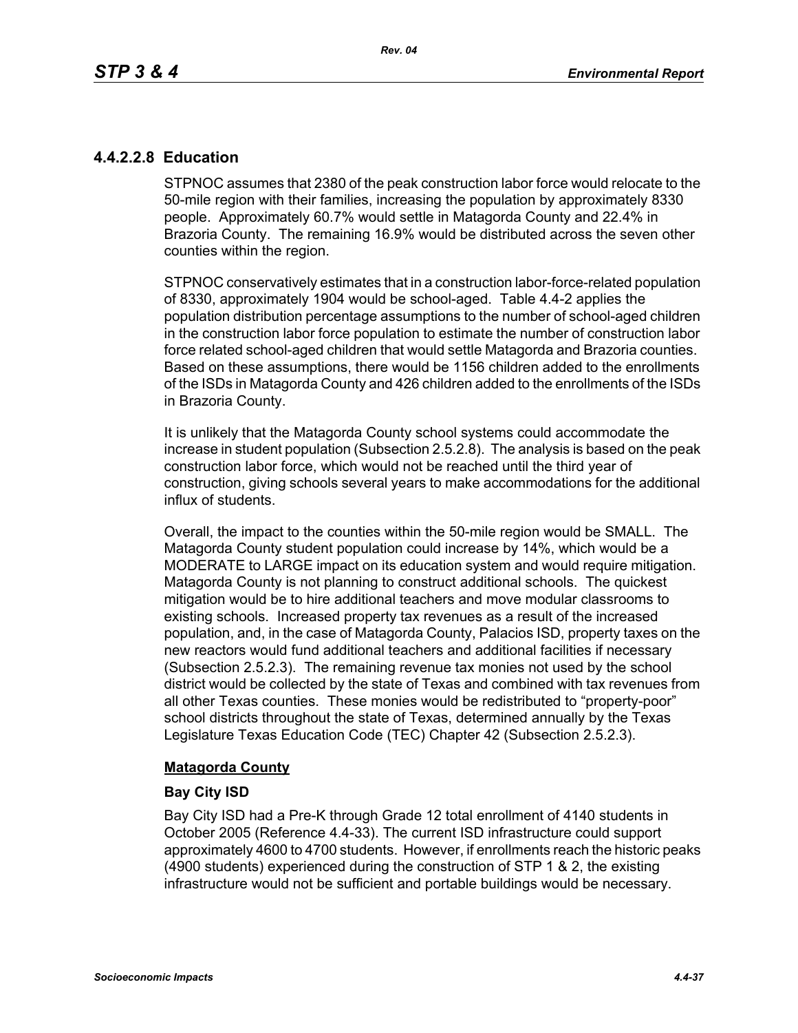### 4.4.2.2.8 Education

STPNOC assumes that 2380 of the peak construction labor force would relocate to the 50-mile region with their families, increasing the population by approximately 8330 people. Approximately 60.7% would settle in Matagorda County and 22.4% in Brazoria County. The remaining 16.9% would be distributed across the seven other counties within the region.

STPNOC conservatively estimates that in a construction labor-force-related population of 8330, approximately 1904 would be school-aged. Table 4.4-2 applies the population distribution percentage assumptions to the number of school-aged children in the construction labor force population to estimate the number of construction labor force related school-aged children that would settle Matagorda and Brazoria counties. Based on these assumptions, there would be 1156 children added to the enrollments of the ISDs in Matagorda County and 426 children added to the enrollments of the ISDs in Brazoria County.

It is unlikely that the Matagorda County school systems could accommodate the increase in student population (Subsection 2.5.2.8). The analysis is based on the peak construction labor force, which would not be reached until the third year of construction, giving schools several years to make accommodations for the additional influx of students.

Overall, the impact to the counties within the 50-mile region would be SMALL. The Matagorda County student population could increase by 14%, which would be a MODERATE to LARGE impact on its education system and would require mitigation. Matagorda County is not planning to construct additional schools. The quickest mitigation would be to hire additional teachers and move modular classrooms to existing schools. Increased property tax revenues as a result of the increased population, and, in the case of Matagorda County, Palacios ISD, property taxes on the new reactors would fund additional teachers and additional facilities if necessary (Subsection 2.5.2.3). The remaining revenue tax monies not used by the school district would be collected by the state of Texas and combined with tax revenues from all other Texas counties. These monies would be redistributed to "property-poor" school districts throughout the state of Texas, determined annually by the Texas Legislature Texas Education Code (TEC) Chapter 42 (Subsection 2.5.2.3).

**Matagorda County**

**Bay City ISD**

Bay City ISD had a Pre-K through Grade 12 total enrollment of 4140 students in October 2005 (Reference 4.4-33). The current ISD infrastructure could support approximately 4600 to 4700 students. However, if enrollments reach the historic peaks (4900 students) experienced during the construction of STP 1 & 2, the existing infrastructure would not be sufficient and portable buildings would be necessary.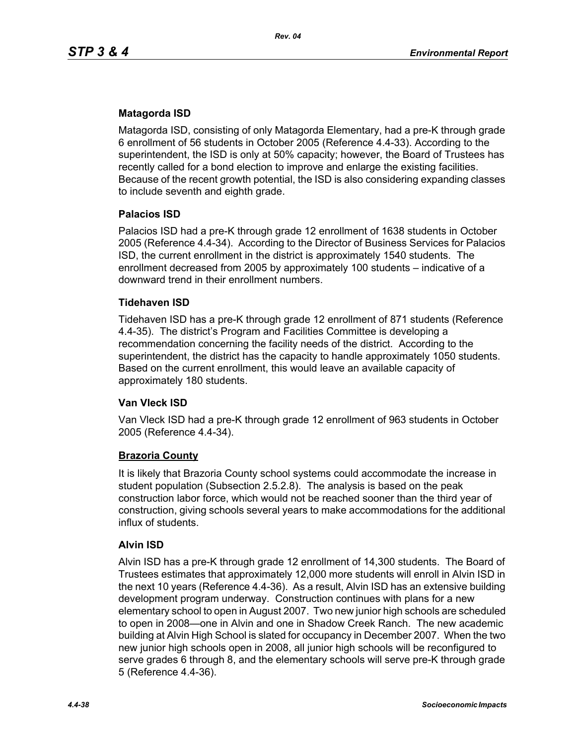### Matagorda ISD

Matagorda ISD, consisting of only Matagorda Elementary, had a pre-K through grade 6 enrollment of 56 students in October 2005 (Reference 4.4-33). According to the superintendent, the ISD is only at 50% capacity; however, the Board of Trustees has recently called for a bond election to improve and enlarge the existing facilities. Because of the recent growth potential, the ISD is also considering expanding classes to include seventh and eighth grade.

### Palacios ISD

Palacios ISD had a pre-K through grade 12 enrollment of 1638 students in October 2005 (Reference 4.4-34). According to the Director of Business Services for Palacios ISD, the current enrollment in the district is approximately 1540 students. The enrollment decreased from 2005 by approximately 100 students – indicative of a downward trend in their enrollment numbers.

### Tidehaven ISD

Tidehaven ISD has a pre-K through grade 12 enrollment of 871 students (Reference 4.4-35). The district's Program and Facilities Committee is developing a recommendation concerning the facility needs of the district. According to the superintendent, the district has the capacity to handle approximately 1050 students. Based on the current enrollment, this would leave an available capacity of approximately 180 students.

### Van Vleck ISD

Van Vleck ISD had a pre-K through grade 12 enrollment of 963 students in October 2005 (Reference 4.4-34).

## Brazoria County

It is likely that Brazoria County school systems could accommodate the increase in student population (Subsection 2.5.2.8). The analysis is based on the peak construction labor force, which would not be reached sooner than the third year of construction, giving schools several years to make accommodations for the additional influx of students.

### Alvin ISD

Alvin ISD has a pre-K through grade 12 enrollment of 14,300 students. The Board of Trustees estimates that approximately 12,000 more students will enroll in Alvin ISD in the next 10 years (Reference 4.4-36). As a result, Alvin ISD has an extensive building development program underway. Construction continues with plans for a new elementary school to open in August 2007. Two new junior high schools are scheduled to open in 2008—one in Alvin and one in Shadow Creek Ranch. The new academic building at Alvin High School is slated for occupancy in December 2007. When the two new junior high schools open in 2008, all junior high schools will be reconfigured to serve grades 6 through 8, and the elementary schools will serve pre-K through grade 5 (Reference 4.4-36).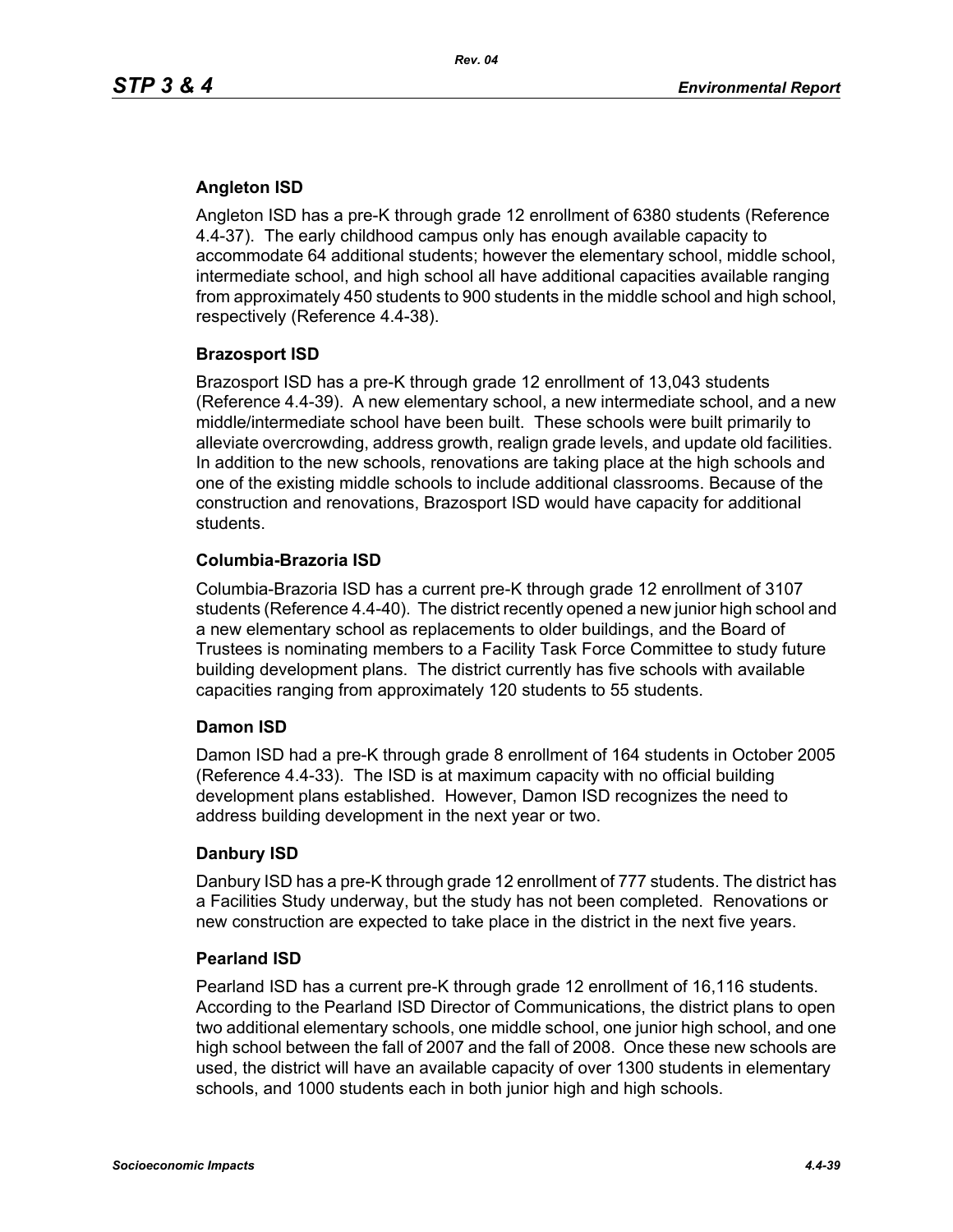### Angleton ISD

Angleton ISD has a pre-K through grade 12 enrollment of 6380 students (Reference 4.4-37). The early childhood campus only has enough available capacity to accommodate 64 additional students; however the elementary school, middle school, intermediate school, and high school all have additional capacities available ranging from approximately 450 students to 900 students in the middle school and high school, respectively (Reference 4.4-38).

### Brazosport ISD

Brazosport ISD has a pre-K through grade 12 enrollment of 13,043 students (Reference 4.4-39). A new elementary school, a new intermediate school, and a new middle/intermediate school have been built. These schools were built primarily to alleviate overcrowding, address growth, realign grade levels, and update old facilities. In addition to the new schools, renovations are taking place at the high schools and one of the existing middle schools to include additional classrooms. Because of the construction and renovations, Brazosport ISD would have capacity for additional students.

### Columbia-Brazoria ISD

Columbia-Brazoria ISD has a current pre-K through grade 12 enrollment of 3107 students (Reference 4.4-40). The district recently opened a new junior high school and a new elementary school as replacements to older buildings, and the Board of Trustees is nominating members to a Facility Task Force Committee to study future building development plans. The district currently has five schools with available capacities ranging from approximately 120 students to 55 students.

### Damon ISD

Damon ISD had a pre-K through grade 8 enrollment of 164 students in October 2005 (Reference 4.4-33). The ISD is at maximum capacity with no official building development plans established. However, Damon ISD recognizes the need to address building development in the next year or two.

### Danbury ISD

Danbury ISD has a pre-K through grade 12 enrollment of 777 students. The district has a Facilities Study underway, but the study has not been completed. Renovations or new construction are expected to take place in the district in the next five years.

### Pearland ISD

Pearland ISD has a current pre-K through grade 12 enrollment of 16,116 students. According to the Pearland ISD Director of Communications, the district plans to open two additional elementary schools, one middle school, one junior high school, and one high school between the fall of 2007 and the fall of 2008. Once these new schools are used, the district will have an available capacity of over 1300 students in elementary schools, and 1000 students each in both junior high and high schools.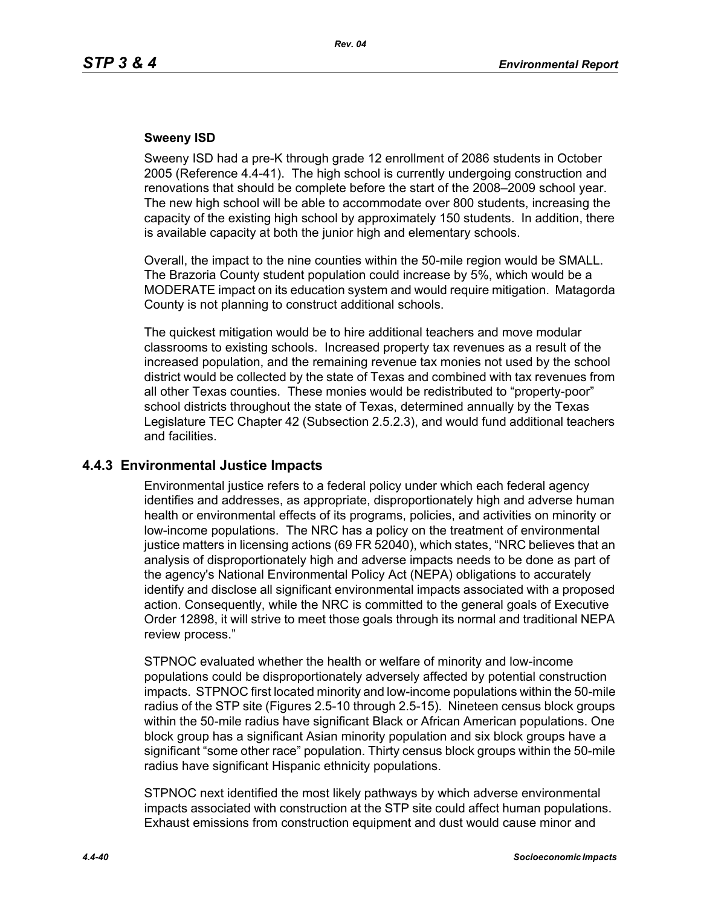**Sweeny ISD**

Sweeny ISD had a pre-K through grade 12 enrollment of 2086 students in October 2005 (Reference 4.4-41). The high school is currently undergoing construction and renovations that should be complete before the start of the 2008–2009 school year. The new high school will be able to accommodate over 800 students, increasing the capacity of the existing high school by approximately 150 students. In addition, there is available capacity at both the junior high and elementary schools.

Overall, the impact to the nine counties within the 50-mile region would be SMALL. The Brazoria County student population could increase by 5%, which would be a MODERATE impact on its education system and would require mitigation. Matagorda County is not planning to construct additional schools.

The quickest mitigation would be to hire additional teachers and move modular classrooms to existing schools. Increased property tax revenues as a result of the increased population, and the remaining revenue tax monies not used by the school district would be collected by the state of Texas and combined with tax revenues from all other Texas counties. These monies would be redistributed to "property-poor" school districts throughout the state of Texas, determined annually by the Texas Legislature TEC Chapter 42 (Subsection 2.5.2.3), and would fund additional teachers and facilities.

## 4.4.3 Environmental Justice Impacts

Environmental justice refers to a federal policy under which each federal agency identifies and addresses, as appropriate, disproportionately high and adverse human health or environmental effects of its programs, policies, and activities on minority or low-income populations. The NRC has a policy on the treatment of environmental justice matters in licensing actions (69 FR 52040), which states, "NRC believes that an analysis of disproportionately high and adverse impacts needs to be done as part of the agency's National Environmental Policy Act (NEPA) obligations to accurately identify and disclose all significant environmental impacts associated with a proposed action. Consequently, while the NRC is committed to the general goals of Executive Order 12898, it will strive to meet those goals through its normal and traditional NEPA review process."

STPNOC evaluated whether the health or welfare of minority and low-income populations could be disproportionately adversely affected by potential construction impacts. STPNOC first located minority and low-income populations within the 50-mile radius of the STP site (Figures 2.5-10 through 2.5-15). Nineteen census block groups within the 50-mile radius have significant Black or African American populations. One block group has a significant Asian minority population and six block groups have a significant "some other race" population. Thirty census block groups within the 50-mile radius have significant Hispanic ethnicity populations.

STPNOC next identified the most likely pathways by which adverse environmental impacts associated with construction at the STP site could affect human populations. Exhaust emissions from construction equipment and dust would cause minor and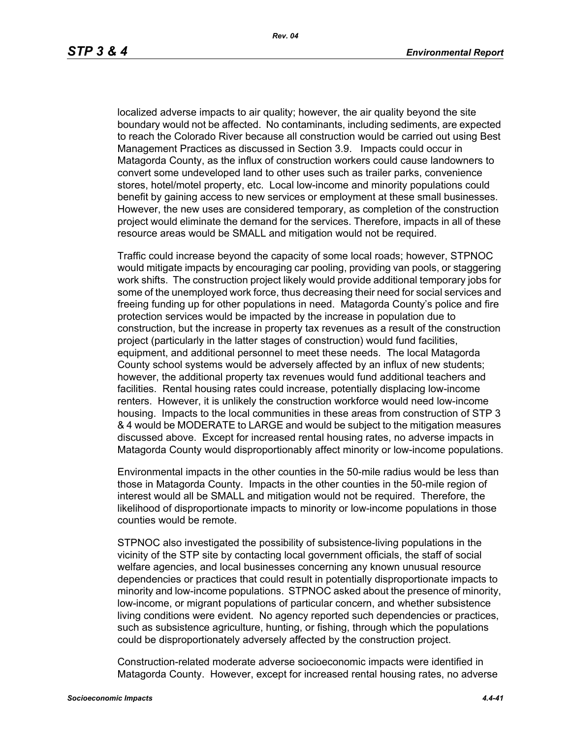localized adverse impacts to air quality; however, the air quality beyond the site boundary would not be affected. No contaminants, including sediments, are expected to reach the Colorado River because all construction would be carried out using Best Management Practices as discussed in Section 3.9. Impacts could occur in Matagorda County, as the influx of construction workers could cause landowners to convert some undeveloped land to other uses such as trailer parks, convenience stores, hotel/motel property, etc. Local low-income and minority populations could benefit by gaining access to new services or employment at these small businesses. However, the new uses are considered temporary, as completion of the construction project would eliminate the demand for the services. Therefore, impacts in all of these resource areas would be SMALL and mitigation would not be required.

Traffic could increase beyond the capacity of some local roads; however, STPNOC would mitigate impacts by encouraging car pooling, providing van pools, or staggering work shifts. The construction project likely would provide additional temporary jobs for some of the unemployed work force, thus decreasing their need for social services and freeing funding up for other populations in need. Matagorda County's police and fire protection services would be impacted by the increase in population due to construction, but the increase in property tax revenues as a result of the construction project (particularly in the latter stages of construction) would fund facilities, equipment, and additional personnel to meet these needs. The local Matagorda County school systems would be adversely affected by an influx of new students; however, the additional property tax revenues would fund additional teachers and facilities. Rental housing rates could increase, potentially displacing low-income renters. However, it is unlikely the construction workforce would need low-income housing. Impacts to the local communities in these areas from construction of STP 3 & 4 would be MODERATE to LARGE and would be subject to the mitigation measures discussed above. Except for increased rental housing rates, no adverse impacts in Matagorda County would disproportionably affect minority or low-income populations.

Environmental impacts in the other counties in the 50-mile radius would be less than those in Matagorda County. Impacts in the other counties in the 50-mile region of interest would all be SMALL and mitigation would not be required. Therefore, the likelihood of disproportionate impacts to minority or low-income populations in those counties would be remote.

STPNOC also investigated the possibility of subsistence-living populations in the vicinity of the STP site by contacting local government officials, the staff of social welfare agencies, and local businesses concerning any known unusual resource dependencies or practices that could result in potentially disproportionate impacts to minority and low-income populations. STPNOC asked about the presence of minority, low-income, or migrant populations of particular concern, and whether subsistence living conditions were evident. No agency reported such dependencies or practices, such as subsistence agriculture, hunting, or fishing, through which the populations could be disproportionately adversely affected by the construction project.

Construction-related moderate adverse socioeconomic impacts were identified in Matagorda County. However, except for increased rental housing rates, no adverse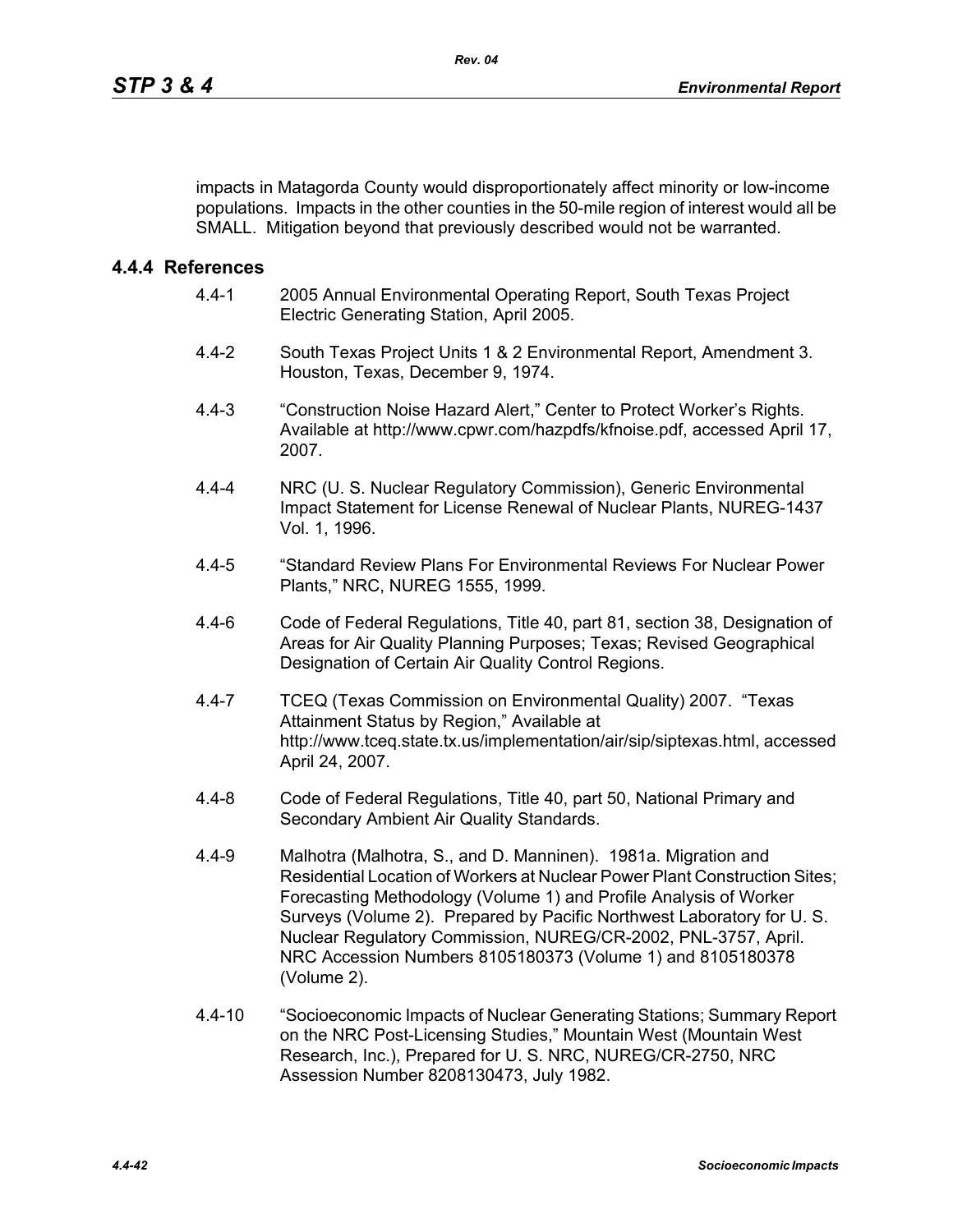impacts in Matagorda County would disproportionately affect minority or low-income populations. Impacts in the other counties in the 50-mile region of interest would all be SMALL. Mitigation beyond that previously described would not be warranted.

### 4.4.4 References

4.4-1 2005 Annual Environmental Operating Report, South Texas Project Electric Generating Station, April 2005.

4.4-2 South Texas Project Units 1 & 2 Environmental Report, Amendment 3. Houston, Texas, December 9, 1974.

4.4-3 "Construction Noise Hazard Alert," Center to Protect Worker's Rights. Available at http://www.cpwr.com/hazpdfs/kfnoise.pdf, accessed April 17, 2007.

4.4-4 NRC (U. S. Nuclear Regulatory Commission), Generic Environmental Impact Statement for License Renewal of Nuclear Plants, NUREG-1437 Vol. 1, 1996.

4.4-5 "Standard Review Plans For Environmental Reviews For Nuclear Power Plants," NRC, NUREG 1555, 1999.

4.4-6 Code of Federal Regulations, Title 40, part 81, section 38, Designation of Areas for Air Quality Planning Purposes; Texas; Revised Geographical Designation of Certain Air Quality Control Regions.

4.4-7 TCEQ (Texas Commission on Environmental Quality) 2007. "Texas Attainment Status by Region," Available at http://www.tceq.state.tx.us/implementation/air/sip/siptexas.html, accessed April 24, 2007.

4.4-8 Code of Federal Regulations, Title 40, part 50, National Primary and Secondary Ambient Air Quality Standards.

4.4-9 Malhotra (Malhotra, S., and D. Manninen). 1981a. Migration and Residential Location of Workers at Nuclear Power Plant Construction Sites; Forecasting Methodology (Volume 1) and Profile Analysis of Worker Surveys (Volume 2). Prepared by Pacific Northwest Laboratory for U. S. Nuclear Regulatory Commission, NUREG/CR-2002, PNL-3757, April. NRC Accession Numbers 8105180373 (Volume 1) and 8105180378 (Volume 2).

4.4-10 "Socioeconomic Impacts of Nuclear Generating Stations; Summary Report on the NRC Post-Licensing Studies," Mountain West (Mountain West Research, Inc.), Prepared for U. S. NRC, NUREG/CR-2750, NRC Assession Number 8208130473, July 1982.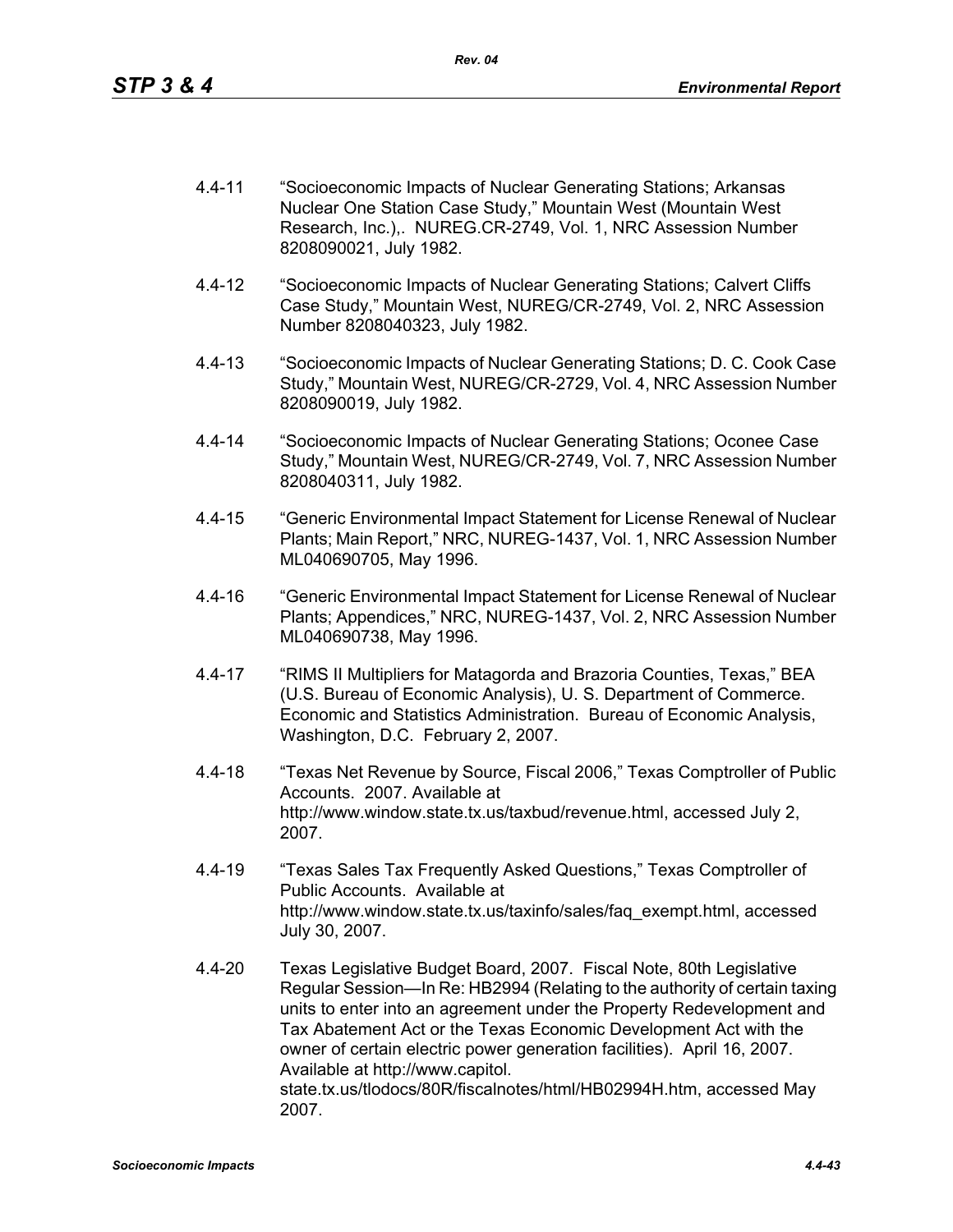4.4-11 "Socioeconomic Impacts of Nuclear Generating Stations; Arkansas Nuclear One Station Case Study," Mountain West (Mountain West Research, Inc.),. NUREG.CR-2749, Vol. 1, NRC Assession Number 8208090021, July 1982.

4.4-12 "Socioeconomic Impacts of Nuclear Generating Stations; Calvert Cliffs Case Study," Mountain West, NUREG/CR-2749, Vol. 2, NRC Assession Number 8208040323, July 1982.

4.4-13 "Socioeconomic Impacts of Nuclear Generating Stations; D. C. Cook Case Study," Mountain West, NUREG/CR-2729, Vol. 4, NRC Assession Number 8208090019, July 1982.

4.4-14 "Socioeconomic Impacts of Nuclear Generating Stations; Oconee Case Study," Mountain West, NUREG/CR-2749, Vol. 7, NRC Assession Number 8208040311, July 1982.

4.4-15 "Generic Environmental Impact Statement for License Renewal of Nuclear Plants; Main Report," NRC, NUREG-1437, Vol. 1, NRC Assession Number ML040690705, May 1996.

4.4-16 "Generic Environmental Impact Statement for License Renewal of Nuclear Plants; Appendices," NRC, NUREG-1437, Vol. 2, NRC Assession Number ML040690738, May 1996.

4.4-17 "RIMS II Multipliers for Matagorda and Brazoria Counties, Texas," BEA (U.S. Bureau of Economic Analysis), U. S. Department of Commerce. Economic and Statistics Administration. Bureau of Economic Analysis, Washington, D.C. February 2, 2007.

4.4-18 "Texas Net Revenue by Source, Fiscal 2006," Texas Comptroller of Public Accounts. 2007. Available at http://www.window.state.tx.us/taxbud/revenue.html, accessed July 2, 2007.

4.4-19 "Texas Sales Tax Frequently Asked Questions," Texas Comptroller of Public Accounts. Available at http://www.window.state.tx.us/taxinfo/sales/faq_exempt.html, accessed July 30, 2007.

4.4-20 Texas Legislative Budget Board, 2007. Fiscal Note, 80th Legislative Regular Session—In Re: HB2994 (Relating to the authority of certain taxing units to enter into an agreement under the Property Redevelopment and Tax Abatement Act or the Texas Economic Development Act with the owner of certain electric power generation facilities). April 16, 2007. Available at http://www.capitol. state.tx.us/tlodocs/80R/fiscalnotes/html/HB02994H.htm, accessed May 2007.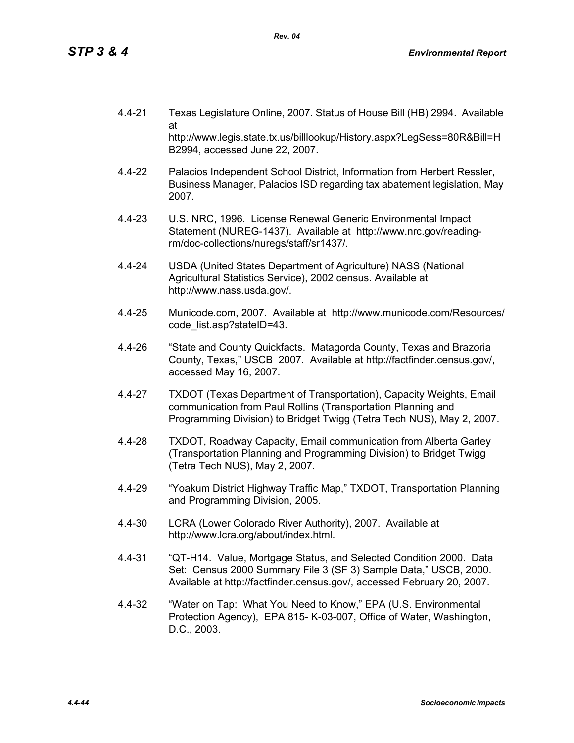4.4-21 Texas Legislature Online, 2007. Status of House Bill (HB) 2994. Available at http://www.legis.state.tx.us/billlookup/History.aspx?LegSess=80R&Bill=HB2994, accessed June 22, 2007.

4.4-22 Palacios Independent School District, Information from Herbert Ressler, Business Manager, Palacios ISD regarding tax abatement legislation, May 2007.

4.4-23 U.S. NRC, 1996. License Renewal Generic Environmental Impact Statement (NUREG-1437). Available at http://www.nrc.gov/reading-rm/doc-collections/nuregs/staff/sr1437/.

4.4-24 USDA (United States Department of Agriculture) NASS (National Agricultural Statistics Service), 2002 census. Available at http://www.nass.usda.gov/.

4.4-25 Municode.com, 2007. Available at http://www.municode.com/Resources/code_list.asp?stateID=43.

4.4-26 "State and County Quickfacts. Matagorda County, Texas and Brazoria County, Texas," USCB 2007. Available at http://factfinder.census.gov/, accessed May 16, 2007.

4.4-27 TXDOT (Texas Department of Transportation), Capacity Weights, Email communication from Paul Rollins (Transportation Planning and Programming Division) to Bridget Twigg (Tetra Tech NUS), May 2, 2007.

4.4-28 TXDOT, Roadway Capacity, Email communication from Alberta Garley (Transportation Planning and Programming Division) to Bridget Twigg (Tetra Tech NUS), May 2, 2007.

4.4-29 "Yoakum District Highway Traffic Map," TXDOT, Transportation Planning and Programming Division, 2005.

4.4-30 LCRA (Lower Colorado River Authority), 2007. Available at http://www.lcra.org/about/index.html.

4.4-31 "QT-H14. Value, Mortgage Status, and Selected Condition 2000. Data Set: Census 2000 Summary File 3 (SF 3) Sample Data," USCB, 2000. Available at http://factfinder.census.gov/, accessed February 20, 2007.

4.4-32 "Water on Tap: What You Need to Know," EPA (U.S. Environmental Protection Agency), EPA 815- K-03-007, Office of Water, Washington, D.C., 2003.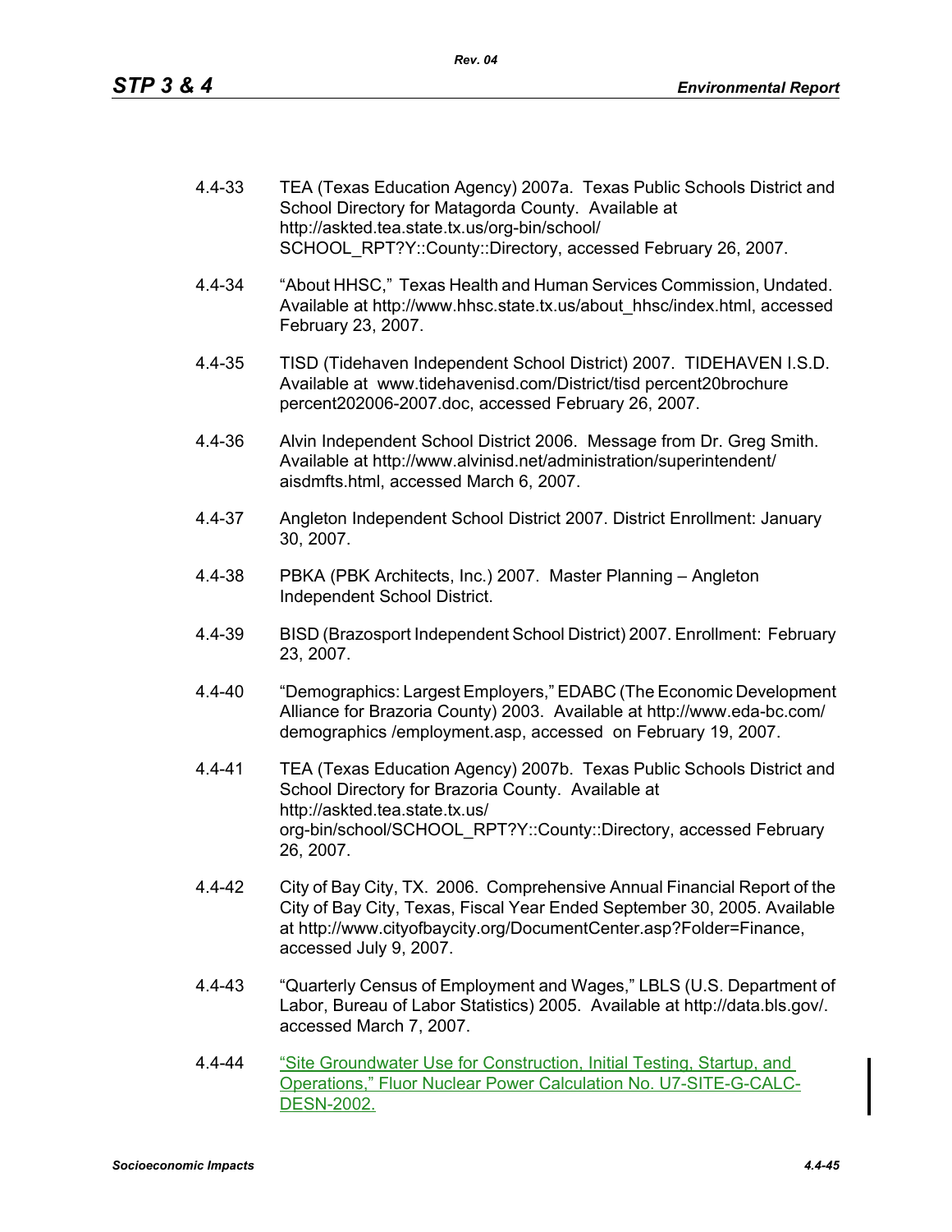4.4-33 TEA (Texas Education Agency) 2007a. Texas Public Schools District and School Directory for Matagorda County. Available at http://askted.tea.state.tx.us/org-bin/school/SCHOOL_RPT?Y::County::Directory, accessed February 26, 2007.

4.4-34 "About HHSC," Texas Health and Human Services Commission, Undated. Available at http://www.hhsc.state.tx.us/about_hhsc/index.html, accessed February 23, 2007.

4.4-35 TISD (Tidehaven Independent School District) 2007. TIDEHAVEN I.S.D. Available at www.tidehavenisd.com/District/tisd percent20brochure percent202006-2007.doc, accessed February 26, 2007.

4.4-36 Alvin Independent School District 2006. Message from Dr. Greg Smith. Available at http://www.alvinisd.net/administration/superintendent/aisdmfts.html, accessed March 6, 2007.

4.4-37 Angleton Independent School District 2007. District Enrollment: January 30, 2007.

4.4-38 PBKA (PBK Architects, Inc.) 2007. Master Planning – Angleton Independent School District.

4.4-39 BISD (Brazosport Independent School District) 2007. Enrollment: February 23, 2007.

4.4-40 "Demographics: Largest Employers," EDABC (The Economic Development Alliance for Brazoria County) 2003. Available at http://www.eda-bc.com/demographics /employment.asp, accessed on February 19, 2007.

4.4-41 TEA (Texas Education Agency) 2007b. Texas Public Schools District and School Directory for Brazoria County. Available at http://askted.tea.state.tx.us/org-bin/school/SCHOOL_RPT?Y::County::Directory, accessed February 26, 2007.

4.4-42 City of Bay City, TX. 2006. Comprehensive Annual Financial Report of the City of Bay City, Texas, Fiscal Year Ended September 30, 2005. Available at http://www.cityofbaycity.org/DocumentCenter.asp?Folder=Finance, accessed July 9, 2007.

4.4-43 "Quarterly Census of Employment and Wages," LBLS (U.S. Department of Labor, Bureau of Labor Statistics) 2005. Available at http://data.bls.gov/. accessed March 7, 2007.

4.4-44 "Site Groundwater Use for Construction, Initial Testing, Startup, and Operations," Fluor Nuclear Power Calculation No. U7-SITE-G-CALC-DESN-2002.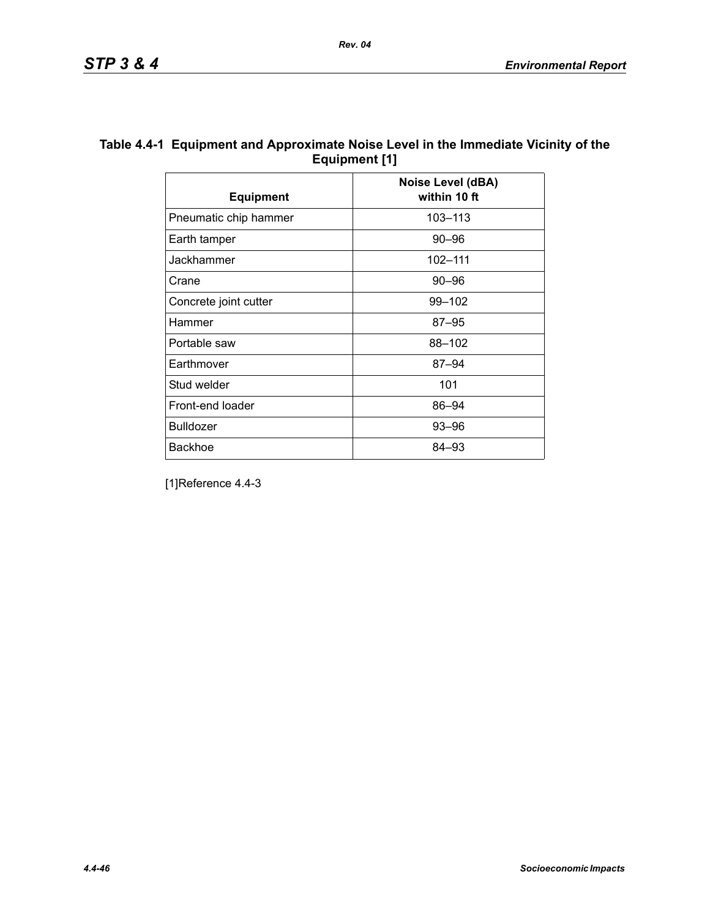**Table 4.4-1 Equipment and Approximate Noise Level in the Immediate Vicinity of the Equipment [1]**

| Equipment | Noise Level (dBA) within 10 ft |
|---|---|
| Pneumatic chip hammer | 103–113 |
| Earth tamper | 90–96 |
| Jackhammer | 102–111 |
| Crane | 90–96 |
| Concrete joint cutter | 99–102 |
| Hammer | 87–95 |
| Portable saw | 88–102 |
| Earthmover | 87–94 |
| Stud welder | 101 |
| Front-end loader | 86–94 |
| Bulldozer | 93–96 |
| Backhoe | 84–93 |

[1]Reference 4.4-3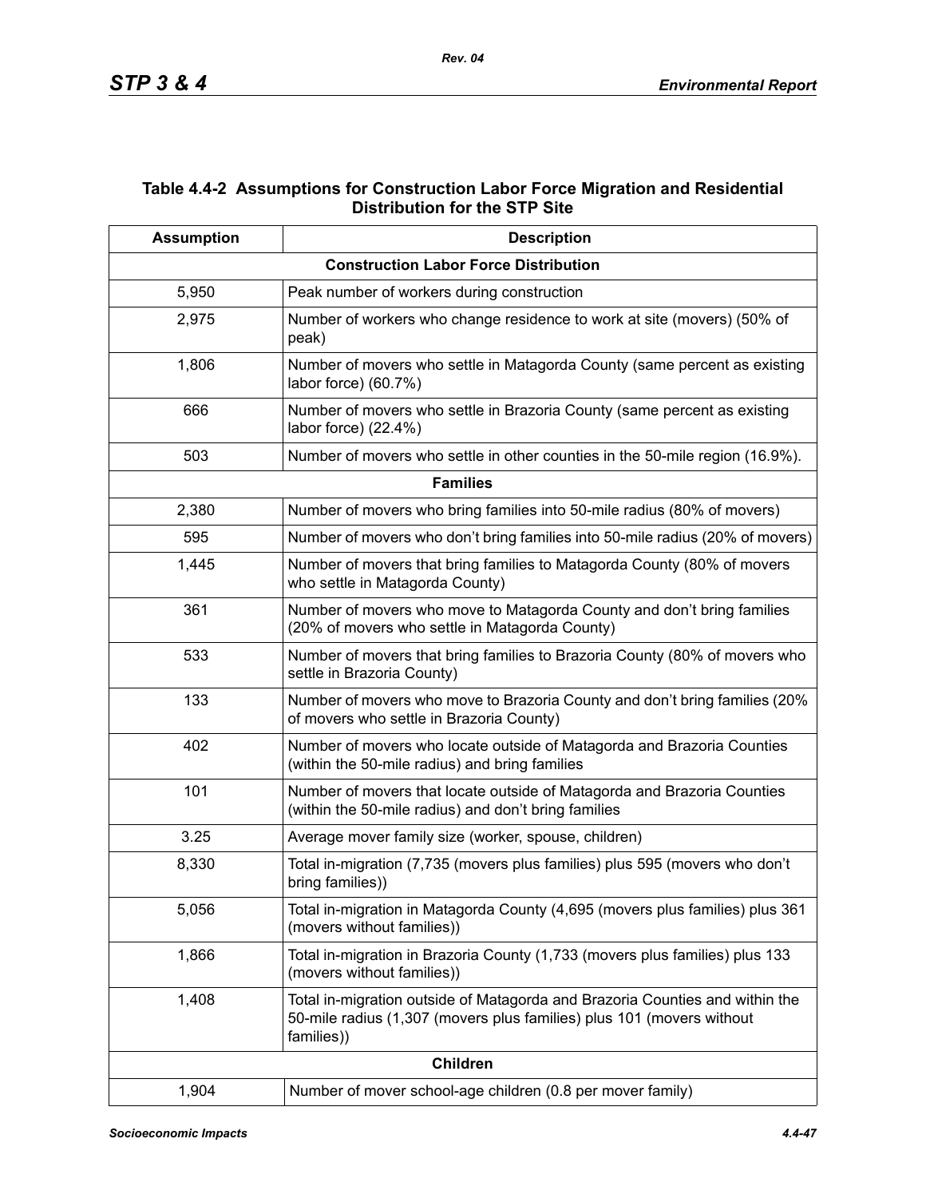**Table 4.4-2 Assumptions for Construction Labor Force Migration and Residential Distribution for the STP Site**

| Assumption | Description |
|---|---|
| **Construction Labor Force Distribution** | |
| 5,950 | Peak number of workers during construction |
| 2,975 | Number of workers who change residence to work at site (movers) (50% of peak) |
| 1,806 | Number of movers who settle in Matagorda County (same percent as existing labor force) (60.7%) |
| 666 | Number of movers who settle in Brazoria County (same percent as existing labor force) (22.4%) |
| 503 | Number of movers who settle in other counties in the 50-mile region (16.9%). |
| **Families** | |
| 2,380 | Number of movers who bring families into 50-mile radius (80% of movers) |
| 595 | Number of movers who don't bring families into 50-mile radius (20% of movers) |
| 1,445 | Number of movers that bring families to Matagorda County (80% of movers who settle in Matagorda County) |
| 361 | Number of movers who move to Matagorda County and don't bring families (20% of movers who settle in Matagorda County) |
| 533 | Number of movers that bring families to Brazoria County (80% of movers who settle in Brazoria County) |
| 133 | Number of movers who move to Brazoria County and don't bring families (20% of movers who settle in Brazoria County) |
| 402 | Number of movers who locate outside of Matagorda and Brazoria Counties (within the 50-mile radius) and bring families |
| 101 | Number of movers that locate outside of Matagorda and Brazoria Counties (within the 50-mile radius) and don't bring families |
| 3.25 | Average mover family size (worker, spouse, children) |
| 8,330 | Total in-migration (7,735 (movers plus families) plus 595 (movers who don't bring families)) |
| 5,056 | Total in-migration in Matagorda County (4,695 (movers plus families) plus 361 (movers without families)) |
| 1,866 | Total in-migration in Brazoria County (1,733 (movers plus families) plus 133 (movers without families)) |
| 1,408 | Total in-migration outside of Matagorda and Brazoria Counties and within the 50-mile radius (1,307 (movers plus families) plus 101 (movers without families)) |
| **Children** | |
| 1,904 | Number of mover school-age children (0.8 per mover family) |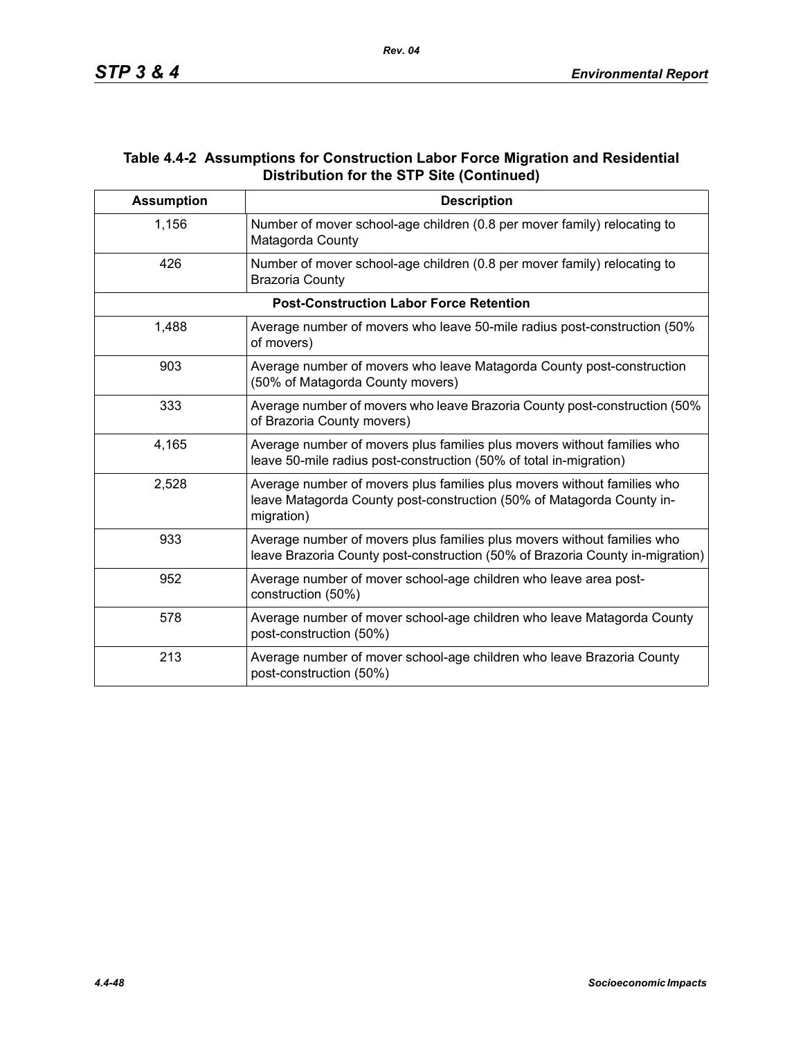## Table 4.4-2 Assumptions for Construction Labor Force Migration and Residential Distribution for the STP Site (Continued)

| Assumption | Description |
|---|---|
| 1,156 | Number of mover school-age children (0.8 per mover family) relocating to Matagorda County |
| 426 | Number of mover school-age children (0.8 per mover family) relocating to Brazoria County |
| **Post-Construction Labor Force Retention** | |
| 1,488 | Average number of movers who leave 50-mile radius post-construction (50% of movers) |
| 903 | Average number of movers who leave Matagorda County post-construction (50% of Matagorda County movers) |
| 333 | Average number of movers who leave Brazoria County post-construction (50% of Brazoria County movers) |
| 4,165 | Average number of movers plus families plus movers without families who leave 50-mile radius post-construction (50% of total in-migration) |
| 2,528 | Average number of movers plus families plus movers without families who leave Matagorda County post-construction (50% of Matagorda County in-migration) |
| 933 | Average number of movers plus families plus movers without families who leave Brazoria County post-construction (50% of Brazoria County in-migration) |
| 952 | Average number of mover school-age children who leave area post-construction (50%) |
| 578 | Average number of mover school-age children who leave Matagorda County post-construction (50%) |
| 213 | Average number of mover school-age children who leave Brazoria County post-construction (50%) |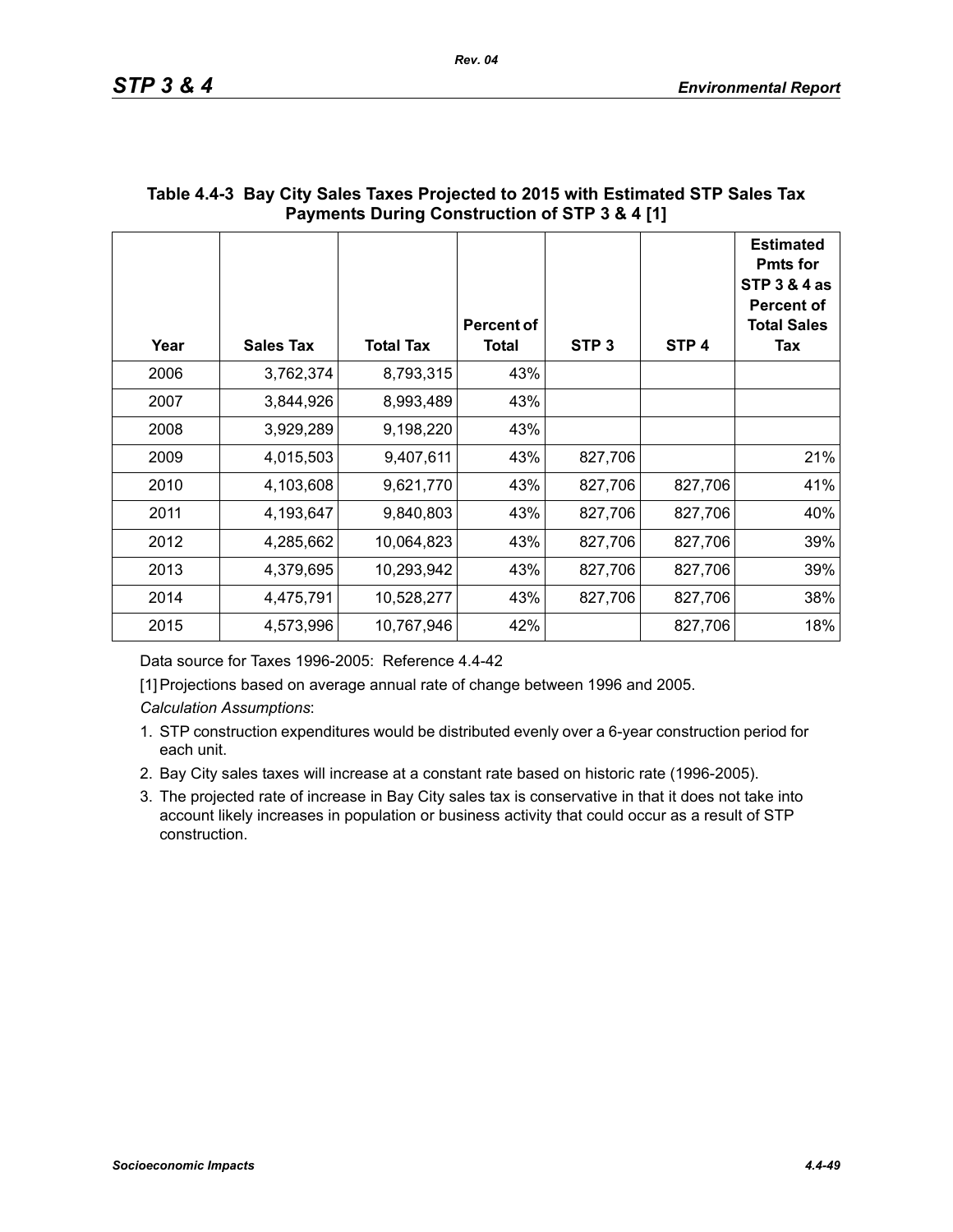**Table 4.4-3 Bay City Sales Taxes Projected to 2015 with Estimated STP Sales Tax Payments During Construction of STP 3 & 4 [1]**

| Year | Sales Tax | Total Tax | Percent of Total | STP 3 | STP 4 | Estimated Pmts for STP 3 & 4 as Percent of Total Sales Tax |
|---|---|---|---|---|---|---|
| 2006 | 3,762,374 | 8,793,315 | 43% | | | |
| 2007 | 3,844,926 | 8,993,489 | 43% | | | |
| 2008 | 3,929,289 | 9,198,220 | 43% | | | |
| 2009 | 4,015,503 | 9,407,611 | 43% | 827,706 | | 21% |
| 2010 | 4,103,608 | 9,621,770 | 43% | 827,706 | 827,706 | 41% |
| 2011 | 4,193,647 | 9,840,803 | 43% | 827,706 | 827,706 | 40% |
| 2012 | 4,285,662 | 10,064,823 | 43% | 827,706 | 827,706 | 39% |
| 2013 | 4,379,695 | 10,293,942 | 43% | 827,706 | 827,706 | 39% |
| 2014 | 4,475,791 | 10,528,277 | 43% | 827,706 | 827,706 | 38% |
| 2015 | 4,573,996 | 10,767,946 | 42% | | 827,706 | 18% |

Data source for Taxes 1996-2005: Reference 4.4-42

[1] Projections based on average annual rate of change between 1996 and 2005.

*Calculation Assumptions*:

1. STP construction expenditures would be distributed evenly over a 6-year construction period for each unit.
2. Bay City sales taxes will increase at a constant rate based on historic rate (1996-2005).
3. The projected rate of increase in Bay City sales tax is conservative in that it does not take into account likely increases in population or business activity that could occur as a result of STP construction.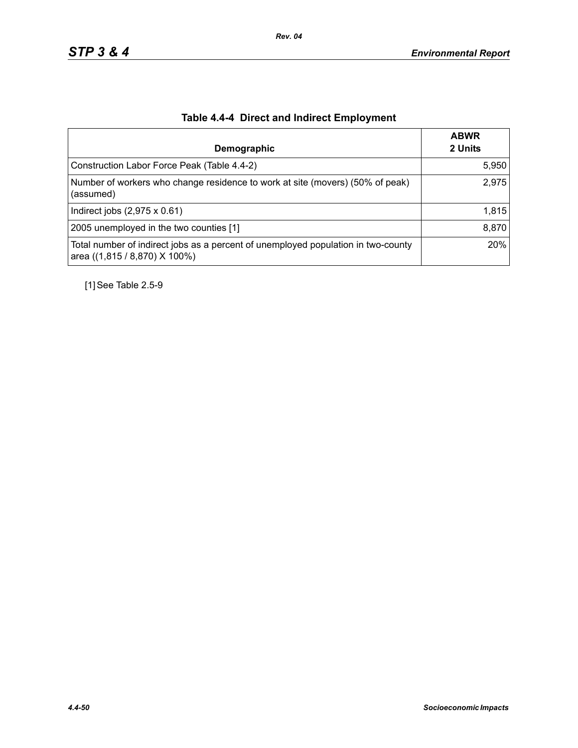## Table 4.4-4 Direct and Indirect Employment

| Demographic | ABWR 2 Units |
|---|---|
| Construction Labor Force Peak (Table 4.4-2) | 5,950 |
| Number of workers who change residence to work at site (movers) (50% of peak) (assumed) | 2,975 |
| Indirect jobs (2,975 x 0.61) | 1,815 |
| 2005 unemployed in the two counties [1] | 8,870 |
| Total number of indirect jobs as a percent of unemployed population in two-county area ((1,815 / 8,870) X 100%) | 20% |

[1] See Table 2.5-9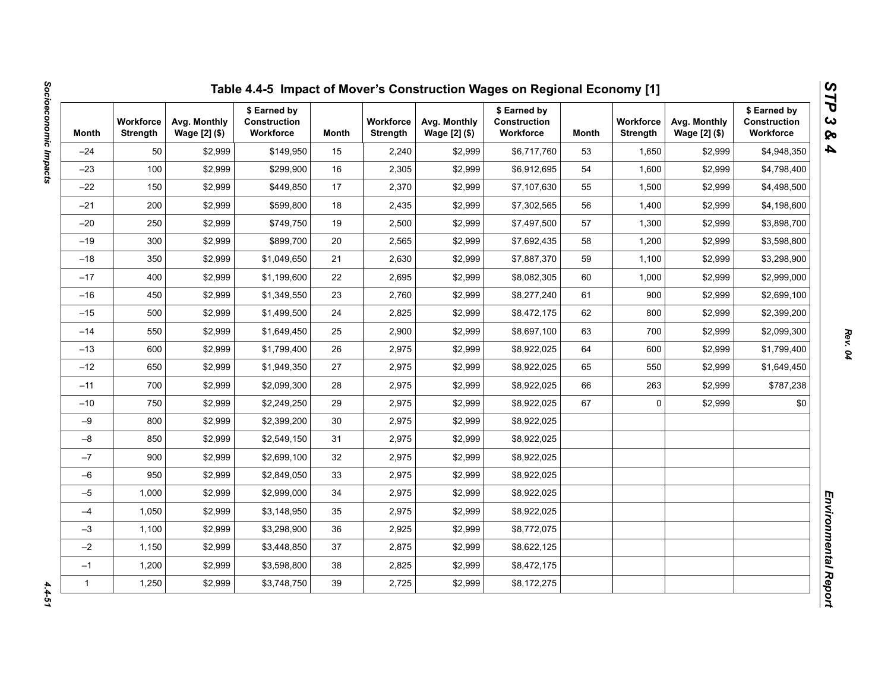## Table 4.4-5 Impact of Mover's Construction Wages on Regional Economy [1]

| Month | Workforce Strength | Avg. Monthly Wage [2] ($) | $ Earned by Construction Workforce | Month | Workforce Strength | Avg. Monthly Wage [2] ($) | $ Earned by Construction Workforce | Month | Workforce Strength | Avg. Monthly Wage [2] ($) | $ Earned by Construction Workforce |
|---|---|---|---|---|---|---|---|---|---|---|---|
| –24 | 50 | $2,999 | $149,950 | 15 | 2,240 | $2,999 | $6,717,760 | 53 | 1,650 | $2,999 | $4,948,350 |
| –23 | 100 | $2,999 | $299,900 | 16 | 2,305 | $2,999 | $6,912,695 | 54 | 1,600 | $2,999 | $4,798,400 |
| –22 | 150 | $2,999 | $449,850 | 17 | 2,370 | $2,999 | $7,107,630 | 55 | 1,500 | $2,999 | $4,498,500 |
| –21 | 200 | $2,999 | $599,800 | 18 | 2,435 | $2,999 | $7,302,565 | 56 | 1,400 | $2,999 | $4,198,600 |
| –20 | 250 | $2,999 | $749,750 | 19 | 2,500 | $2,999 | $7,497,500 | 57 | 1,300 | $2,999 | $3,898,700 |
| –19 | 300 | $2,999 | $899,700 | 20 | 2,565 | $2,999 | $7,692,435 | 58 | 1,200 | $2,999 | $3,598,800 |
| –18 | 350 | $2,999 | $1,049,650 | 21 | 2,630 | $2,999 | $7,887,370 | 59 | 1,100 | $2,999 | $3,298,900 |
| –17 | 400 | $2,999 | $1,199,600 | 22 | 2,695 | $2,999 | $8,082,305 | 60 | 1,000 | $2,999 | $2,999,000 |
| –16 | 450 | $2,999 | $1,349,550 | 23 | 2,760 | $2,999 | $8,277,240 | 61 | 900 | $2,999 | $2,699,100 |
| –15 | 500 | $2,999 | $1,499,500 | 24 | 2,825 | $2,999 | $8,472,175 | 62 | 800 | $2,999 | $2,399,200 |
| –14 | 550 | $2,999 | $1,649,450 | 25 | 2,900 | $2,999 | $8,697,100 | 63 | 700 | $2,999 | $2,099,300 |
| –13 | 600 | $2,999 | $1,799,400 | 26 | 2,975 | $2,999 | $8,922,025 | 64 | 600 | $2,999 | $1,799,400 |
| –12 | 650 | $2,999 | $1,949,350 | 27 | 2,975 | $2,999 | $8,922,025 | 65 | 550 | $2,999 | $1,649,450 |
| –11 | 700 | $2,999 | $2,099,300 | 28 | 2,975 | $2,999 | $8,922,025 | 66 | 263 | $2,999 | $787,238 |
| –10 | 750 | $2,999 | $2,249,250 | 29 | 2,975 | $2,999 | $8,922,025 | 67 | 0 | $2,999 | $0 |
| –9 | 800 | $2,999 | $2,399,200 | 30 | 2,975 | $2,999 | $8,922,025 | | | | |
| –8 | 850 | $2,999 | $2,549,150 | 31 | 2,975 | $2,999 | $8,922,025 | | | | |
| –7 | 900 | $2,999 | $2,699,100 | 32 | 2,975 | $2,999 | $8,922,025 | | | | |
| –6 | 950 | $2,999 | $2,849,050 | 33 | 2,975 | $2,999 | $8,922,025 | | | | |
| –5 | 1,000 | $2,999 | $2,999,000 | 34 | 2,975 | $2,999 | $8,922,025 | | | | |
| –4 | 1,050 | $2,999 | $3,148,950 | 35 | 2,975 | $2,999 | $8,922,025 | | | | |
| –3 | 1,100 | $2,999 | $3,298,900 | 36 | 2,925 | $2,999 | $8,772,075 | | | | |
| –2 | 1,150 | $2,999 | $3,448,850 | 37 | 2,875 | $2,999 | $8,622,125 | | | | |
| –1 | 1,200 | $2,999 | $3,598,800 | 38 | 2,825 | $2,999 | $8,472,175 | | | | |
| 1 | 1,250 | $2,999 | $3,748,750 | 39 | 2,725 | $2,999 | $8,172,275 | | | | |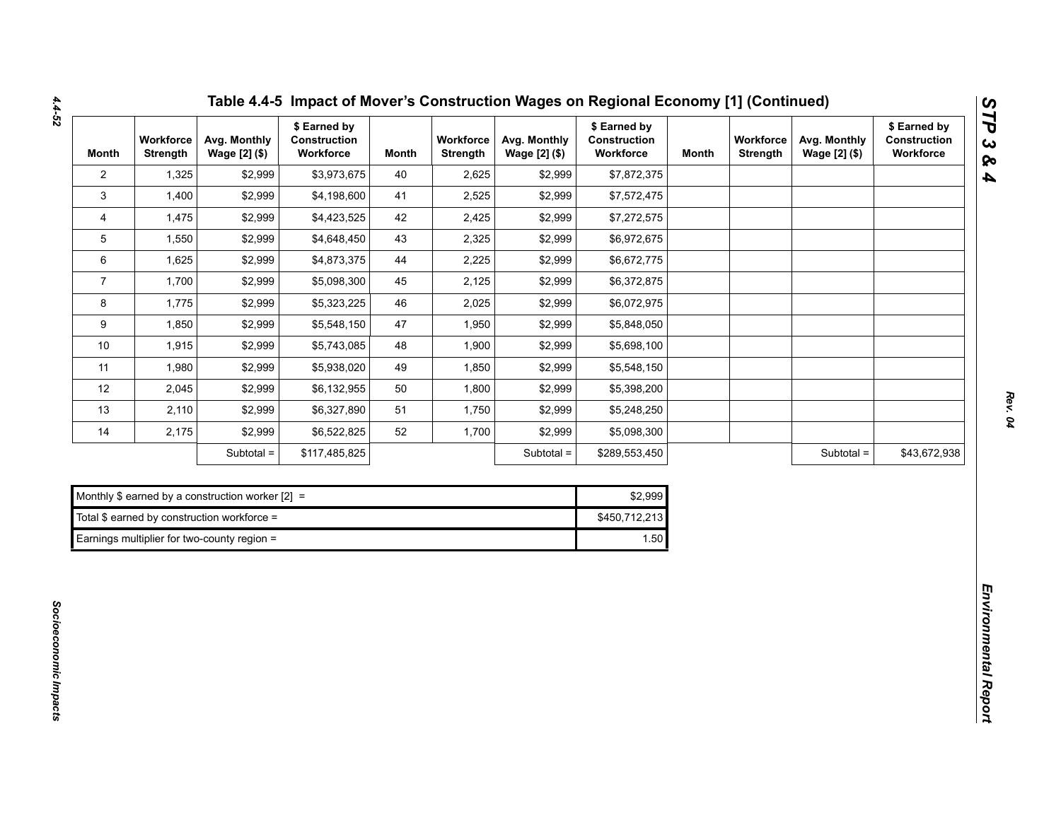# Table 4.4-5 Impact of Mover's Construction Wages on Regional Economy [1] (Continued)

| Month | Workforce Strength | Avg. Monthly Wage [2] ($) | $ Earned by Construction Workforce | Month | Workforce Strength | Avg. Monthly Wage [2] ($) | $ Earned by Construction Workforce | Month | Workforce Strength | Avg. Monthly Wage [2] ($) | $ Earned by Construction Workforce |
|---|---|---|---|---|---|---|---|---|---|---|---|
| 2 | 1,325 | $2,999 | $3,973,675 | 40 | 2,625 | $2,999 | $7,872,375 | | | | |
| 3 | 1,400 | $2,999 | $4,198,600 | 41 | 2,525 | $2,999 | $7,572,475 | | | | |
| 4 | 1,475 | $2,999 | $4,423,525 | 42 | 2,425 | $2,999 | $7,272,575 | | | | |
| 5 | 1,550 | $2,999 | $4,648,450 | 43 | 2,325 | $2,999 | $6,972,675 | | | | |
| 6 | 1,625 | $2,999 | $4,873,375 | 44 | 2,225 | $2,999 | $6,672,775 | | | | |
| 7 | 1,700 | $2,999 | $5,098,300 | 45 | 2,125 | $2,999 | $6,372,875 | | | | |
| 8 | 1,775 | $2,999 | $5,323,225 | 46 | 2,025 | $2,999 | $6,072,975 | | | | |
| 9 | 1,850 | $2,999 | $5,548,150 | 47 | 1,950 | $2,999 | $5,848,050 | | | | |
| 10 | 1,915 | $2,999 | $5,743,085 | 48 | 1,900 | $2,999 | $5,698,100 | | | | |
| 11 | 1,980 | $2,999 | $5,938,020 | 49 | 1,850 | $2,999 | $5,548,150 | | | | |
| 12 | 2,045 | $2,999 | $6,132,955 | 50 | 1,800 | $2,999 | $5,398,200 | | | | |
| 13 | 2,110 | $2,999 | $6,327,890 | 51 | 1,750 | $2,999 | $5,248,250 | | | | |
| 14 | 2,175 | $2,999 | $6,522,825 | 52 | 1,700 | $2,999 | $5,098,300 | | | | |
| | | Subtotal = | $117,485,825 | | | Subtotal = | $289,553,450 | | | Subtotal = | $43,672,938 |

| | |
|---|---|
| Monthly $ earned by a construction worker [2] = | $2,999 |
| Total $ earned by construction workforce = | $450,712,213 |
| Earnings multiplier for two-county region = | 1.50 |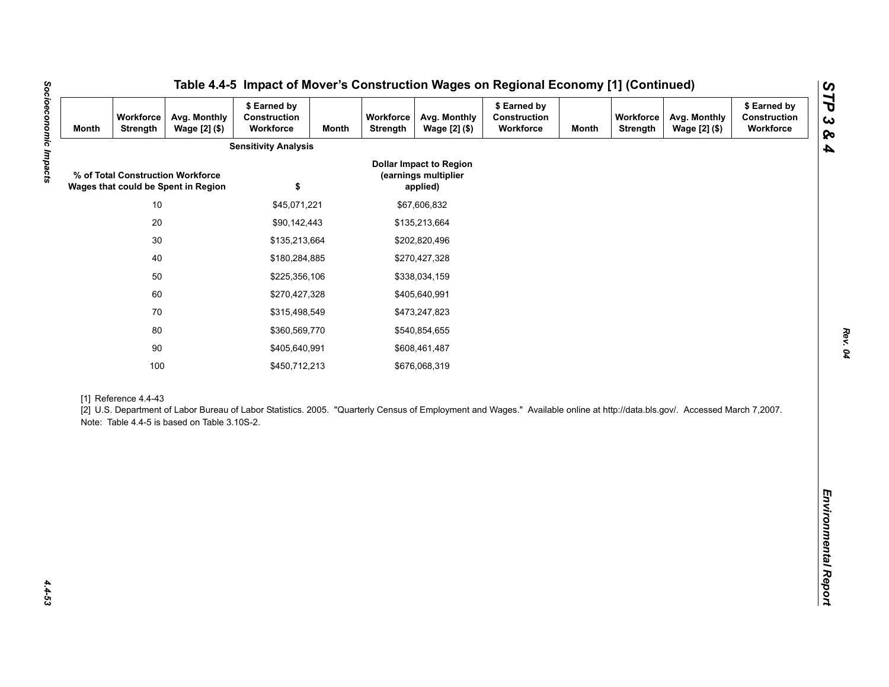## Table 4.4-5 Impact of Mover's Construction Wages on Regional Economy [1] (Continued)

| Month | Workforce Strength | Avg. Monthly Wage [2] ($) | $ Earned by Construction Workforce | Month | Workforce Strength | Avg. Monthly Wage [2] ($) | $ Earned by Construction Workforce | Month | Workforce Strength | Avg. Monthly Wage [2] ($) | $ Earned by Construction Workforce |
|---|---|---|---|---|---|---|---|---|---|---|---|

**Sensitivity Analysis**

| % of Total Construction Workforce Wages that could be Spent in Region | $ | Dollar Impact to Region (earnings multiplier applied) |
|---|---|---|
| 10 | $45,071,221 | $67,606,832 |
| 20 | $90,142,443 | $135,213,664 |
| 30 | $135,213,664 | $202,820,496 |
| 40 | $180,284,885 | $270,427,328 |
| 50 | $225,356,106 | $338,034,159 |
| 60 | $270,427,328 | $405,640,991 |
| 70 | $315,498,549 | $473,247,823 |
| 80 | $360,569,770 | $540,854,655 |
| 90 | $405,640,991 | $608,461,487 |
| 100 | $450,712,213 | $676,068,319 |

[1] Reference 4.4-43

[2] U.S. Department of Labor Bureau of Labor Statistics. 2005. "Quarterly Census of Employment and Wages." Available online at http://data.bls.gov/. Accessed March 7,2007.

Note: Table 4.4-5 is based on Table 3.10S-2.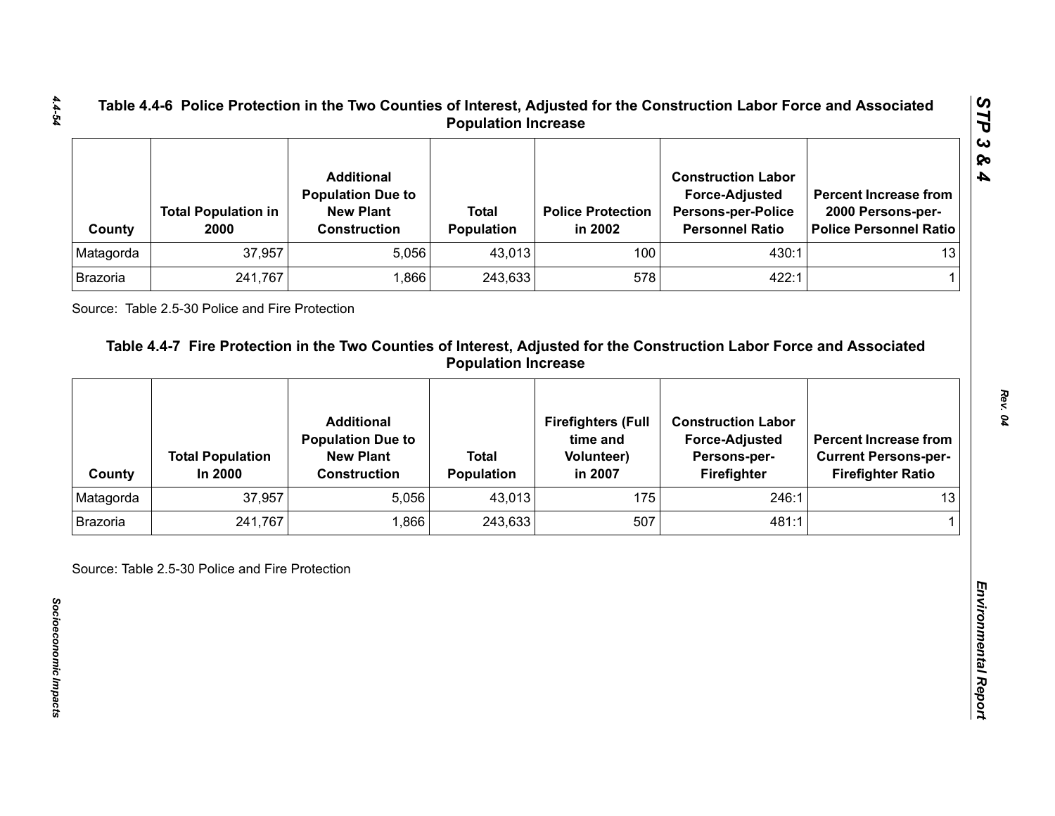**Table 4.4-6 Police Protection in the Two Counties of Interest, Adjusted for the Construction Labor Force and Associated Population Increase**

| County | Total Population in 2000 | Additional Population Due to New Plant Construction | Total Population | Police Protection in 2002 | Construction Labor Force-Adjusted Persons-per-Police Personnel Ratio | Percent Increase from 2000 Persons-per-Police Personnel Ratio |
|---|---|---|---|---|---|---|
| Matagorda | 37,957 | 5,056 | 43,013 | 100 | 430:1 | 13 |
| Brazoria | 241,767 | 1,866 | 243,633 | 578 | 422:1 | 1 |

Source: Table 2.5-30 Police and Fire Protection

**Table 4.4-7 Fire Protection in the Two Counties of Interest, Adjusted for the Construction Labor Force and Associated Population Increase**

| County | Total Population In 2000 | Additional Population Due to New Plant Construction | Total Population | Firefighters (Full time and Volunteer) in 2007 | Construction Labor Force-Adjusted Persons-per-Firefighter | Percent Increase from Current Persons-per-Firefighter Ratio |
|---|---|---|---|---|---|---|
| Matagorda | 37,957 | 5,056 | 43,013 | 175 | 246:1 | 13 |
| Brazoria | 241,767 | 1,866 | 243,633 | 507 | 481:1 | 1 |

Source: Table 2.5-30 Police and Fire Protection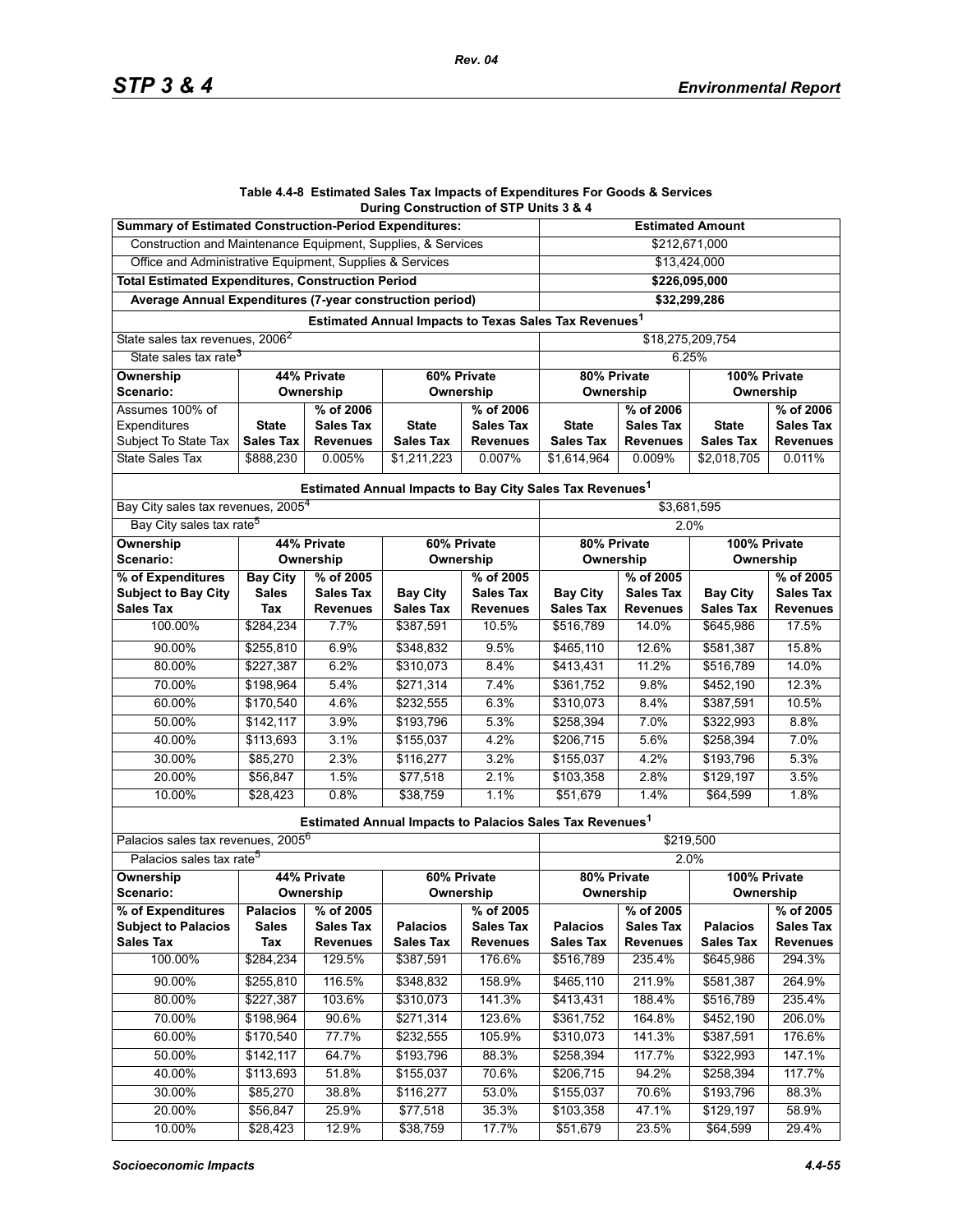**Table 4.4-8 Estimated Sales Tax Impacts of Expenditures For Goods & Services During Construction of STP Units 3 & 4**

| **Summary of Estimated Construction-Period Expenditures:** | | | | | **Estimated Amount** | | | |
|---|---|---|---|---|---|---|---|---|
| Construction and Maintenance Equipment, Supplies, & Services | | | | | $212,671,000 | | | |
| Office and Administrative Equipment, Supplies & Services | | | | | $13,424,000 | | | |
| **Total Estimated Expenditures, Construction Period** | | | | | **$226,095,000** | | | |
| **Average Annual Expenditures (7-year construction period)** | | | | | **$32,299,286** | | | |
| **Estimated Annual Impacts to Texas Sales Tax Revenues[1]** | | | | | | | | |
| State sales tax revenues, 2006[2] | | | | | $18,275,209,754 | | | |
| State sales tax rate[3] | | | | | 6.25% | | | |
| **Ownership Scenario:** | **44% Private Ownership** | | **60% Private Ownership** | | **80% Private Ownership** | | **100% Private Ownership** | |
| Assumes 100% of Expenditures Subject To State Tax | **State Sales Tax** | **% of 2006 Sales Tax Revenues** | **State Sales Tax** | **% of 2006 Sales Tax Revenues** | **State Sales Tax** | **% of 2006 Sales Tax Revenues** | **State Sales Tax** | **% of 2006 Sales Tax Revenues** |
| State Sales Tax | $888,230 | 0.005% | $1,211,223 | 0.007% | $1,614,964 | 0.009% | $2,018,705 | 0.011% |
| **Estimated Annual Impacts to Bay City Sales Tax Revenues[1]** | | | | | | | | |
| Bay City sales tax revenues, 2005[4] | | | | | $3,681,595 | | | |
| Bay City sales tax rate[5] | | | | | 2.0% | | | |
| **Ownership Scenario:** | **44% Private Ownership** | | **60% Private Ownership** | | **80% Private Ownership** | | **100% Private Ownership** | |
| **% of Expenditures Subject to Bay City Sales Tax** | **Bay City Sales Tax** | **% of 2005 Sales Tax Revenues** | **Bay City Sales Tax** | **% of 2005 Sales Tax Revenues** | **Bay City Sales Tax** | **% of 2005 Sales Tax Revenues** | **Bay City Sales Tax** | **% of 2005 Sales Tax Revenues** |
| 100.00% | $284,234 | 7.7% | $387,591 | 10.5% | $516,789 | 14.0% | $645,986 | 17.5% |
| 90.00% | $255,810 | 6.9% | $348,832 | 9.5% | $465,110 | 12.6% | $581,387 | 15.8% |
| 80.00% | $227,387 | 6.2% | $310,073 | 8.4% | $413,431 | 11.2% | $516,789 | 14.0% |
| 70.00% | $198,964 | 5.4% | $271,314 | 7.4% | $361,752 | 9.8% | $452,190 | 12.3% |
| 60.00% | $170,540 | 4.6% | $232,555 | 6.3% | $310,073 | 8.4% | $387,591 | 10.5% |
| 50.00% | $142,117 | 3.9% | $193,796 | 5.3% | $258,394 | 7.0% | $322,993 | 8.8% |
| 40.00% | $113,693 | 3.1% | $155,037 | 4.2% | $206,715 | 5.6% | $258,394 | 7.0% |
| 30.00% | $85,270 | 2.3% | $116,277 | 3.2% | $155,037 | 4.2% | $193,796 | 5.3% |
| 20.00% | $56,847 | 1.5% | $77,518 | 2.1% | $103,358 | 2.8% | $129,197 | 3.5% |
| 10.00% | $28,423 | 0.8% | $38,759 | 1.1% | $51,679 | 1.4% | $64,599 | 1.8% |
| **Estimated Annual Impacts to Palacios Sales Tax Revenues[1]** | | | | | | | | |
| Palacios sales tax revenues, 2005[6] | | | | | $219,500 | | | |
| Palacios sales tax rate[5] | | | | | 2.0% | | | |
| **Ownership Scenario:** | **44% Private Ownership** | | **60% Private Ownership** | | **80% Private Ownership** | | **100% Private Ownership** | |
| **% of Expenditures Subject to Palacios Sales Tax** | **Palacios Sales Tax** | **% of 2005 Sales Tax Revenues** | **Palacios Sales Tax** | **% of 2005 Sales Tax Revenues** | **Palacios Sales Tax** | **% of 2005 Sales Tax Revenues** | **Palacios Sales Tax** | **% of 2005 Sales Tax Revenues** |
| 100.00% | $284,234 | 129.5% | $387,591 | 176.6% | $516,789 | 235.4% | $645,986 | 294.3% |
| 90.00% | $255,810 | 116.5% | $348,832 | 158.9% | $465,110 | 211.9% | $581,387 | 264.9% |
| 80.00% | $227,387 | 103.6% | $310,073 | 141.3% | $413,431 | 188.4% | $516,789 | 235.4% |
| 70.00% | $198,964 | 90.6% | $271,314 | 123.6% | $361,752 | 164.8% | $452,190 | 206.0% |
| 60.00% | $170,540 | 77.7% | $232,555 | 105.9% | $310,073 | 141.3% | $387,591 | 176.6% |
| 50.00% | $142,117 | 64.7% | $193,796 | 88.3% | $258,394 | 117.7% | $322,993 | 147.1% |
| 40.00% | $113,693 | 51.8% | $155,037 | 70.6% | $206,715 | 94.2% | $258,394 | 117.7% |
| 30.00% | $85,270 | 38.8% | $116,277 | 53.0% | $155,037 | 70.6% | $193,796 | 88.3% |
| 20.00% | $56,847 | 25.9% | $77,518 | 35.3% | $103,358 | 47.1% | $129,197 | 58.9% |
| 10.00% | $28,423 | 12.9% | $38,759 | 17.7% | $51,679 | 23.5% | $64,599 | 29.4% |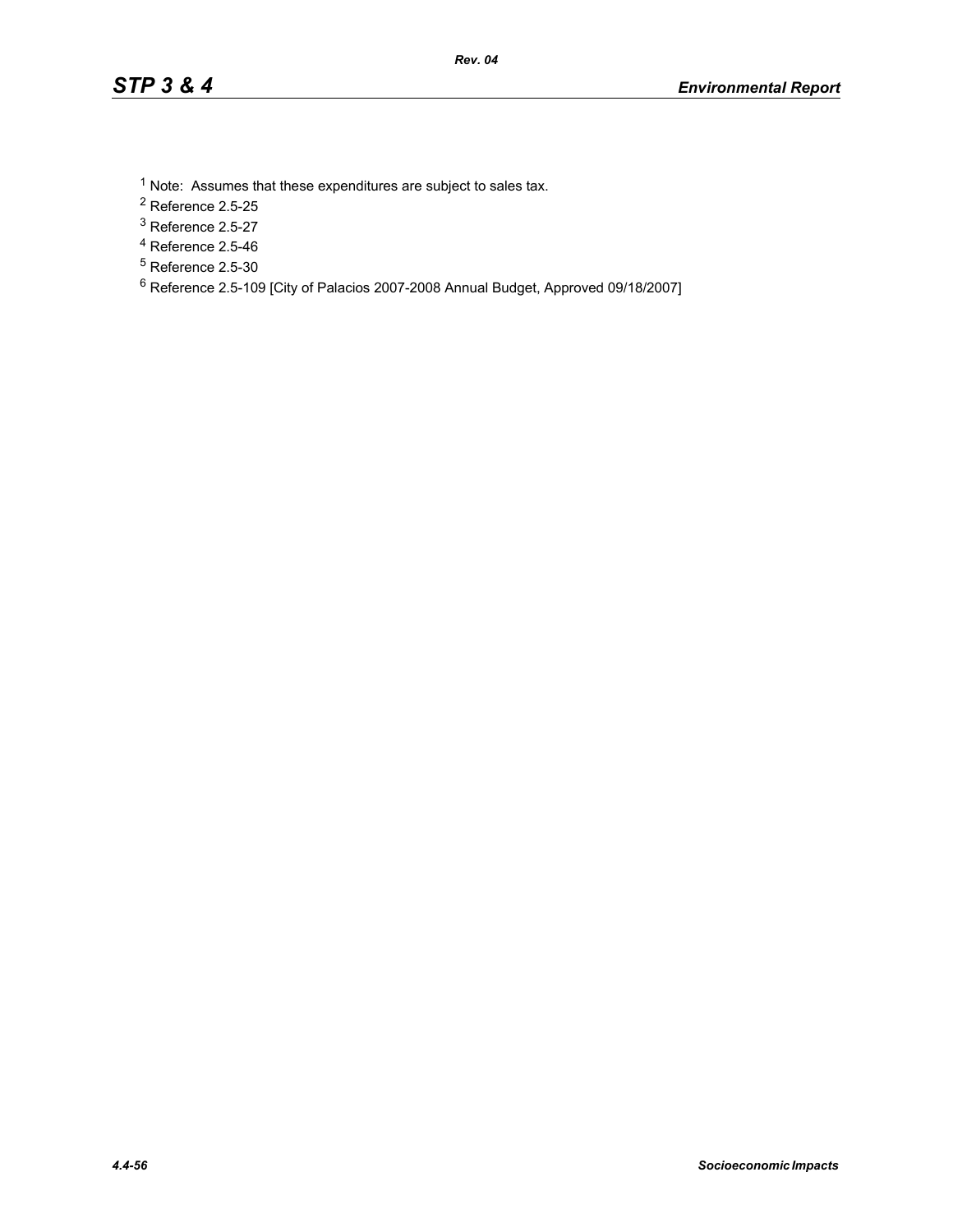[1] Note: Assumes that these expenditures are subject to sales tax.

[2] Reference 2.5-25

[3] Reference 2.5-27

[4] Reference 2.5-46

[5] Reference 2.5-30

[6] Reference 2.5-109 [City of Palacios 2007-2008 Annual Budget, Approved 09/18/2007]